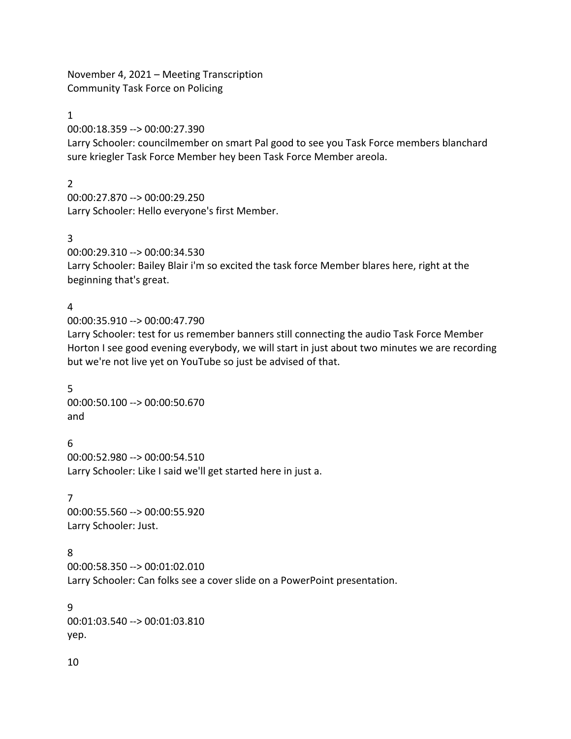November 4, 2021 – Meeting Transcription
Community Task Force on Policing

1
00:00:18.359 --> 00:00:27.390
Larry Schooler: councilmember on smart Pal good to see you Task Force members blanchard sure kriegler Task Force Member hey been Task Force Member areola.

2
00:00:27.870 --> 00:00:29.250
Larry Schooler: Hello everyone's first Member.

3
00:00:29.310 --> 00:00:34.530
Larry Schooler: Bailey Blair i'm so excited the task force Member blares here, right at the beginning that's great.

4
00:00:35.910 --> 00:00:47.790
Larry Schooler: test for us remember banners still connecting the audio Task Force Member Horton I see good evening everybody, we will start in just about two minutes we are recording but we're not live yet on YouTube so just be advised of that.

5
00:00:50.100 --> 00:00:50.670
and

6
00:00:52.980 --> 00:00:54.510
Larry Schooler: Like I said we'll get started here in just a.

7
00:00:55.560 --> 00:00:55.920
Larry Schooler: Just.

8
00:00:58.350 --> 00:01:02.010
Larry Schooler: Can folks see a cover slide on a PowerPoint presentation.

9
00:01:03.540 --> 00:01:03.810
yep.

10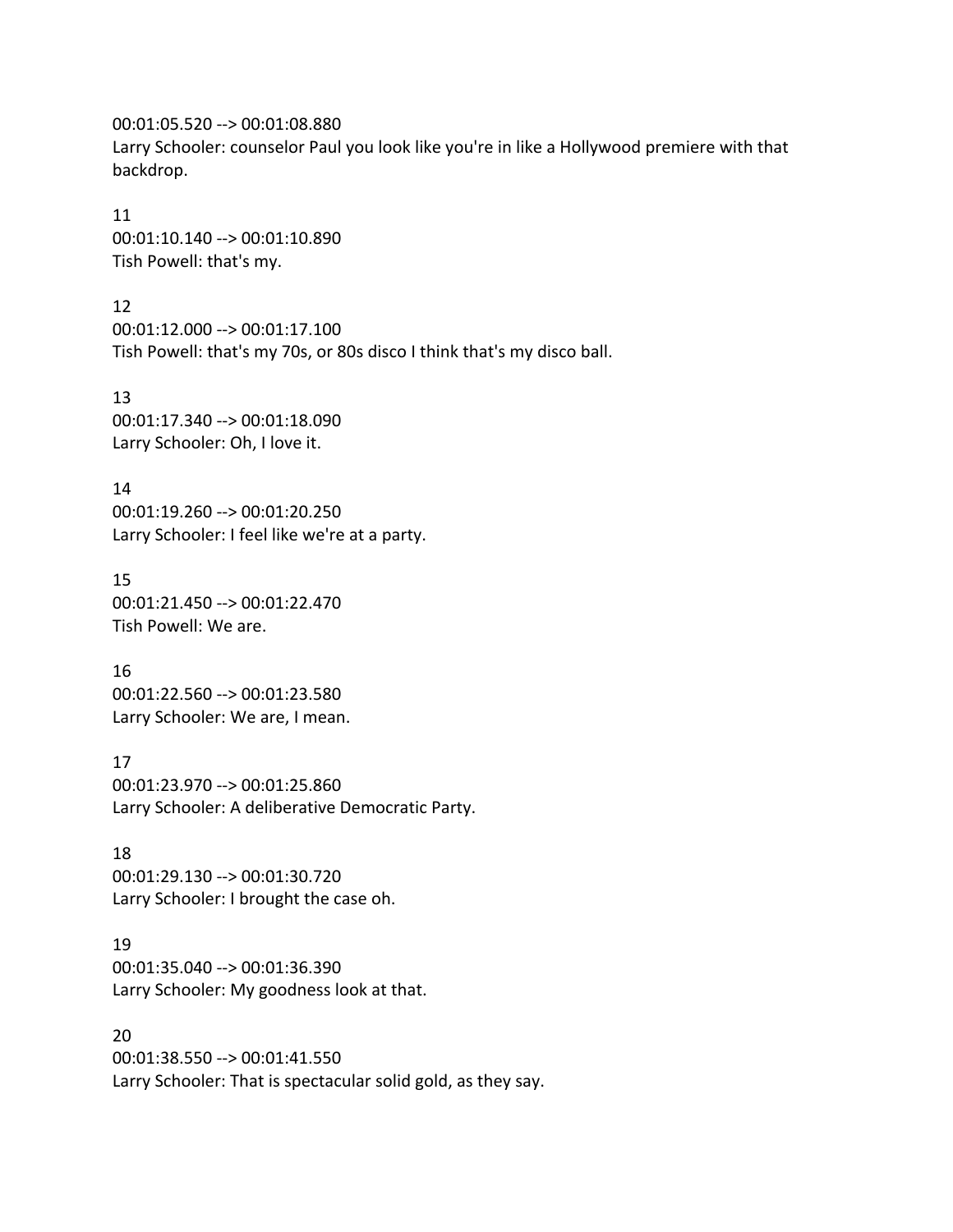00:01:05.520 --> 00:01:08.880
Larry Schooler: counselor Paul you look like you're in like a Hollywood premiere with that backdrop.

11
00:01:10.140 --> 00:01:10.890
Tish Powell: that's my.

12
00:01:12.000 --> 00:01:17.100
Tish Powell: that's my 70s, or 80s disco I think that's my disco ball.

13
00:01:17.340 --> 00:01:18.090
Larry Schooler: Oh, I love it.

14
00:01:19.260 --> 00:01:20.250
Larry Schooler: I feel like we're at a party.

15
00:01:21.450 --> 00:01:22.470
Tish Powell: We are.

16
00:01:22.560 --> 00:01:23.580
Larry Schooler: We are, I mean.

17
00:01:23.970 --> 00:01:25.860
Larry Schooler: A deliberative Democratic Party.

18
00:01:29.130 --> 00:01:30.720
Larry Schooler: I brought the case oh.

19
00:01:35.040 --> 00:01:36.390
Larry Schooler: My goodness look at that.

20
00:01:38.550 --> 00:01:41.550
Larry Schooler: That is spectacular solid gold, as they say.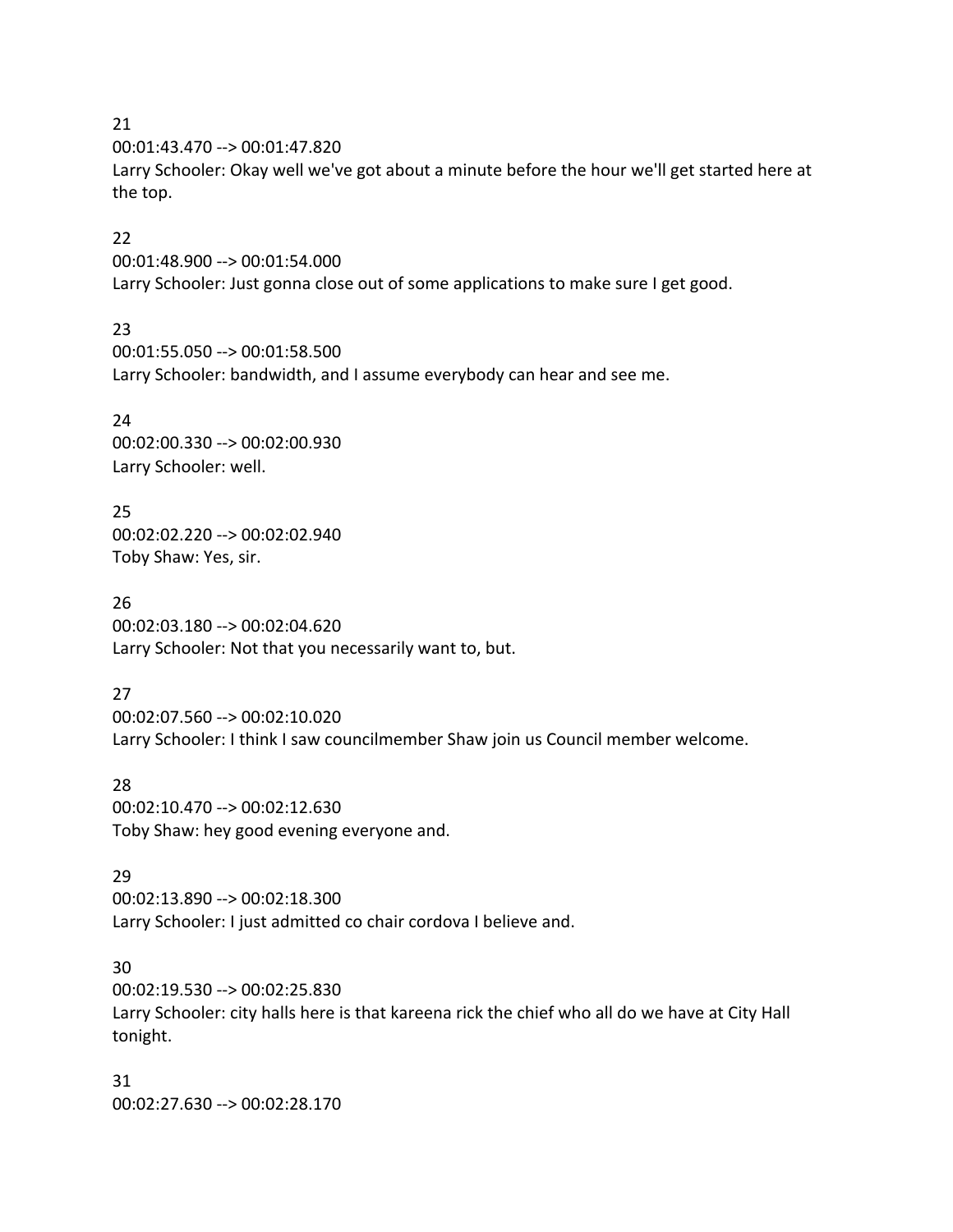21
00:01:43.470 --> 00:01:47.820
Larry Schooler: Okay well we've got about a minute before the hour we'll get started here at the top.

22
00:01:48.900 --> 00:01:54.000
Larry Schooler: Just gonna close out of some applications to make sure I get good.

23
00:01:55.050 --> 00:01:58.500
Larry Schooler: bandwidth, and I assume everybody can hear and see me.

24
00:02:00.330 --> 00:02:00.930
Larry Schooler: well.

25
00:02:02.220 --> 00:02:02.940
Toby Shaw: Yes, sir.

26
00:02:03.180 --> 00:02:04.620
Larry Schooler: Not that you necessarily want to, but.

27
00:02:07.560 --> 00:02:10.020
Larry Schooler: I think I saw councilmember Shaw join us Council member welcome.

28
00:02:10.470 --> 00:02:12.630
Toby Shaw: hey good evening everyone and.

29
00:02:13.890 --> 00:02:18.300
Larry Schooler: I just admitted co chair cordova I believe and.

30
00:02:19.530 --> 00:02:25.830
Larry Schooler: city halls here is that kareena rick the chief who all do we have at City Hall tonight.

31
00:02:27.630 --> 00:02:28.170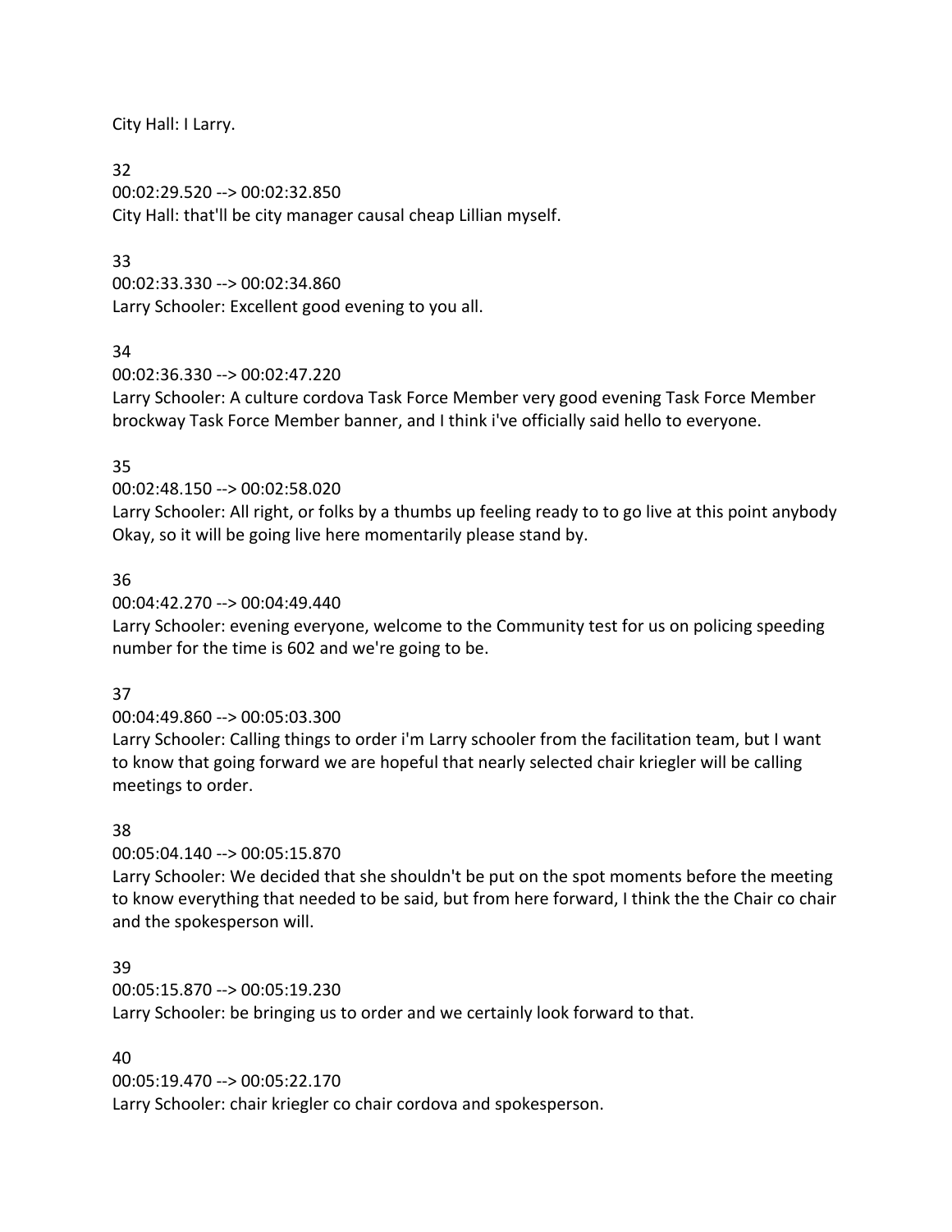City Hall: I Larry.

32
00:02:29.520 --> 00:02:32.850
City Hall: that'll be city manager causal cheap Lillian myself.

33
00:02:33.330 --> 00:02:34.860
Larry Schooler: Excellent good evening to you all.

34
00:02:36.330 --> 00:02:47.220
Larry Schooler: A culture cordova Task Force Member very good evening Task Force Member brockway Task Force Member banner, and I think i've officially said hello to everyone.

35
00:02:48.150 --> 00:02:58.020
Larry Schooler: All right, or folks by a thumbs up feeling ready to to go live at this point anybody Okay, so it will be going live here momentarily please stand by.

36
00:04:42.270 --> 00:04:49.440
Larry Schooler: evening everyone, welcome to the Community test for us on policing speeding number for the time is 602 and we're going to be.

37
00:04:49.860 --> 00:05:03.300
Larry Schooler: Calling things to order i'm Larry schooler from the facilitation team, but I want to know that going forward we are hopeful that nearly selected chair kriegler will be calling meetings to order.

38
00:05:04.140 --> 00:05:15.870
Larry Schooler: We decided that she shouldn't be put on the spot moments before the meeting to know everything that needed to be said, but from here forward, I think the the Chair co chair and the spokesperson will.

39
00:05:15.870 --> 00:05:19.230
Larry Schooler: be bringing us to order and we certainly look forward to that.

40
00:05:19.470 --> 00:05:22.170
Larry Schooler: chair kriegler co chair cordova and spokesperson.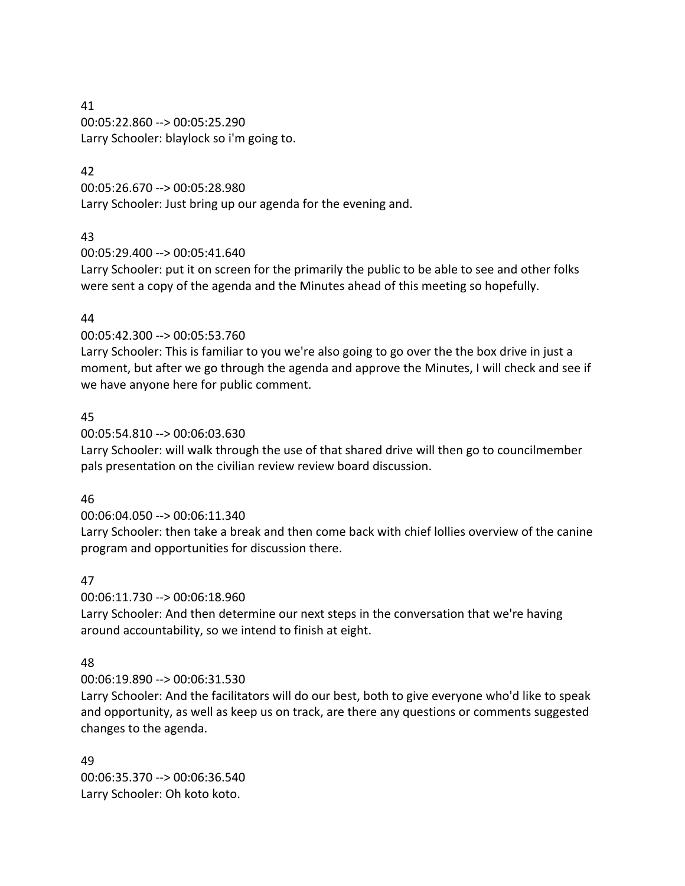41
00:05:22.860 --> 00:05:25.290
Larry Schooler: blaylock so i'm going to.

42
00:05:26.670 --> 00:05:28.980
Larry Schooler: Just bring up our agenda for the evening and.

43
00:05:29.400 --> 00:05:41.640
Larry Schooler: put it on screen for the primarily the public to be able to see and other folks were sent a copy of the agenda and the Minutes ahead of this meeting so hopefully.

44
00:05:42.300 --> 00:05:53.760
Larry Schooler: This is familiar to you we're also going to go over the the box drive in just a moment, but after we go through the agenda and approve the Minutes, I will check and see if we have anyone here for public comment.

45
00:05:54.810 --> 00:06:03.630
Larry Schooler: will walk through the use of that shared drive will then go to councilmember pals presentation on the civilian review review board discussion.

46
00:06:04.050 --> 00:06:11.340
Larry Schooler: then take a break and then come back with chief lollies overview of the canine program and opportunities for discussion there.

47
00:06:11.730 --> 00:06:18.960
Larry Schooler: And then determine our next steps in the conversation that we're having around accountability, so we intend to finish at eight.

48
00:06:19.890 --> 00:06:31.530
Larry Schooler: And the facilitators will do our best, both to give everyone who'd like to speak and opportunity, as well as keep us on track, are there any questions or comments suggested changes to the agenda.

49
00:06:35.370 --> 00:06:36.540
Larry Schooler: Oh koto koto.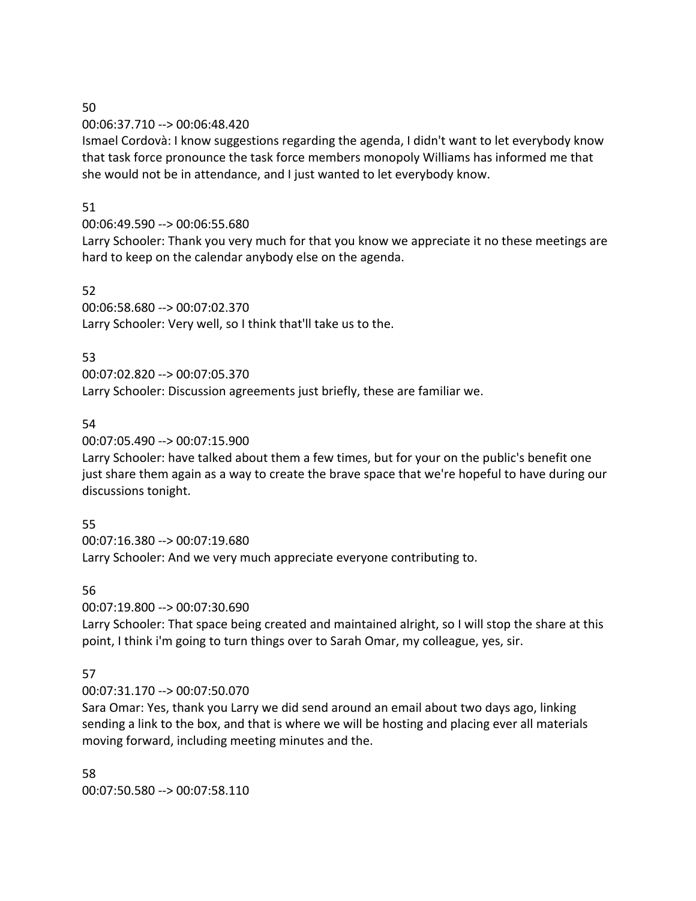50

00:06:37.710 --> 00:06:48.420

Ismael Cordovà: I know suggestions regarding the agenda, I didn't want to let everybody know that task force pronounce the task force members monopoly Williams has informed me that she would not be in attendance, and I just wanted to let everybody know.

51

00:06:49.590 --> 00:06:55.680

Larry Schooler: Thank you very much for that you know we appreciate it no these meetings are hard to keep on the calendar anybody else on the agenda.

52

00:06:58.680 --> 00:07:02.370

Larry Schooler: Very well, so I think that'll take us to the.

53

00:07:02.820 --> 00:07:05.370

Larry Schooler: Discussion agreements just briefly, these are familiar we.

54

00:07:05.490 --> 00:07:15.900

Larry Schooler: have talked about them a few times, but for your on the public's benefit one just share them again as a way to create the brave space that we're hopeful to have during our discussions tonight.

55

00:07:16.380 --> 00:07:19.680

Larry Schooler: And we very much appreciate everyone contributing to.

56

00:07:19.800 --> 00:07:30.690

Larry Schooler: That space being created and maintained alright, so I will stop the share at this point, I think i'm going to turn things over to Sarah Omar, my colleague, yes, sir.

57

00:07:31.170 --> 00:07:50.070

Sara Omar: Yes, thank you Larry we did send around an email about two days ago, linking sending a link to the box, and that is where we will be hosting and placing ever all materials moving forward, including meeting minutes and the.

58

00:07:50.580 --> 00:07:58.110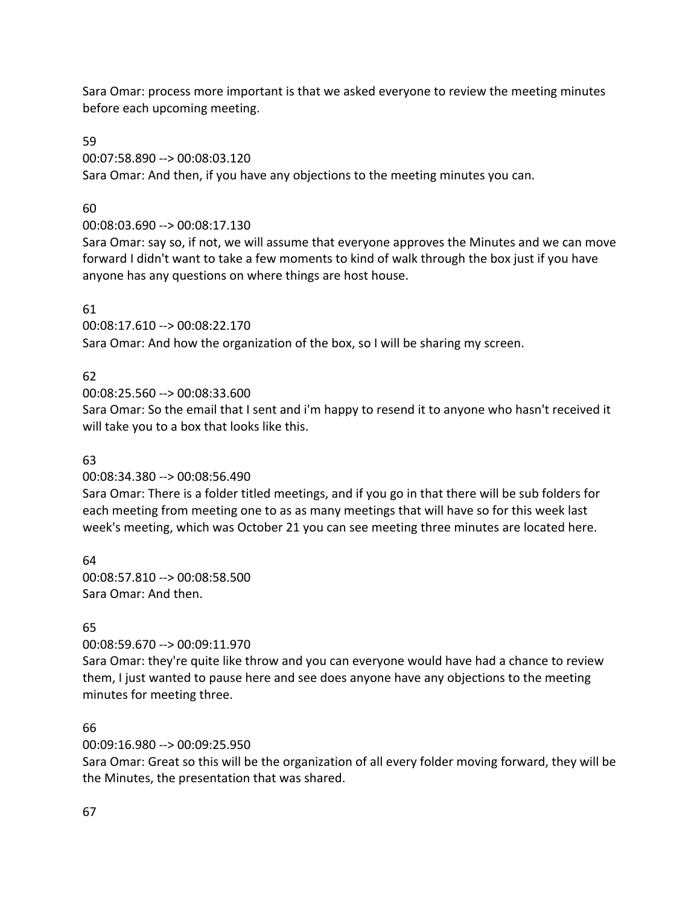Sara Omar: process more important is that we asked everyone to review the meeting minutes before each upcoming meeting.

59

00:07:58.890 --> 00:08:03.120

Sara Omar: And then, if you have any objections to the meeting minutes you can.

60

00:08:03.690 --> 00:08:17.130

Sara Omar: say so, if not, we will assume that everyone approves the Minutes and we can move forward I didn't want to take a few moments to kind of walk through the box just if you have anyone has any questions on where things are host house.

61

00:08:17.610 --> 00:08:22.170

Sara Omar: And how the organization of the box, so I will be sharing my screen.

62

00:08:25.560 --> 00:08:33.600

Sara Omar: So the email that I sent and i'm happy to resend it to anyone who hasn't received it will take you to a box that looks like this.

63

00:08:34.380 --> 00:08:56.490

Sara Omar: There is a folder titled meetings, and if you go in that there will be sub folders for each meeting from meeting one to as as many meetings that will have so for this week last week's meeting, which was October 21 you can see meeting three minutes are located here.

64

00:08:57.810 --> 00:08:58.500

Sara Omar: And then.

65

00:08:59.670 --> 00:09:11.970

Sara Omar: they're quite like throw and you can everyone would have had a chance to review them, I just wanted to pause here and see does anyone have any objections to the meeting minutes for meeting three.

66

00:09:16.980 --> 00:09:25.950

Sara Omar: Great so this will be the organization of all every folder moving forward, they will be the Minutes, the presentation that was shared.

67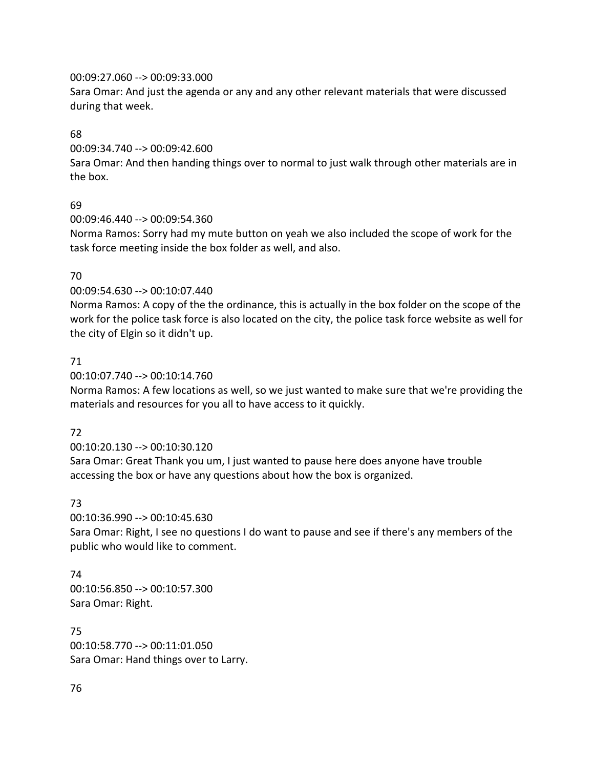00:09:27.060 --> 00:09:33.000
Sara Omar: And just the agenda or any and any other relevant materials that were discussed during that week.

68

00:09:34.740 --> 00:09:42.600
Sara Omar: And then handing things over to normal to just walk through other materials are in the box.

69

00:09:46.440 --> 00:09:54.360
Norma Ramos: Sorry had my mute button on yeah we also included the scope of work for the task force meeting inside the box folder as well, and also.

70

00:09:54.630 --> 00:10:07.440
Norma Ramos: A copy of the the ordinance, this is actually in the box folder on the scope of the work for the police task force is also located on the city, the police task force website as well for the city of Elgin so it didn't up.

71

00:10:07.740 --> 00:10:14.760
Norma Ramos: A few locations as well, so we just wanted to make sure that we're providing the materials and resources for you all to have access to it quickly.

72

00:10:20.130 --> 00:10:30.120
Sara Omar: Great Thank you um, I just wanted to pause here does anyone have trouble accessing the box or have any questions about how the box is organized.

73

00:10:36.990 --> 00:10:45.630
Sara Omar: Right, I see no questions I do want to pause and see if there's any members of the public who would like to comment.

74

00:10:56.850 --> 00:10:57.300
Sara Omar: Right.

75

00:10:58.770 --> 00:11:01.050
Sara Omar: Hand things over to Larry.

76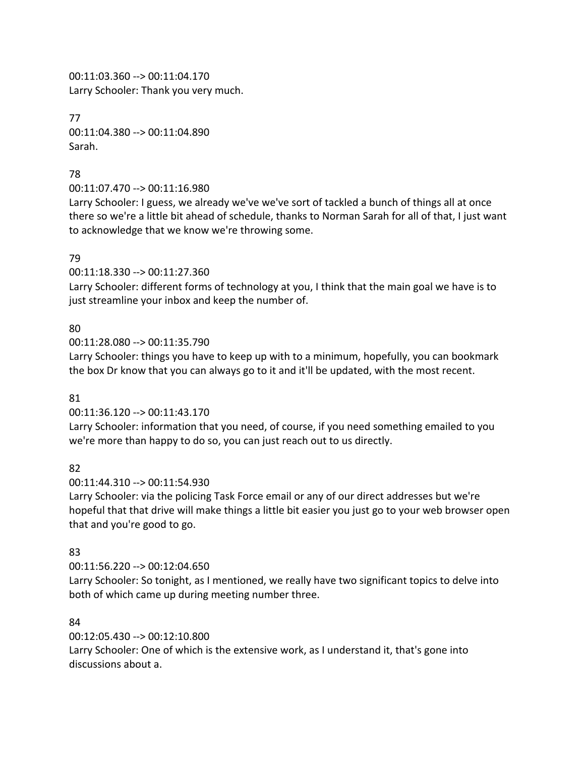00:11:03.360 --> 00:11:04.170
Larry Schooler: Thank you very much.

77
00:11:04.380 --> 00:11:04.890
Sarah.

78
00:11:07.470 --> 00:11:16.980
Larry Schooler: I guess, we already we've we've sort of tackled a bunch of things all at once there so we're a little bit ahead of schedule, thanks to Norman Sarah for all of that, I just want to acknowledge that we know we're throwing some.

79
00:11:18.330 --> 00:11:27.360
Larry Schooler: different forms of technology at you, I think that the main goal we have is to just streamline your inbox and keep the number of.

80
00:11:28.080 --> 00:11:35.790
Larry Schooler: things you have to keep up with to a minimum, hopefully, you can bookmark the box Dr know that you can always go to it and it'll be updated, with the most recent.

81
00:11:36.120 --> 00:11:43.170
Larry Schooler: information that you need, of course, if you need something emailed to you we're more than happy to do so, you can just reach out to us directly.

82
00:11:44.310 --> 00:11:54.930
Larry Schooler: via the policing Task Force email or any of our direct addresses but we're hopeful that that drive will make things a little bit easier you just go to your web browser open that and you're good to go.

83
00:11:56.220 --> 00:12:04.650
Larry Schooler: So tonight, as I mentioned, we really have two significant topics to delve into both of which came up during meeting number three.

84
00:12:05.430 --> 00:12:10.800
Larry Schooler: One of which is the extensive work, as I understand it, that's gone into discussions about a.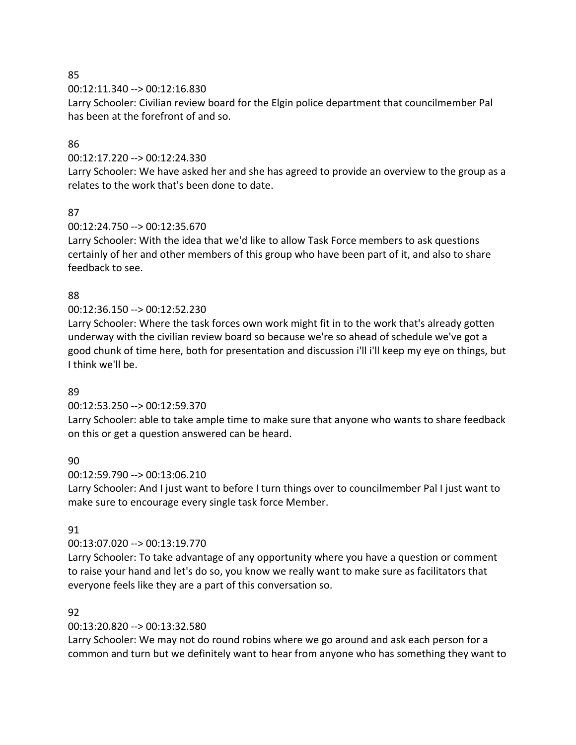85

00:12:11.340 --> 00:12:16.830

Larry Schooler: Civilian review board for the Elgin police department that councilmember Pal has been at the forefront of and so.

86

00:12:17.220 --> 00:12:24.330

Larry Schooler: We have asked her and she has agreed to provide an overview to the group as a relates to the work that's been done to date.

87

00:12:24.750 --> 00:12:35.670

Larry Schooler: With the idea that we'd like to allow Task Force members to ask questions certainly of her and other members of this group who have been part of it, and also to share feedback to see.

88

00:12:36.150 --> 00:12:52.230

Larry Schooler: Where the task forces own work might fit in to the work that's already gotten underway with the civilian review board so because we're so ahead of schedule we've got a good chunk of time here, both for presentation and discussion i'll i'll keep my eye on things, but I think we'll be.

89

00:12:53.250 --> 00:12:59.370

Larry Schooler: able to take ample time to make sure that anyone who wants to share feedback on this or get a question answered can be heard.

90

00:12:59.790 --> 00:13:06.210

Larry Schooler: And I just want to before I turn things over to councilmember Pal I just want to make sure to encourage every single task force Member.

91

00:13:07.020 --> 00:13:19.770

Larry Schooler: To take advantage of any opportunity where you have a question or comment to raise your hand and let's do so, you know we really want to make sure as facilitators that everyone feels like they are a part of this conversation so.

92

00:13:20.820 --> 00:13:32.580

Larry Schooler: We may not do round robins where we go around and ask each person for a common and turn but we definitely want to hear from anyone who has something they want to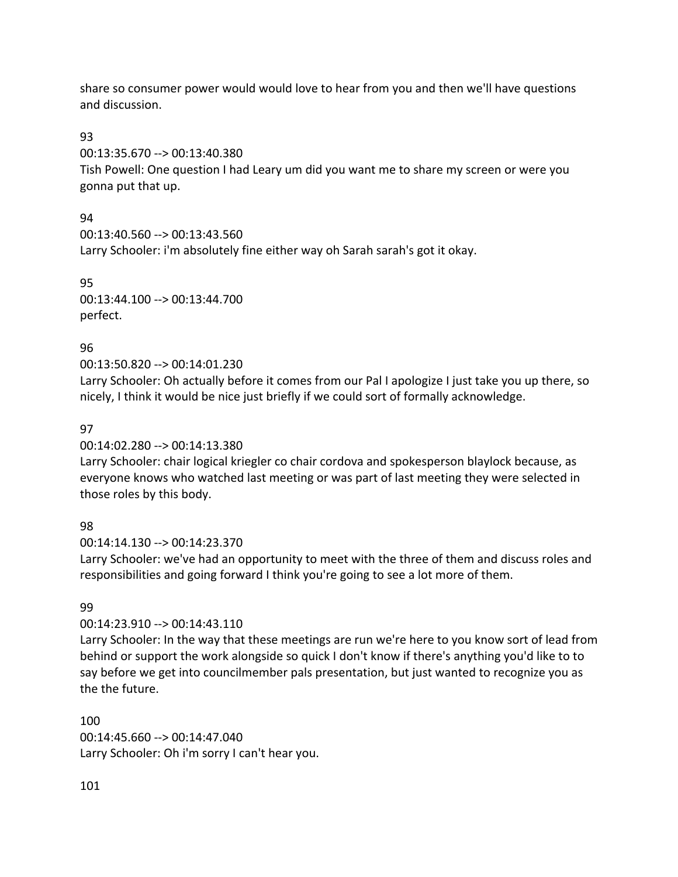share so consumer power would would love to hear from you and then we'll have questions and discussion.

93

00:13:35.670 --> 00:13:40.380

Tish Powell: One question I had Leary um did you want me to share my screen or were you gonna put that up.

94

00:13:40.560 --> 00:13:43.560

Larry Schooler: i'm absolutely fine either way oh Sarah sarah's got it okay.

95

00:13:44.100 --> 00:13:44.700

perfect.

96

00:13:50.820 --> 00:14:01.230

Larry Schooler: Oh actually before it comes from our Pal I apologize I just take you up there, so nicely, I think it would be nice just briefly if we could sort of formally acknowledge.

97

00:14:02.280 --> 00:14:13.380

Larry Schooler: chair logical kriegler co chair cordova and spokesperson blaylock because, as everyone knows who watched last meeting or was part of last meeting they were selected in those roles by this body.

98

00:14:14.130 --> 00:14:23.370

Larry Schooler: we've had an opportunity to meet with the three of them and discuss roles and responsibilities and going forward I think you're going to see a lot more of them.

99

00:14:23.910 --> 00:14:43.110

Larry Schooler: In the way that these meetings are run we're here to you know sort of lead from behind or support the work alongside so quick I don't know if there's anything you'd like to to say before we get into councilmember pals presentation, but just wanted to recognize you as the the future.

100

00:14:45.660 --> 00:14:47.040

Larry Schooler: Oh i'm sorry I can't hear you.

101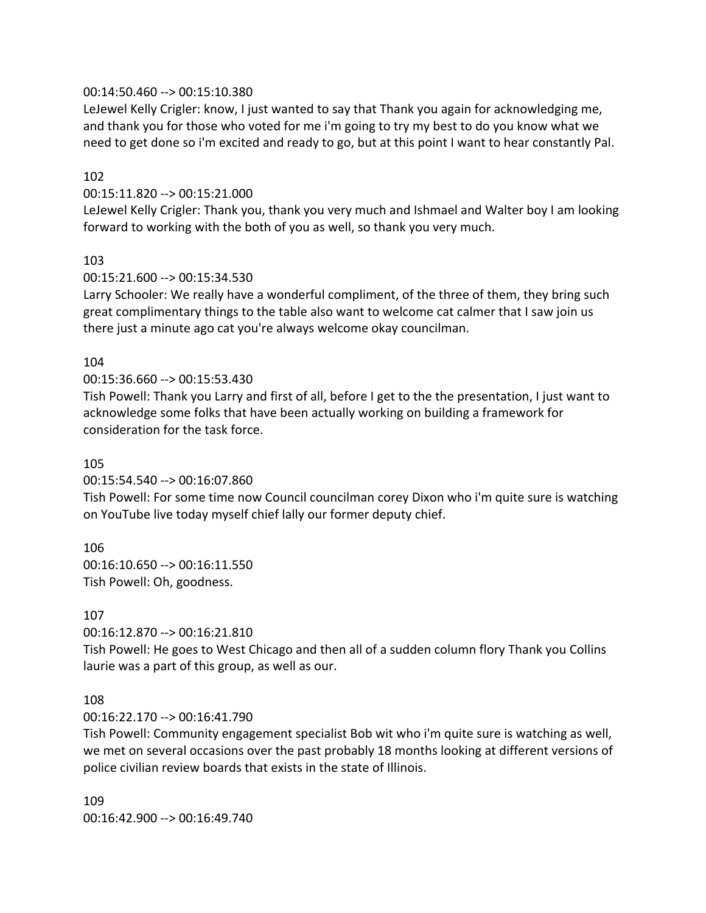00:14:50.460 --> 00:15:10.380
LeJewel Kelly Crigler: know, I just wanted to say that Thank you again for acknowledging me, and thank you for those who voted for me i'm going to try my best to do you know what we need to get done so i'm excited and ready to go, but at this point I want to hear constantly Pal.

102

00:15:11.820 --> 00:15:21.000
LeJewel Kelly Crigler: Thank you, thank you very much and Ishmael and Walter boy I am looking forward to working with the both of you as well, so thank you very much.

103

00:15:21.600 --> 00:15:34.530
Larry Schooler: We really have a wonderful compliment, of the three of them, they bring such great complimentary things to the table also want to welcome cat calmer that I saw join us there just a minute ago cat you're always welcome okay councilman.

104

00:15:36.660 --> 00:15:53.430
Tish Powell: Thank you Larry and first of all, before I get to the the presentation, I just want to acknowledge some folks that have been actually working on building a framework for consideration for the task force.

105

00:15:54.540 --> 00:16:07.860
Tish Powell: For some time now Council councilman corey Dixon who i'm quite sure is watching on YouTube live today myself chief lally our former deputy chief.

106

00:16:10.650 --> 00:16:11.550
Tish Powell: Oh, goodness.

107

00:16:12.870 --> 00:16:21.810
Tish Powell: He goes to West Chicago and then all of a sudden column flory Thank you Collins laurie was a part of this group, as well as our.

108

00:16:22.170 --> 00:16:41.790
Tish Powell: Community engagement specialist Bob wit who i'm quite sure is watching as well, we met on several occasions over the past probably 18 months looking at different versions of police civilian review boards that exists in the state of Illinois.

109

00:16:42.900 --> 00:16:49.740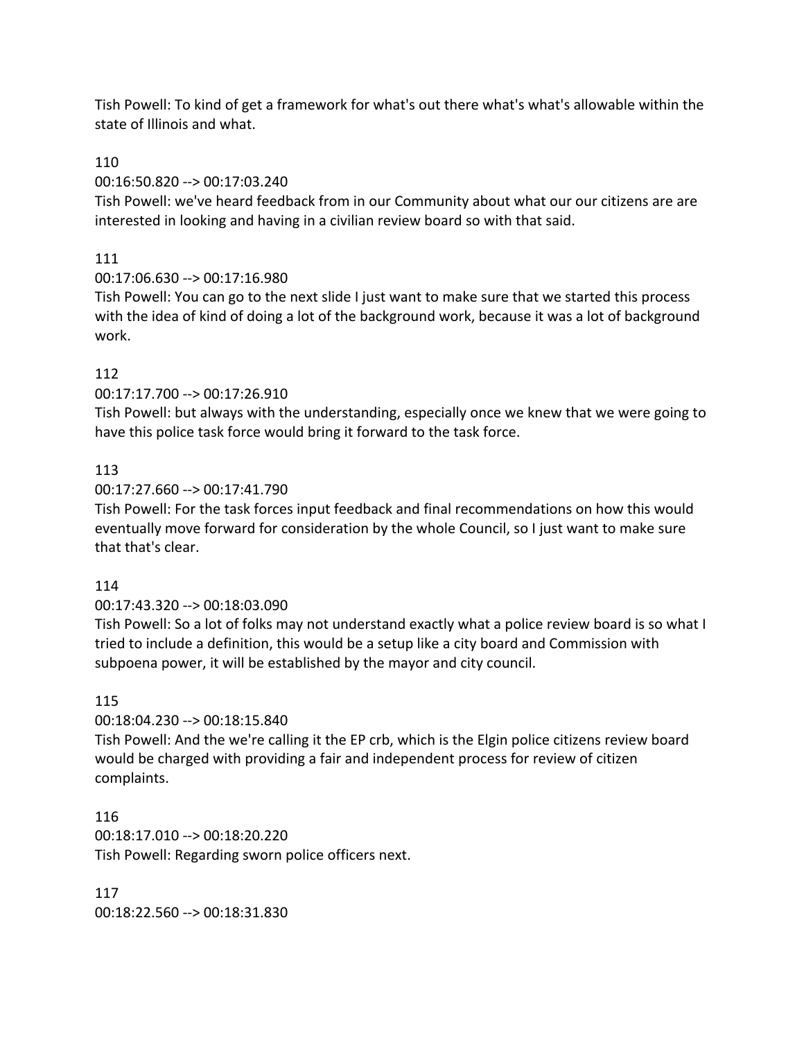Tish Powell: To kind of get a framework for what's out there what's what's allowable within the state of Illinois and what.

110
00:16:50.820 --> 00:17:03.240
Tish Powell: we've heard feedback from in our Community about what our our citizens are are interested in looking and having in a civilian review board so with that said.

111
00:17:06.630 --> 00:17:16.980
Tish Powell: You can go to the next slide I just want to make sure that we started this process with the idea of kind of doing a lot of the background work, because it was a lot of background work.

112
00:17:17.700 --> 00:17:26.910
Tish Powell: but always with the understanding, especially once we knew that we were going to have this police task force would bring it forward to the task force.

113
00:17:27.660 --> 00:17:41.790
Tish Powell: For the task forces input feedback and final recommendations on how this would eventually move forward for consideration by the whole Council, so I just want to make sure that that's clear.

114
00:17:43.320 --> 00:18:03.090
Tish Powell: So a lot of folks may not understand exactly what a police review board is so what I tried to include a definition, this would be a setup like a city board and Commission with subpoena power, it will be established by the mayor and city council.

115
00:18:04.230 --> 00:18:15.840
Tish Powell: And the we're calling it the EP crb, which is the Elgin police citizens review board would be charged with providing a fair and independent process for review of citizen complaints.

116
00:18:17.010 --> 00:18:20.220
Tish Powell: Regarding sworn police officers next.

117
00:18:22.560 --> 00:18:31.830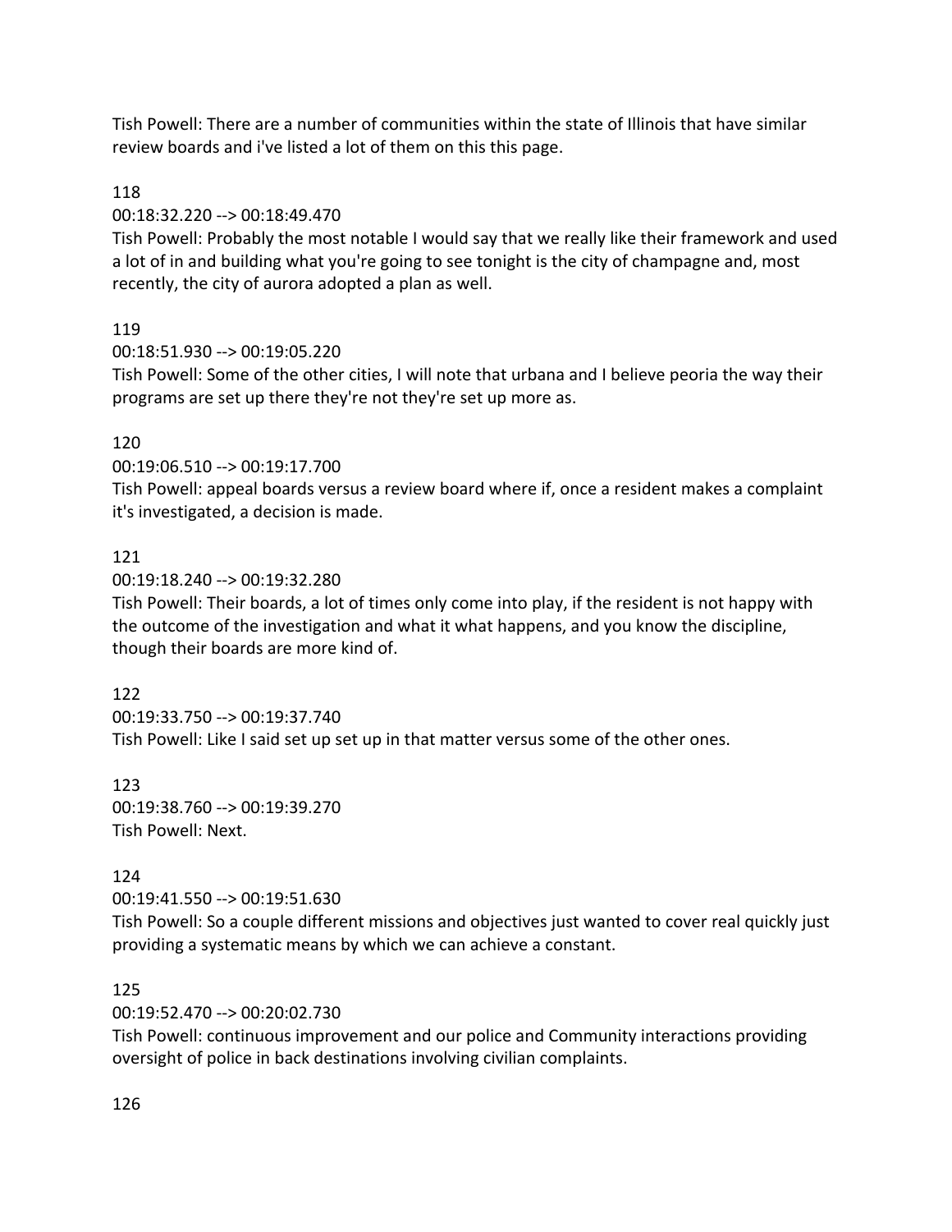Tish Powell: There are a number of communities within the state of Illinois that have similar review boards and i've listed a lot of them on this this page.

118

00:18:32.220 --> 00:18:49.470

Tish Powell: Probably the most notable I would say that we really like their framework and used a lot of in and building what you're going to see tonight is the city of champagne and, most recently, the city of aurora adopted a plan as well.

119

00:18:51.930 --> 00:19:05.220

Tish Powell: Some of the other cities, I will note that urbana and I believe peoria the way their programs are set up there they're not they're set up more as.

120

00:19:06.510 --> 00:19:17.700

Tish Powell: appeal boards versus a review board where if, once a resident makes a complaint it's investigated, a decision is made.

121

00:19:18.240 --> 00:19:32.280

Tish Powell: Their boards, a lot of times only come into play, if the resident is not happy with the outcome of the investigation and what it what happens, and you know the discipline, though their boards are more kind of.

122

00:19:33.750 --> 00:19:37.740

Tish Powell: Like I said set up set up in that matter versus some of the other ones.

123

00:19:38.760 --> 00:19:39.270

Tish Powell: Next.

124

00:19:41.550 --> 00:19:51.630

Tish Powell: So a couple different missions and objectives just wanted to cover real quickly just providing a systematic means by which we can achieve a constant.

125

00:19:52.470 --> 00:20:02.730

Tish Powell: continuous improvement and our police and Community interactions providing oversight of police in back destinations involving civilian complaints.

126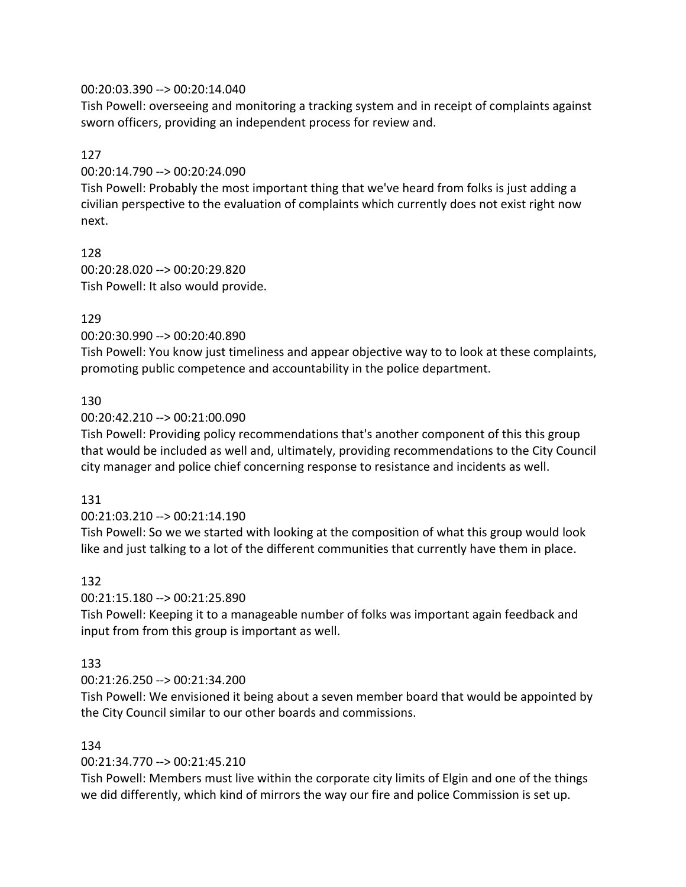00:20:03.390 --> 00:20:14.040
Tish Powell: overseeing and monitoring a tracking system and in receipt of complaints against sworn officers, providing an independent process for review and.

127
00:20:14.790 --> 00:20:24.090
Tish Powell: Probably the most important thing that we've heard from folks is just adding a civilian perspective to the evaluation of complaints which currently does not exist right now next.

128
00:20:28.020 --> 00:20:29.820
Tish Powell: It also would provide.

129
00:20:30.990 --> 00:20:40.890
Tish Powell: You know just timeliness and appear objective way to to look at these complaints, promoting public competence and accountability in the police department.

130
00:20:42.210 --> 00:21:00.090
Tish Powell: Providing policy recommendations that's another component of this this group that would be included as well and, ultimately, providing recommendations to the City Council city manager and police chief concerning response to resistance and incidents as well.

131
00:21:03.210 --> 00:21:14.190
Tish Powell: So we we started with looking at the composition of what this group would look like and just talking to a lot of the different communities that currently have them in place.

132
00:21:15.180 --> 00:21:25.890
Tish Powell: Keeping it to a manageable number of folks was important again feedback and input from from this group is important as well.

133
00:21:26.250 --> 00:21:34.200
Tish Powell: We envisioned it being about a seven member board that would be appointed by the City Council similar to our other boards and commissions.

134
00:21:34.770 --> 00:21:45.210
Tish Powell: Members must live within the corporate city limits of Elgin and one of the things we did differently, which kind of mirrors the way our fire and police Commission is set up.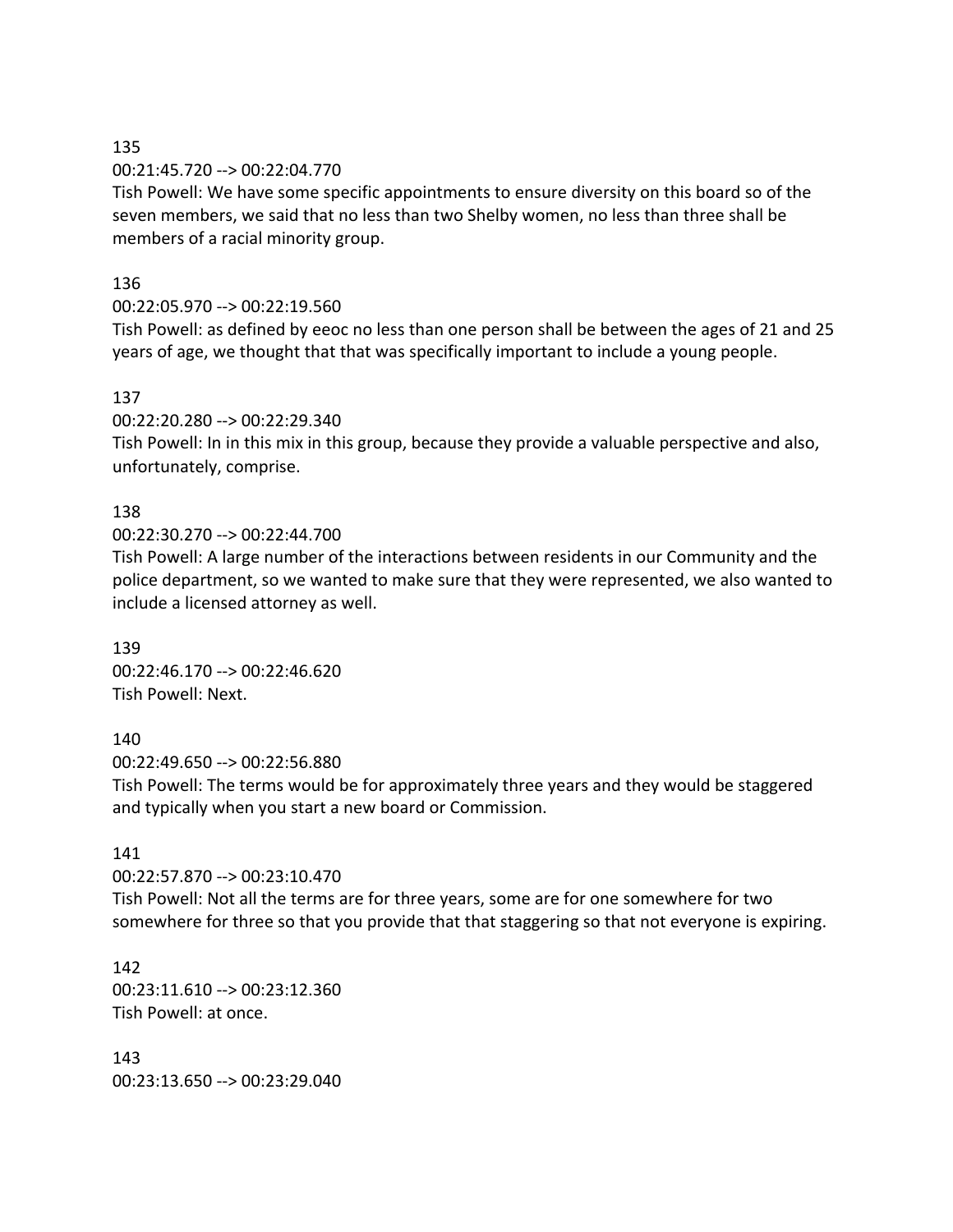135

00:21:45.720 --> 00:22:04.770

Tish Powell: We have some specific appointments to ensure diversity on this board so of the seven members, we said that no less than two Shelby women, no less than three shall be members of a racial minority group.

136

00:22:05.970 --> 00:22:19.560

Tish Powell: as defined by eeoc no less than one person shall be between the ages of 21 and 25 years of age, we thought that that was specifically important to include a young people.

137

00:22:20.280 --> 00:22:29.340

Tish Powell: In in this mix in this group, because they provide a valuable perspective and also, unfortunately, comprise.

138

00:22:30.270 --> 00:22:44.700

Tish Powell: A large number of the interactions between residents in our Community and the police department, so we wanted to make sure that they were represented, we also wanted to include a licensed attorney as well.

139

00:22:46.170 --> 00:22:46.620

Tish Powell: Next.

140

00:22:49.650 --> 00:22:56.880

Tish Powell: The terms would be for approximately three years and they would be staggered and typically when you start a new board or Commission.

141

00:22:57.870 --> 00:23:10.470

Tish Powell: Not all the terms are for three years, some are for one somewhere for two somewhere for three so that you provide that that staggering so that not everyone is expiring.

142

00:23:11.610 --> 00:23:12.360

Tish Powell: at once.

143

00:23:13.650 --> 00:23:29.040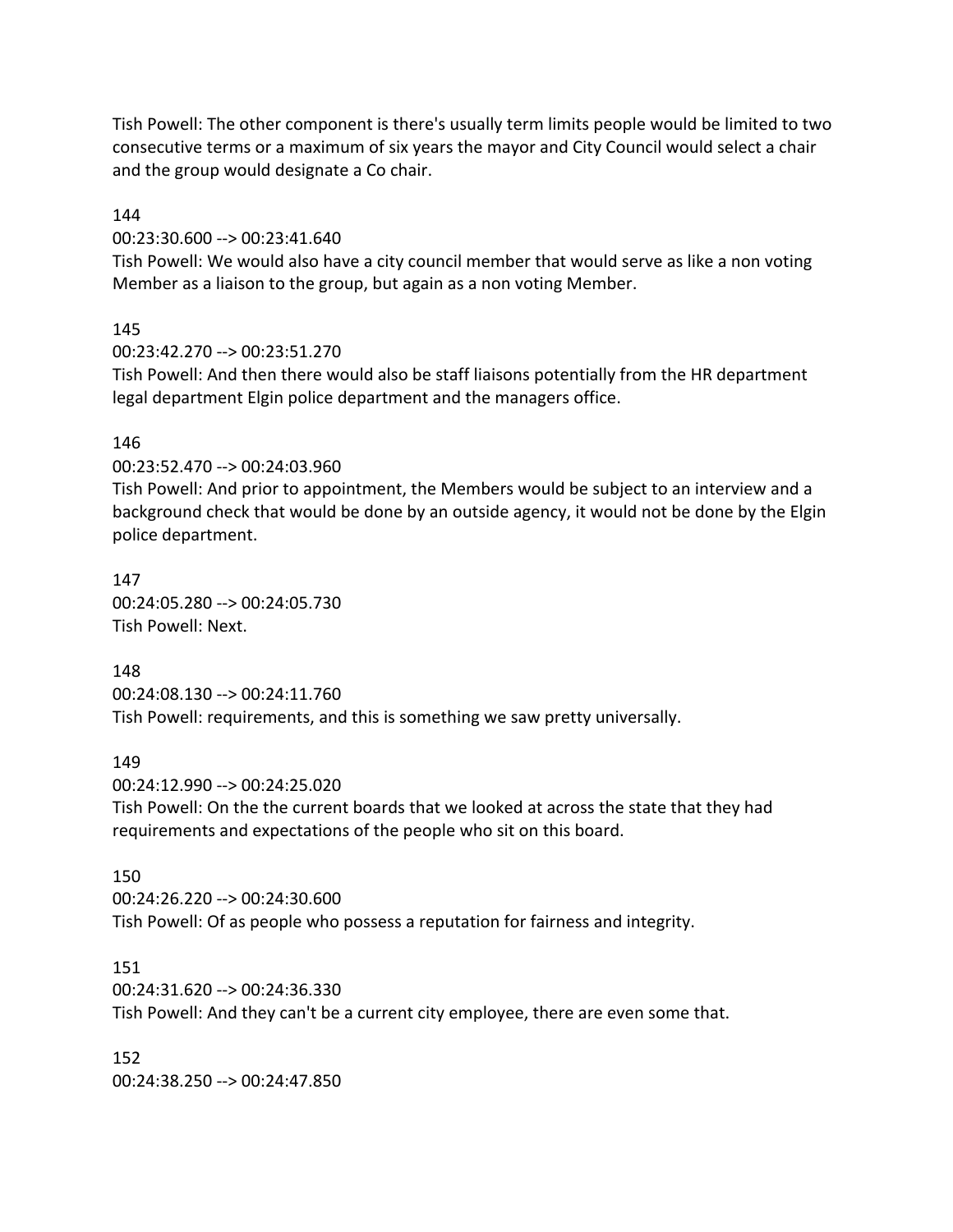Tish Powell: The other component is there's usually term limits people would be limited to two consecutive terms or a maximum of six years the mayor and City Council would select a chair and the group would designate a Co chair.

144

00:23:30.600 --> 00:23:41.640

Tish Powell: We would also have a city council member that would serve as like a non voting Member as a liaison to the group, but again as a non voting Member.

145

00:23:42.270 --> 00:23:51.270

Tish Powell: And then there would also be staff liaisons potentially from the HR department legal department Elgin police department and the managers office.

146

00:23:52.470 --> 00:24:03.960

Tish Powell: And prior to appointment, the Members would be subject to an interview and a background check that would be done by an outside agency, it would not be done by the Elgin police department.

147

00:24:05.280 --> 00:24:05.730

Tish Powell: Next.

148

00:24:08.130 --> 00:24:11.760

Tish Powell: requirements, and this is something we saw pretty universally.

149

00:24:12.990 --> 00:24:25.020

Tish Powell: On the the current boards that we looked at across the state that they had requirements and expectations of the people who sit on this board.

150

00:24:26.220 --> 00:24:30.600

Tish Powell: Of as people who possess a reputation for fairness and integrity.

151

00:24:31.620 --> 00:24:36.330

Tish Powell: And they can't be a current city employee, there are even some that.

152

00:24:38.250 --> 00:24:47.850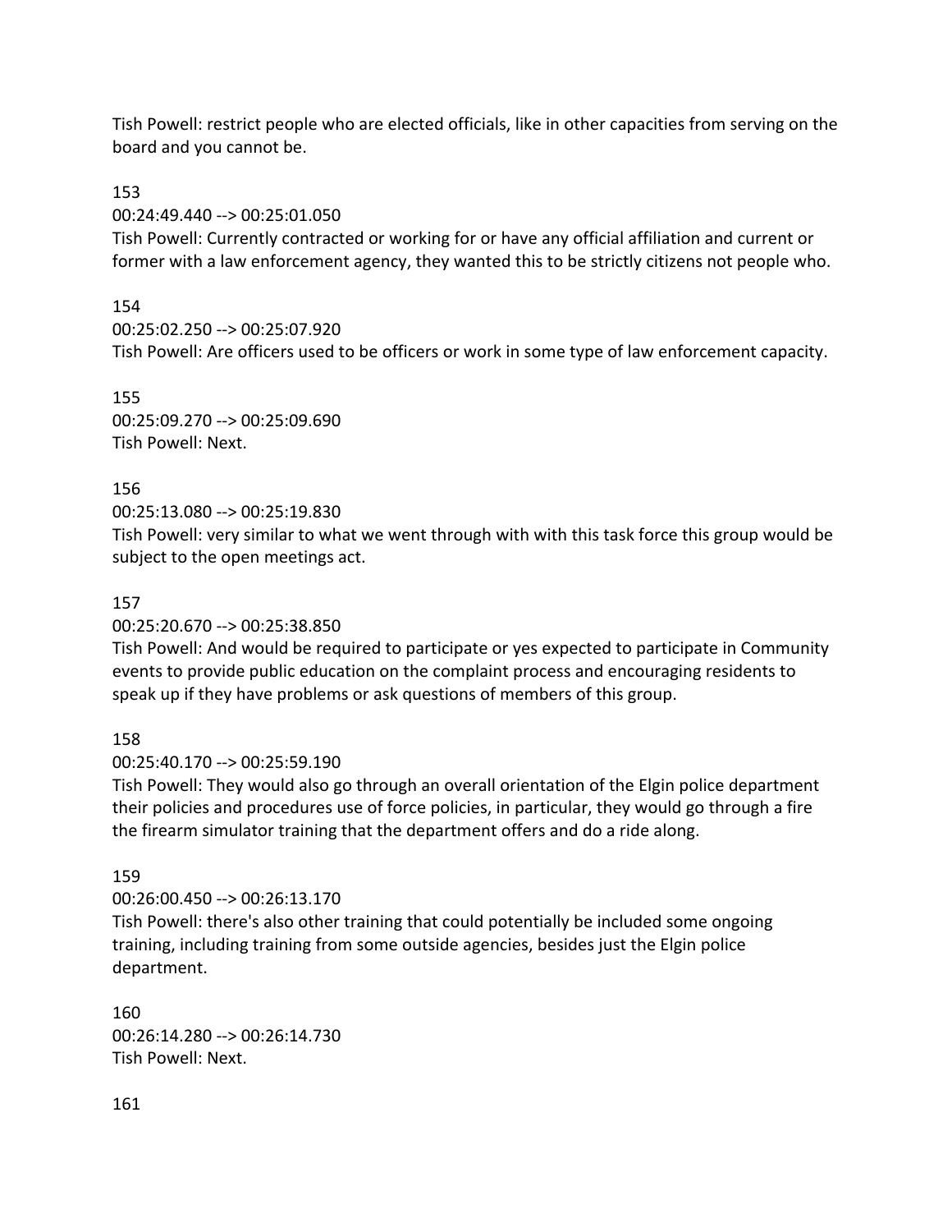Tish Powell: restrict people who are elected officials, like in other capacities from serving on the board and you cannot be.

153

00:24:49.440 --> 00:25:01.050

Tish Powell: Currently contracted or working for or have any official affiliation and current or former with a law enforcement agency, they wanted this to be strictly citizens not people who.

154

00:25:02.250 --> 00:25:07.920

Tish Powell: Are officers used to be officers or work in some type of law enforcement capacity.

155

00:25:09.270 --> 00:25:09.690

Tish Powell: Next.

156

00:25:13.080 --> 00:25:19.830

Tish Powell: very similar to what we went through with with this task force this group would be subject to the open meetings act.

157

00:25:20.670 --> 00:25:38.850

Tish Powell: And would be required to participate or yes expected to participate in Community events to provide public education on the complaint process and encouraging residents to speak up if they have problems or ask questions of members of this group.

158

00:25:40.170 --> 00:25:59.190

Tish Powell: They would also go through an overall orientation of the Elgin police department their policies and procedures use of force policies, in particular, they would go through a fire the firearm simulator training that the department offers and do a ride along.

159

00:26:00.450 --> 00:26:13.170

Tish Powell: there's also other training that could potentially be included some ongoing training, including training from some outside agencies, besides just the Elgin police department.

160

00:26:14.280 --> 00:26:14.730

Tish Powell: Next.

161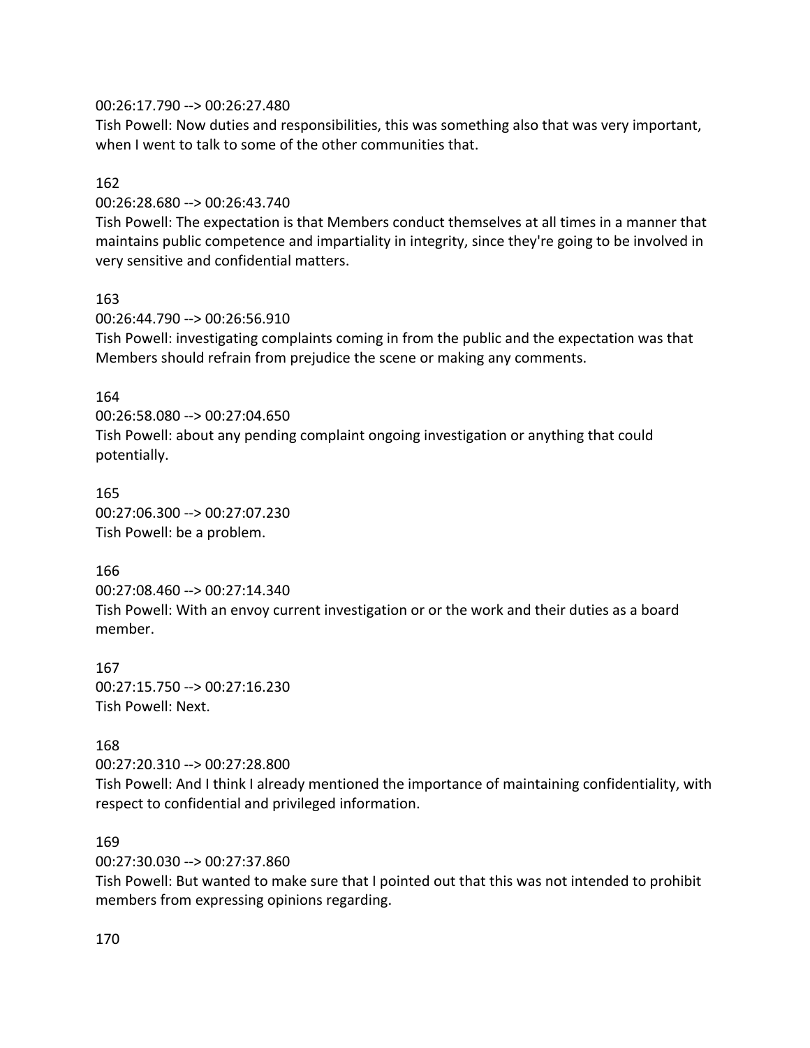00:26:17.790 --> 00:26:27.480
Tish Powell: Now duties and responsibilities, this was something also that was very important, when I went to talk to some of the other communities that.

162
00:26:28.680 --> 00:26:43.740
Tish Powell: The expectation is that Members conduct themselves at all times in a manner that maintains public competence and impartiality in integrity, since they're going to be involved in very sensitive and confidential matters.

163
00:26:44.790 --> 00:26:56.910
Tish Powell: investigating complaints coming in from the public and the expectation was that Members should refrain from prejudice the scene or making any comments.

164
00:26:58.080 --> 00:27:04.650
Tish Powell: about any pending complaint ongoing investigation or anything that could potentially.

165
00:27:06.300 --> 00:27:07.230
Tish Powell: be a problem.

166
00:27:08.460 --> 00:27:14.340
Tish Powell: With an envoy current investigation or or the work and their duties as a board member.

167
00:27:15.750 --> 00:27:16.230
Tish Powell: Next.

168
00:27:20.310 --> 00:27:28.800
Tish Powell: And I think I already mentioned the importance of maintaining confidentiality, with respect to confidential and privileged information.

169
00:27:30.030 --> 00:27:37.860
Tish Powell: But wanted to make sure that I pointed out that this was not intended to prohibit members from expressing opinions regarding.

170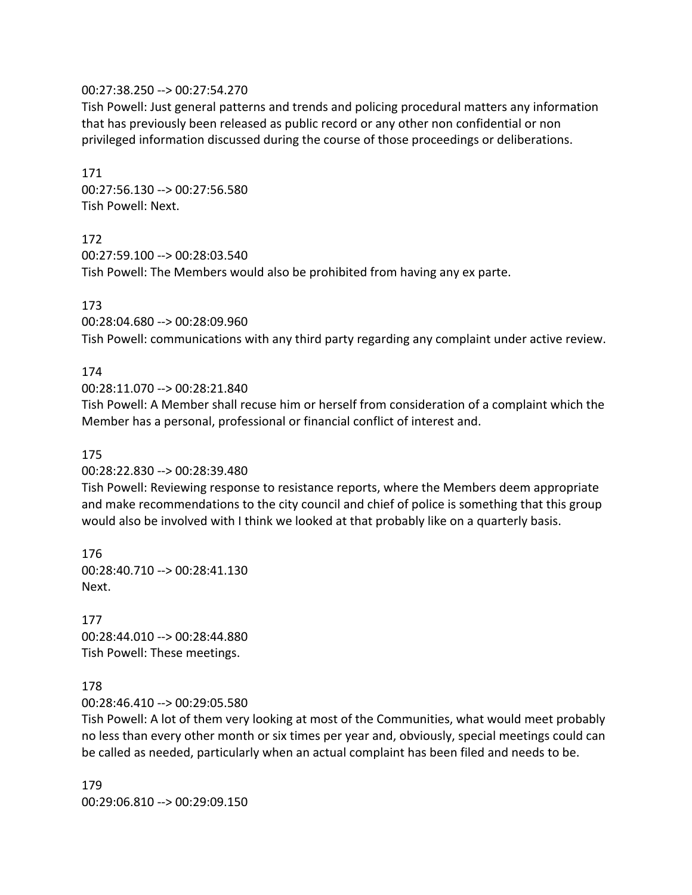00:27:38.250 --> 00:27:54.270
Tish Powell: Just general patterns and trends and policing procedural matters any information that has previously been released as public record or any other non confidential or non privileged information discussed during the course of those proceedings or deliberations.

171
00:27:56.130 --> 00:27:56.580
Tish Powell: Next.

172
00:27:59.100 --> 00:28:03.540
Tish Powell: The Members would also be prohibited from having any ex parte.

173
00:28:04.680 --> 00:28:09.960
Tish Powell: communications with any third party regarding any complaint under active review.

174
00:28:11.070 --> 00:28:21.840
Tish Powell: A Member shall recuse him or herself from consideration of a complaint which the Member has a personal, professional or financial conflict of interest and.

175
00:28:22.830 --> 00:28:39.480
Tish Powell: Reviewing response to resistance reports, where the Members deem appropriate and make recommendations to the city council and chief of police is something that this group would also be involved with I think we looked at that probably like on a quarterly basis.

176
00:28:40.710 --> 00:28:41.130
Next.

177
00:28:44.010 --> 00:28:44.880
Tish Powell: These meetings.

178
00:28:46.410 --> 00:29:05.580
Tish Powell: A lot of them very looking at most of the Communities, what would meet probably no less than every other month or six times per year and, obviously, special meetings could can be called as needed, particularly when an actual complaint has been filed and needs to be.

179
00:29:06.810 --> 00:29:09.150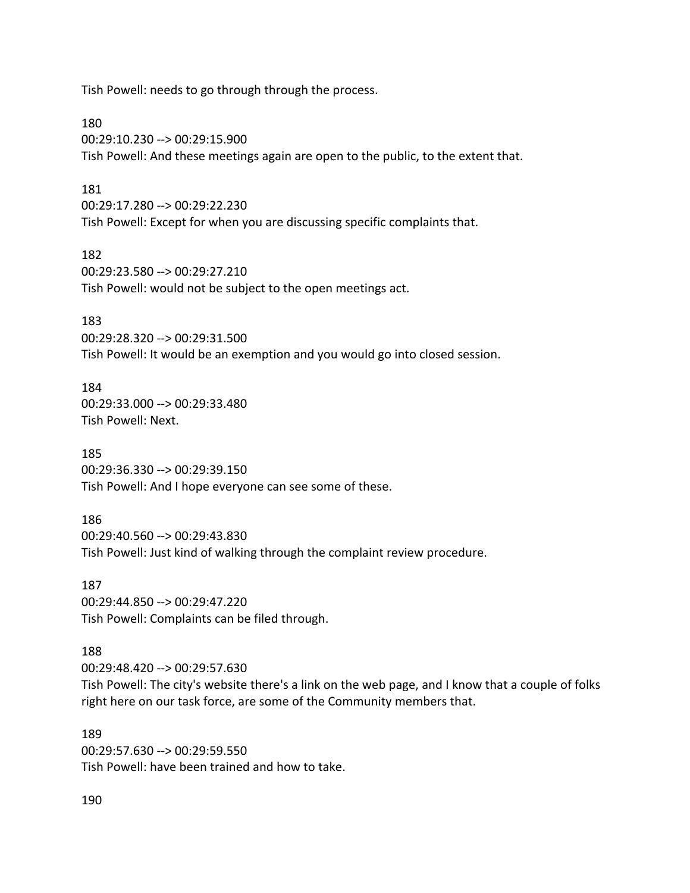Tish Powell: needs to go through through the process.

180
00:29:10.230 --> 00:29:15.900
Tish Powell: And these meetings again are open to the public, to the extent that.

181
00:29:17.280 --> 00:29:22.230
Tish Powell: Except for when you are discussing specific complaints that.

182
00:29:23.580 --> 00:29:27.210
Tish Powell: would not be subject to the open meetings act.

183
00:29:28.320 --> 00:29:31.500
Tish Powell: It would be an exemption and you would go into closed session.

184
00:29:33.000 --> 00:29:33.480
Tish Powell: Next.

185
00:29:36.330 --> 00:29:39.150
Tish Powell: And I hope everyone can see some of these.

186
00:29:40.560 --> 00:29:43.830
Tish Powell: Just kind of walking through the complaint review procedure.

187
00:29:44.850 --> 00:29:47.220
Tish Powell: Complaints can be filed through.

188
00:29:48.420 --> 00:29:57.630
Tish Powell: The city's website there's a link on the web page, and I know that a couple of folks right here on our task force, are some of the Community members that.

189
00:29:57.630 --> 00:29:59.550
Tish Powell: have been trained and how to take.

190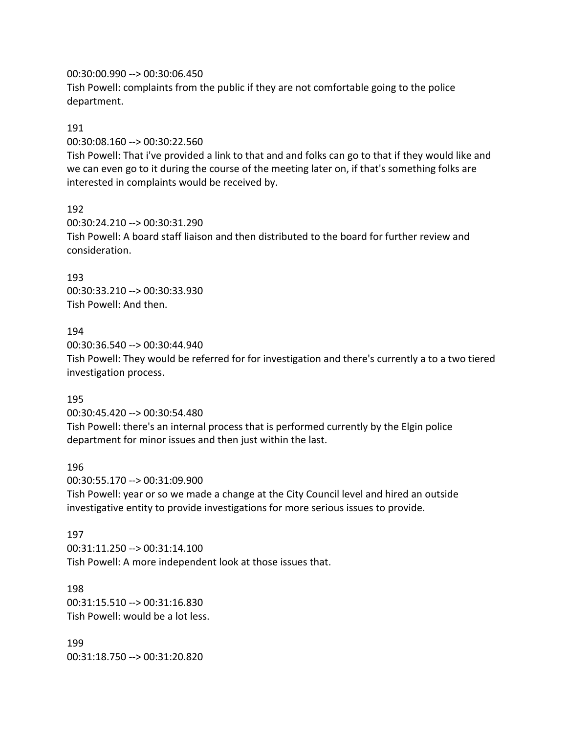00:30:00.990 --> 00:30:06.450
Tish Powell: complaints from the public if they are not comfortable going to the police department.

191
00:30:08.160 --> 00:30:22.560
Tish Powell: That i've provided a link to that and and folks can go to that if they would like and we can even go to it during the course of the meeting later on, if that's something folks are interested in complaints would be received by.

192
00:30:24.210 --> 00:30:31.290
Tish Powell: A board staff liaison and then distributed to the board for further review and consideration.

193
00:30:33.210 --> 00:30:33.930
Tish Powell: And then.

194
00:30:36.540 --> 00:30:44.940
Tish Powell: They would be referred for for investigation and there's currently a to a two tiered investigation process.

195
00:30:45.420 --> 00:30:54.480
Tish Powell: there's an internal process that is performed currently by the Elgin police department for minor issues and then just within the last.

196
00:30:55.170 --> 00:31:09.900
Tish Powell: year or so we made a change at the City Council level and hired an outside investigative entity to provide investigations for more serious issues to provide.

197
00:31:11.250 --> 00:31:14.100
Tish Powell: A more independent look at those issues that.

198
00:31:15.510 --> 00:31:16.830
Tish Powell: would be a lot less.

199
00:31:18.750 --> 00:31:20.820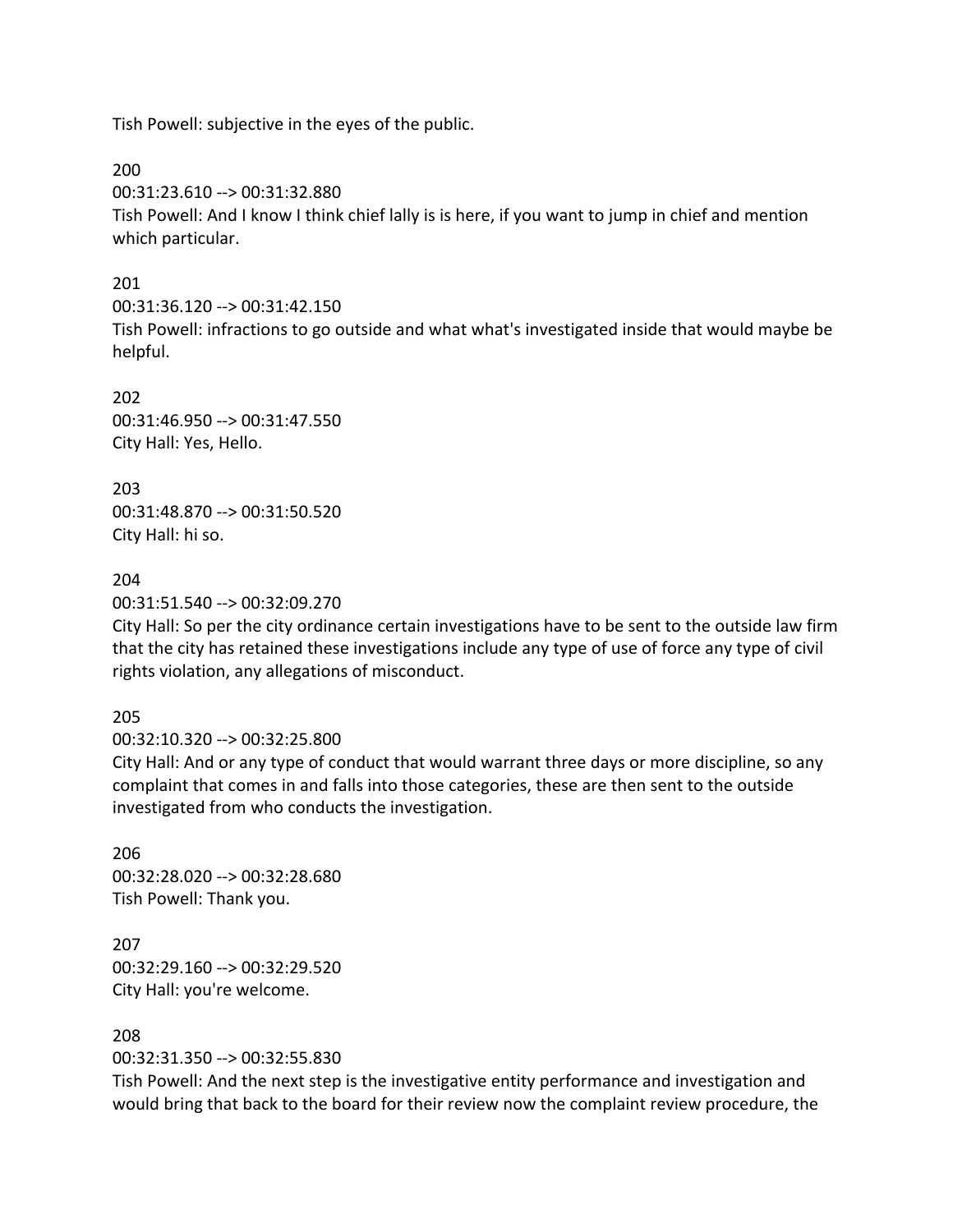Tish Powell: subjective in the eyes of the public.

200
00:31:23.610 --> 00:31:32.880
Tish Powell: And I know I think chief lally is is here, if you want to jump in chief and mention which particular.

201
00:31:36.120 --> 00:31:42.150
Tish Powell: infractions to go outside and what what's investigated inside that would maybe be helpful.

202
00:31:46.950 --> 00:31:47.550
City Hall: Yes, Hello.

203
00:31:48.870 --> 00:31:50.520
City Hall: hi so.

204
00:31:51.540 --> 00:32:09.270
City Hall: So per the city ordinance certain investigations have to be sent to the outside law firm that the city has retained these investigations include any type of use of force any type of civil rights violation, any allegations of misconduct.

205
00:32:10.320 --> 00:32:25.800
City Hall: And or any type of conduct that would warrant three days or more discipline, so any complaint that comes in and falls into those categories, these are then sent to the outside investigated from who conducts the investigation.

206
00:32:28.020 --> 00:32:28.680
Tish Powell: Thank you.

207
00:32:29.160 --> 00:32:29.520
City Hall: you're welcome.

208
00:32:31.350 --> 00:32:55.830
Tish Powell: And the next step is the investigative entity performance and investigation and would bring that back to the board for their review now the complaint review procedure, the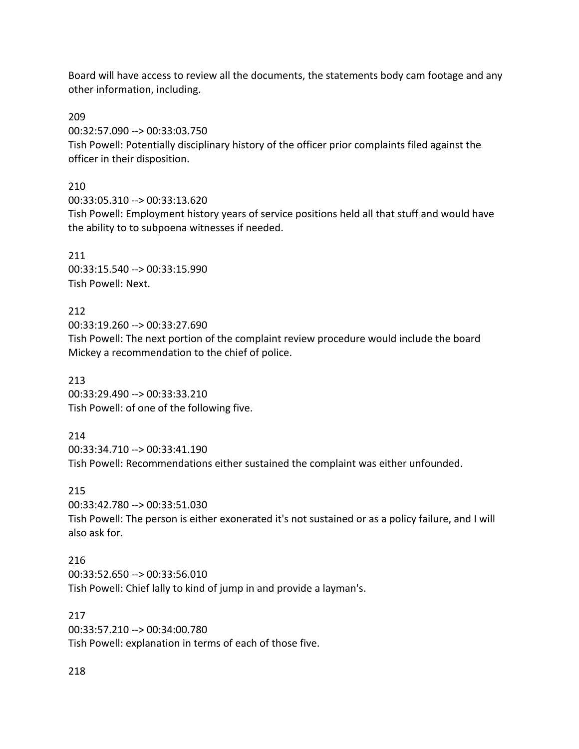Board will have access to review all the documents, the statements body cam footage and any other information, including.

209
00:32:57.090 --> 00:33:03.750
Tish Powell: Potentially disciplinary history of the officer prior complaints filed against the officer in their disposition.

210
00:33:05.310 --> 00:33:13.620
Tish Powell: Employment history years of service positions held all that stuff and would have the ability to to subpoena witnesses if needed.

211
00:33:15.540 --> 00:33:15.990
Tish Powell: Next.

212
00:33:19.260 --> 00:33:27.690
Tish Powell: The next portion of the complaint review procedure would include the board Mickey a recommendation to the chief of police.

213
00:33:29.490 --> 00:33:33.210
Tish Powell: of one of the following five.

214
00:33:34.710 --> 00:33:41.190
Tish Powell: Recommendations either sustained the complaint was either unfounded.

215
00:33:42.780 --> 00:33:51.030
Tish Powell: The person is either exonerated it's not sustained or as a policy failure, and I will also ask for.

216
00:33:52.650 --> 00:33:56.010
Tish Powell: Chief lally to kind of jump in and provide a layman's.

217
00:33:57.210 --> 00:34:00.780
Tish Powell: explanation in terms of each of those five.

218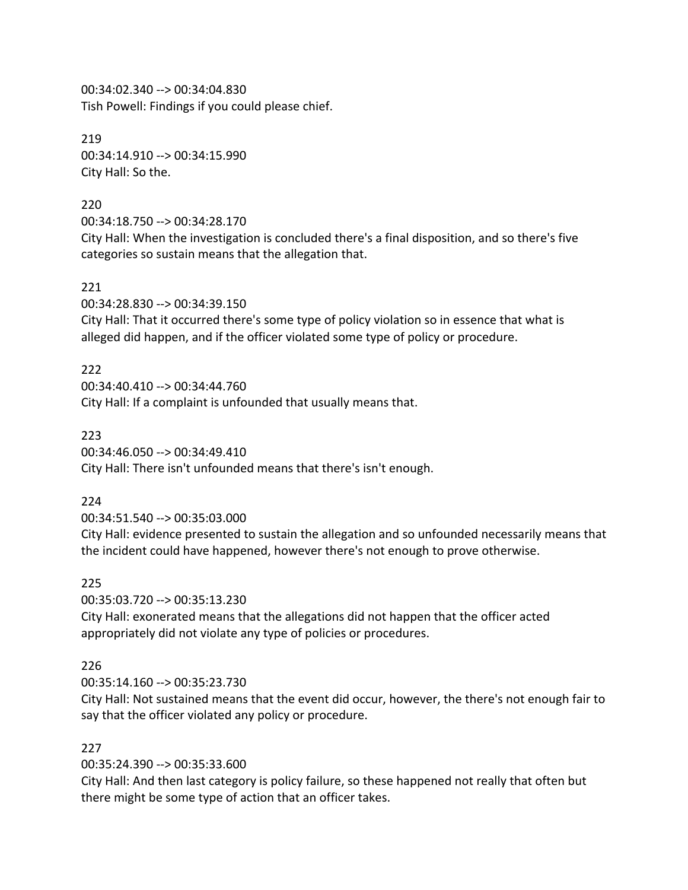00:34:02.340 --> 00:34:04.830
Tish Powell: Findings if you could please chief.

219
00:34:14.910 --> 00:34:15.990
City Hall: So the.

220
00:34:18.750 --> 00:34:28.170
City Hall: When the investigation is concluded there's a final disposition, and so there's five categories so sustain means that the allegation that.

221
00:34:28.830 --> 00:34:39.150
City Hall: That it occurred there's some type of policy violation so in essence that what is alleged did happen, and if the officer violated some type of policy or procedure.

222
00:34:40.410 --> 00:34:44.760
City Hall: If a complaint is unfounded that usually means that.

223
00:34:46.050 --> 00:34:49.410
City Hall: There isn't unfounded means that there's isn't enough.

224
00:34:51.540 --> 00:35:03.000
City Hall: evidence presented to sustain the allegation and so unfounded necessarily means that the incident could have happened, however there's not enough to prove otherwise.

225
00:35:03.720 --> 00:35:13.230
City Hall: exonerated means that the allegations did not happen that the officer acted appropriately did not violate any type of policies or procedures.

226
00:35:14.160 --> 00:35:23.730
City Hall: Not sustained means that the event did occur, however, the there's not enough fair to say that the officer violated any policy or procedure.

227
00:35:24.390 --> 00:35:33.600
City Hall: And then last category is policy failure, so these happened not really that often but there might be some type of action that an officer takes.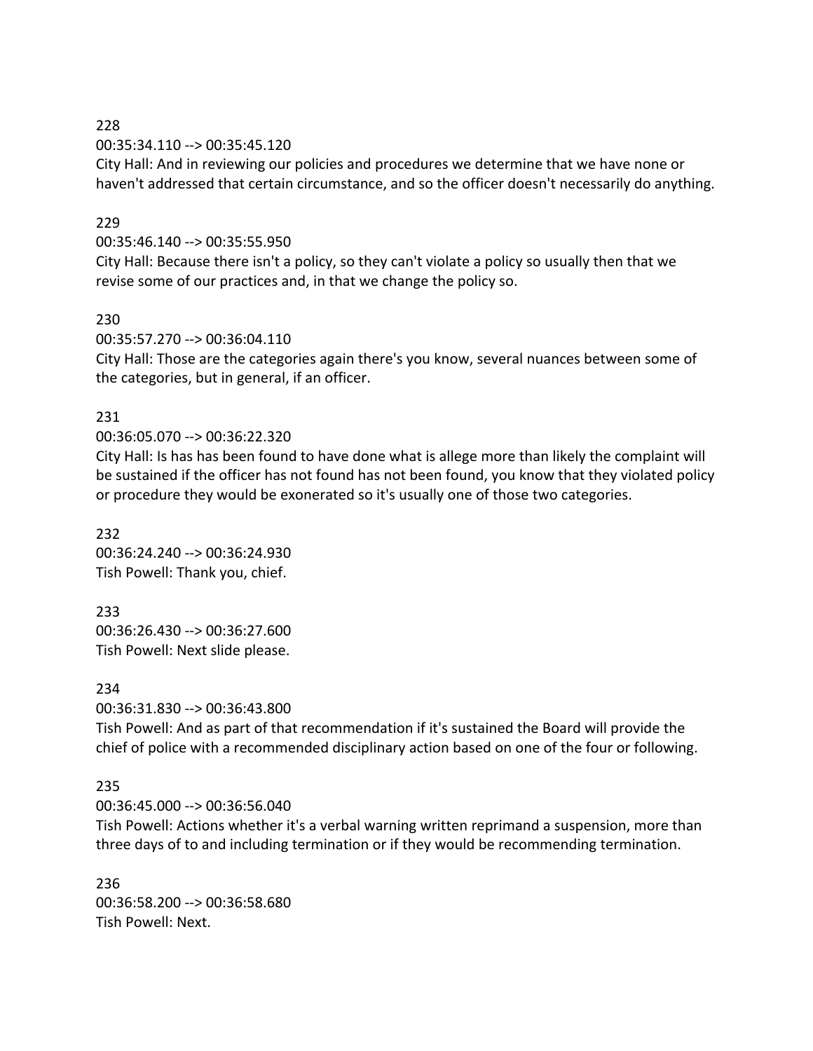228
00:35:34.110 --> 00:35:45.120
City Hall: And in reviewing our policies and procedures we determine that we have none or haven't addressed that certain circumstance, and so the officer doesn't necessarily do anything.

229
00:35:46.140 --> 00:35:55.950
City Hall: Because there isn't a policy, so they can't violate a policy so usually then that we revise some of our practices and, in that we change the policy so.

230
00:35:57.270 --> 00:36:04.110
City Hall: Those are the categories again there's you know, several nuances between some of the categories, but in general, if an officer.

231
00:36:05.070 --> 00:36:22.320
City Hall: Is has has been found to have done what is allege more than likely the complaint will be sustained if the officer has not found has not been found, you know that they violated policy or procedure they would be exonerated so it's usually one of those two categories.

232
00:36:24.240 --> 00:36:24.930
Tish Powell: Thank you, chief.

233
00:36:26.430 --> 00:36:27.600
Tish Powell: Next slide please.

234
00:36:31.830 --> 00:36:43.800
Tish Powell: And as part of that recommendation if it's sustained the Board will provide the chief of police with a recommended disciplinary action based on one of the four or following.

235
00:36:45.000 --> 00:36:56.040
Tish Powell: Actions whether it's a verbal warning written reprimand a suspension, more than three days of to and including termination or if they would be recommending termination.

236
00:36:58.200 --> 00:36:58.680
Tish Powell: Next.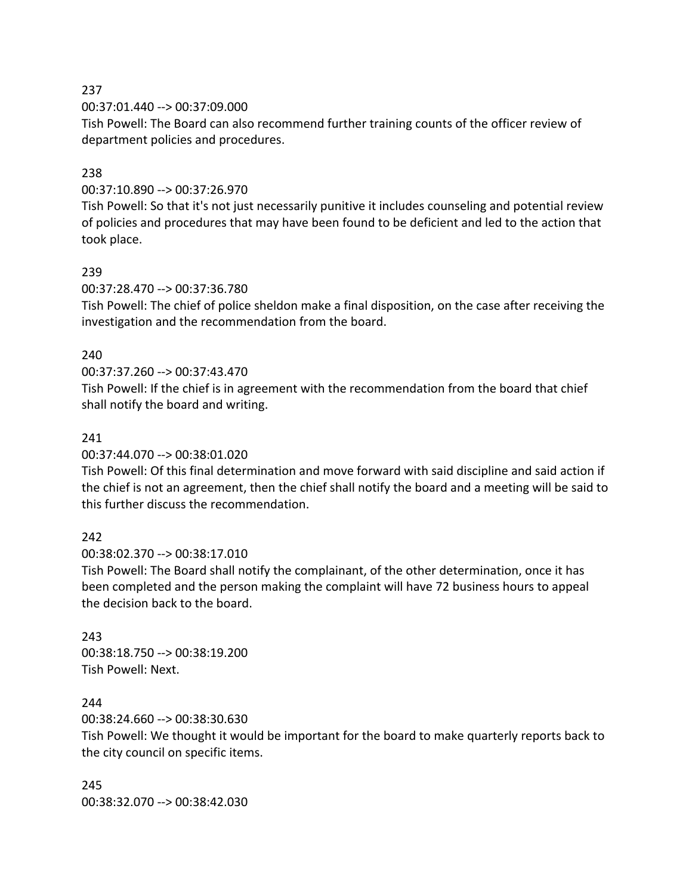237
00:37:01.440 --> 00:37:09.000
Tish Powell: The Board can also recommend further training counts of the officer review of department policies and procedures.

238
00:37:10.890 --> 00:37:26.970
Tish Powell: So that it's not just necessarily punitive it includes counseling and potential review of policies and procedures that may have been found to be deficient and led to the action that took place.

239
00:37:28.470 --> 00:37:36.780
Tish Powell: The chief of police sheldon make a final disposition, on the case after receiving the investigation and the recommendation from the board.

240
00:37:37.260 --> 00:37:43.470
Tish Powell: If the chief is in agreement with the recommendation from the board that chief shall notify the board and writing.

241
00:37:44.070 --> 00:38:01.020
Tish Powell: Of this final determination and move forward with said discipline and said action if the chief is not an agreement, then the chief shall notify the board and a meeting will be said to this further discuss the recommendation.

242
00:38:02.370 --> 00:38:17.010
Tish Powell: The Board shall notify the complainant, of the other determination, once it has been completed and the person making the complaint will have 72 business hours to appeal the decision back to the board.

243
00:38:18.750 --> 00:38:19.200
Tish Powell: Next.

244
00:38:24.660 --> 00:38:30.630
Tish Powell: We thought it would be important for the board to make quarterly reports back to the city council on specific items.

245
00:38:32.070 --> 00:38:42.030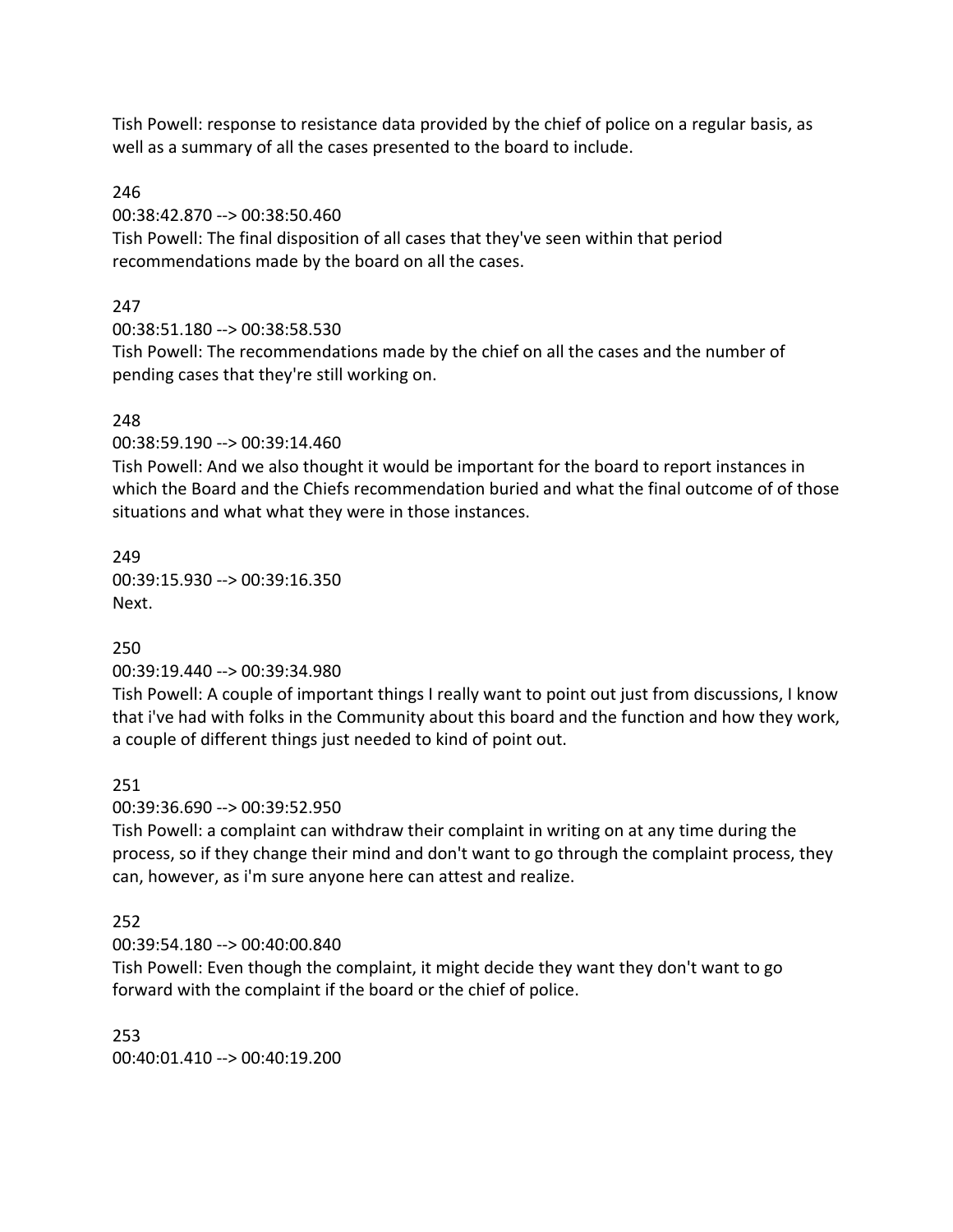Tish Powell: response to resistance data provided by the chief of police on a regular basis, as well as a summary of all the cases presented to the board to include.

246
00:38:42.870 --> 00:38:50.460
Tish Powell: The final disposition of all cases that they've seen within that period recommendations made by the board on all the cases.

247
00:38:51.180 --> 00:38:58.530
Tish Powell: The recommendations made by the chief on all the cases and the number of pending cases that they're still working on.

248
00:38:59.190 --> 00:39:14.460
Tish Powell: And we also thought it would be important for the board to report instances in which the Board and the Chiefs recommendation buried and what the final outcome of of those situations and what what they were in those instances.

249
00:39:15.930 --> 00:39:16.350
Next.

250
00:39:19.440 --> 00:39:34.980
Tish Powell: A couple of important things I really want to point out just from discussions, I know that i've had with folks in the Community about this board and the function and how they work, a couple of different things just needed to kind of point out.

251
00:39:36.690 --> 00:39:52.950
Tish Powell: a complaint can withdraw their complaint in writing on at any time during the process, so if they change their mind and don't want to go through the complaint process, they can, however, as i'm sure anyone here can attest and realize.

252
00:39:54.180 --> 00:40:00.840
Tish Powell: Even though the complaint, it might decide they want they don't want to go forward with the complaint if the board or the chief of police.

253
00:40:01.410 --> 00:40:19.200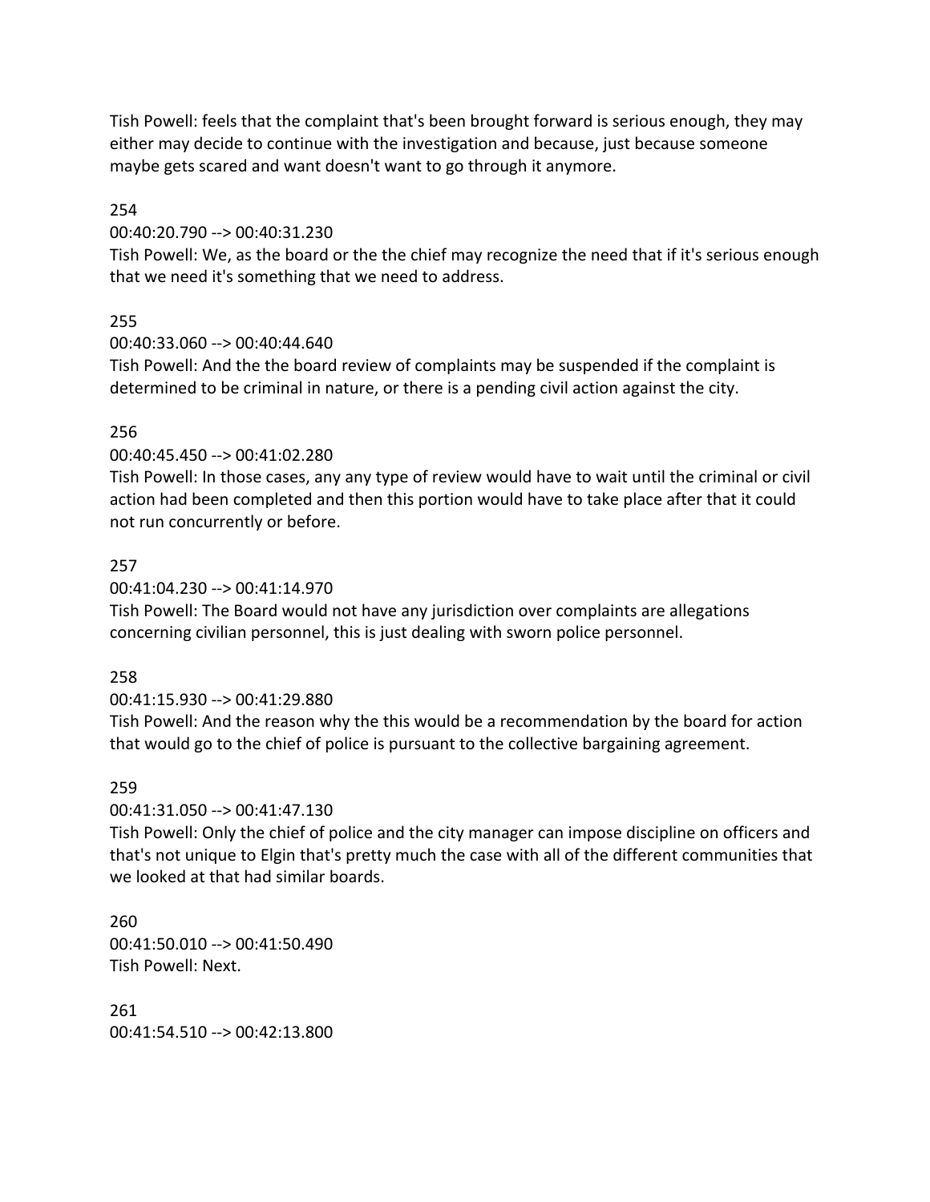Tish Powell: feels that the complaint that's been brought forward is serious enough, they may either may decide to continue with the investigation and because, just because someone maybe gets scared and want doesn't want to go through it anymore.

254

00:40:20.790 --> 00:40:31.230

Tish Powell: We, as the board or the the chief may recognize the need that if it's serious enough that we need it's something that we need to address.

255

00:40:33.060 --> 00:40:44.640

Tish Powell: And the the board review of complaints may be suspended if the complaint is determined to be criminal in nature, or there is a pending civil action against the city.

256

00:40:45.450 --> 00:41:02.280

Tish Powell: In those cases, any any type of review would have to wait until the criminal or civil action had been completed and then this portion would have to take place after that it could not run concurrently or before.

257

00:41:04.230 --> 00:41:14.970

Tish Powell: The Board would not have any jurisdiction over complaints are allegations concerning civilian personnel, this is just dealing with sworn police personnel.

258

00:41:15.930 --> 00:41:29.880

Tish Powell: And the reason why the this would be a recommendation by the board for action that would go to the chief of police is pursuant to the collective bargaining agreement.

259

00:41:31.050 --> 00:41:47.130

Tish Powell: Only the chief of police and the city manager can impose discipline on officers and that's not unique to Elgin that's pretty much the case with all of the different communities that we looked at that had similar boards.

260

00:41:50.010 --> 00:41:50.490

Tish Powell: Next.

261

00:41:54.510 --> 00:42:13.800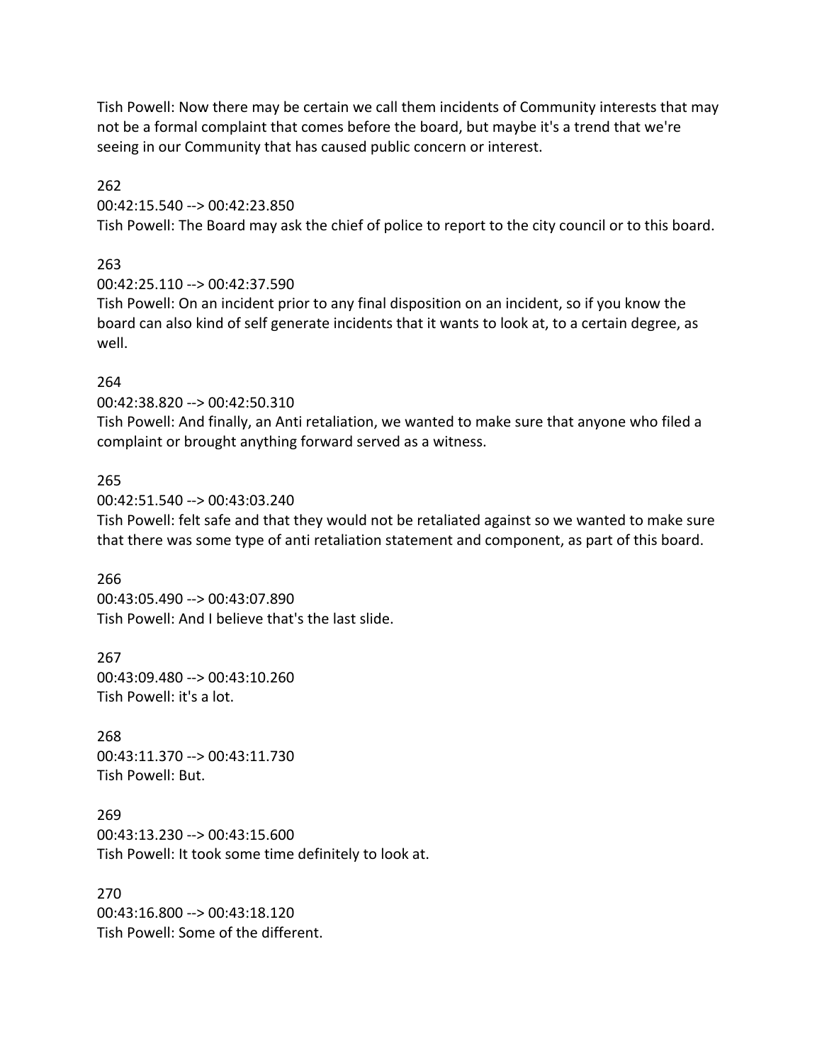Tish Powell: Now there may be certain we call them incidents of Community interests that may not be a formal complaint that comes before the board, but maybe it's a trend that we're seeing in our Community that has caused public concern or interest.

262
00:42:15.540 --> 00:42:23.850
Tish Powell: The Board may ask the chief of police to report to the city council or to this board.

263
00:42:25.110 --> 00:42:37.590
Tish Powell: On an incident prior to any final disposition on an incident, so if you know the board can also kind of self generate incidents that it wants to look at, to a certain degree, as well.

264
00:42:38.820 --> 00:42:50.310
Tish Powell: And finally, an Anti retaliation, we wanted to make sure that anyone who filed a complaint or brought anything forward served as a witness.

265
00:42:51.540 --> 00:43:03.240
Tish Powell: felt safe and that they would not be retaliated against so we wanted to make sure that there was some type of anti retaliation statement and component, as part of this board.

266
00:43:05.490 --> 00:43:07.890
Tish Powell: And I believe that's the last slide.

267
00:43:09.480 --> 00:43:10.260
Tish Powell: it's a lot.

268
00:43:11.370 --> 00:43:11.730
Tish Powell: But.

269
00:43:13.230 --> 00:43:15.600
Tish Powell: It took some time definitely to look at.

270
00:43:16.800 --> 00:43:18.120
Tish Powell: Some of the different.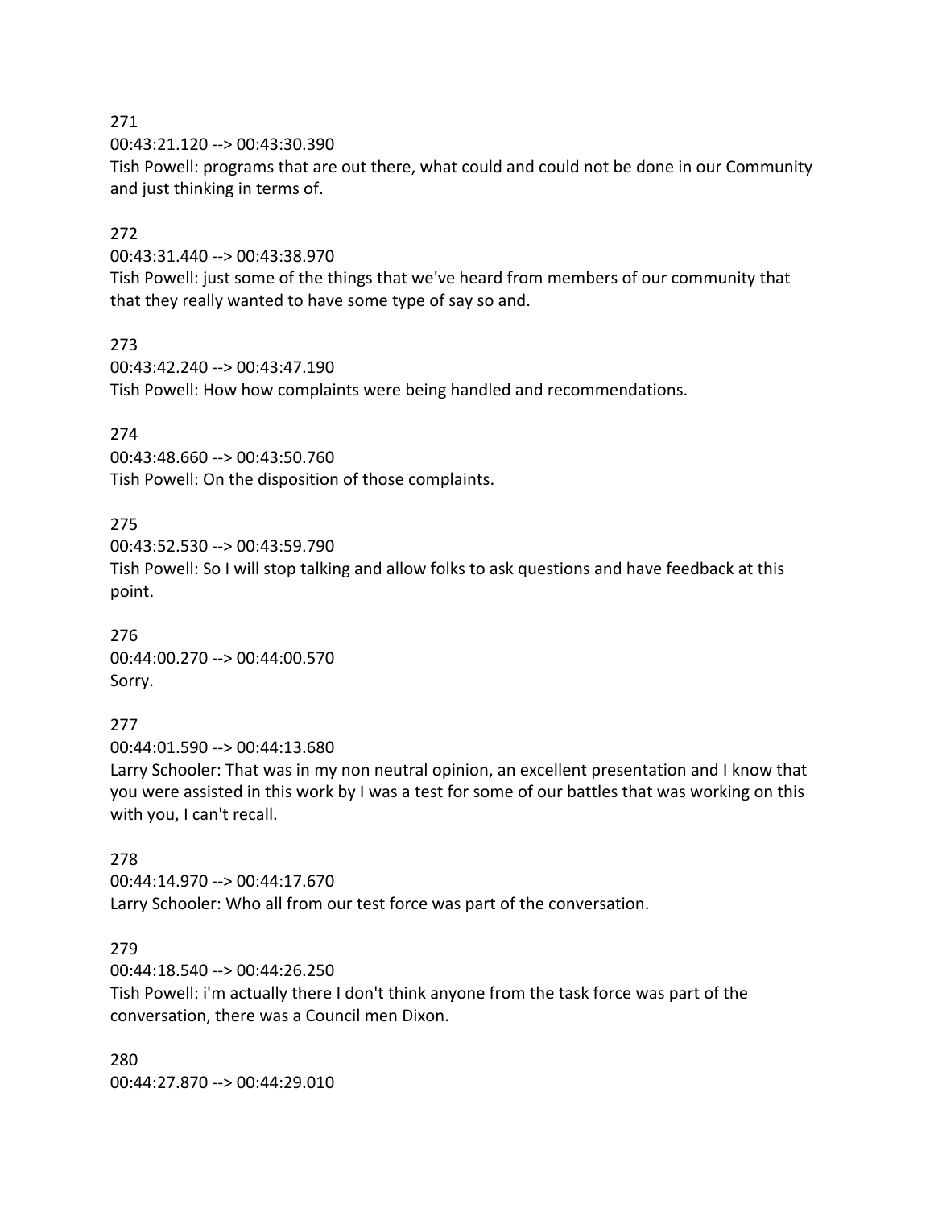271

00:43:21.120 --> 00:43:30.390

Tish Powell: programs that are out there, what could and could not be done in our Community and just thinking in terms of.

272

00:43:31.440 --> 00:43:38.970

Tish Powell: just some of the things that we've heard from members of our community that that they really wanted to have some type of say so and.

273

00:43:42.240 --> 00:43:47.190

Tish Powell: How how complaints were being handled and recommendations.

274

00:43:48.660 --> 00:43:50.760

Tish Powell: On the disposition of those complaints.

275

00:43:52.530 --> 00:43:59.790

Tish Powell: So I will stop talking and allow folks to ask questions and have feedback at this point.

276

00:44:00.270 --> 00:44:00.570

Sorry.

277

00:44:01.590 --> 00:44:13.680

Larry Schooler: That was in my non neutral opinion, an excellent presentation and I know that you were assisted in this work by I was a test for some of our battles that was working on this with you, I can't recall.

278

00:44:14.970 --> 00:44:17.670

Larry Schooler: Who all from our test force was part of the conversation.

279

00:44:18.540 --> 00:44:26.250

Tish Powell: i'm actually there I don't think anyone from the task force was part of the conversation, there was a Council men Dixon.

280

00:44:27.870 --> 00:44:29.010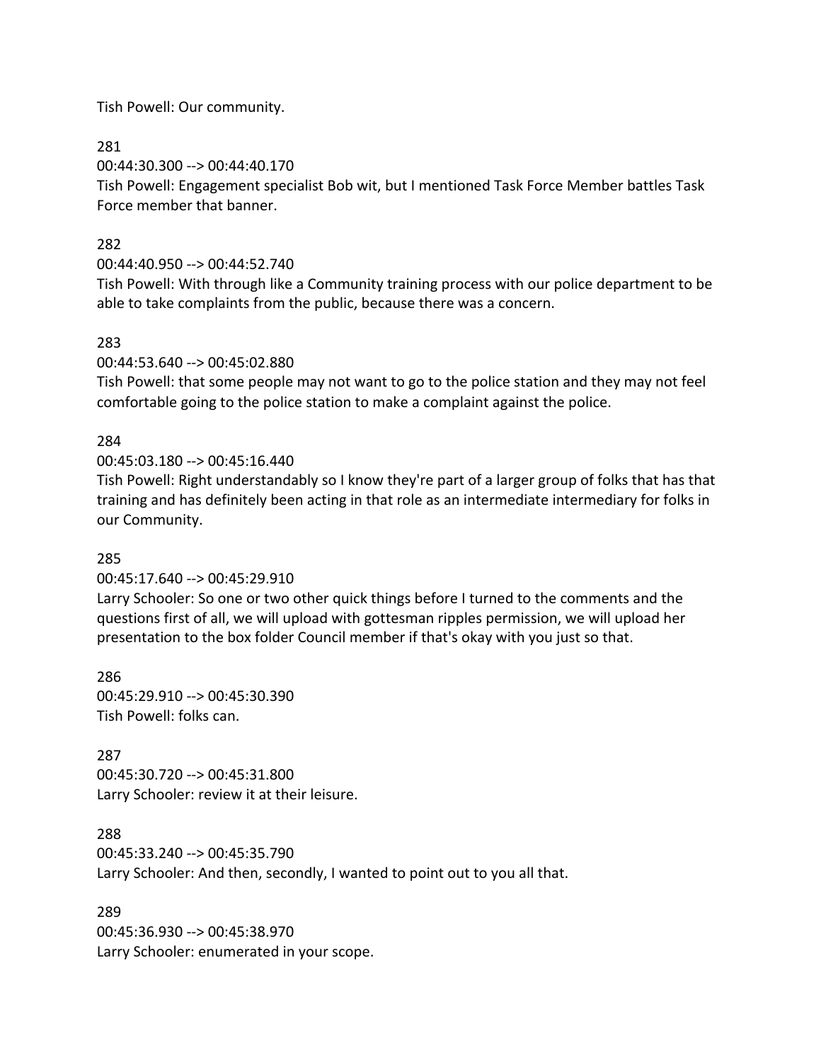Tish Powell: Our community.

281

00:44:30.300 --> 00:44:40.170

Tish Powell: Engagement specialist Bob wit, but I mentioned Task Force Member battles Task Force member that banner.

282

00:44:40.950 --> 00:44:52.740

Tish Powell: With through like a Community training process with our police department to be able to take complaints from the public, because there was a concern.

283

00:44:53.640 --> 00:45:02.880

Tish Powell: that some people may not want to go to the police station and they may not feel comfortable going to the police station to make a complaint against the police.

284

00:45:03.180 --> 00:45:16.440

Tish Powell: Right understandably so I know they're part of a larger group of folks that has that training and has definitely been acting in that role as an intermediate intermediary for folks in our Community.

285

00:45:17.640 --> 00:45:29.910

Larry Schooler: So one or two other quick things before I turned to the comments and the questions first of all, we will upload with gottesman ripples permission, we will upload her presentation to the box folder Council member if that's okay with you just so that.

286

00:45:29.910 --> 00:45:30.390

Tish Powell: folks can.

287

00:45:30.720 --> 00:45:31.800

Larry Schooler: review it at their leisure.

288

00:45:33.240 --> 00:45:35.790

Larry Schooler: And then, secondly, I wanted to point out to you all that.

289

00:45:36.930 --> 00:45:38.970

Larry Schooler: enumerated in your scope.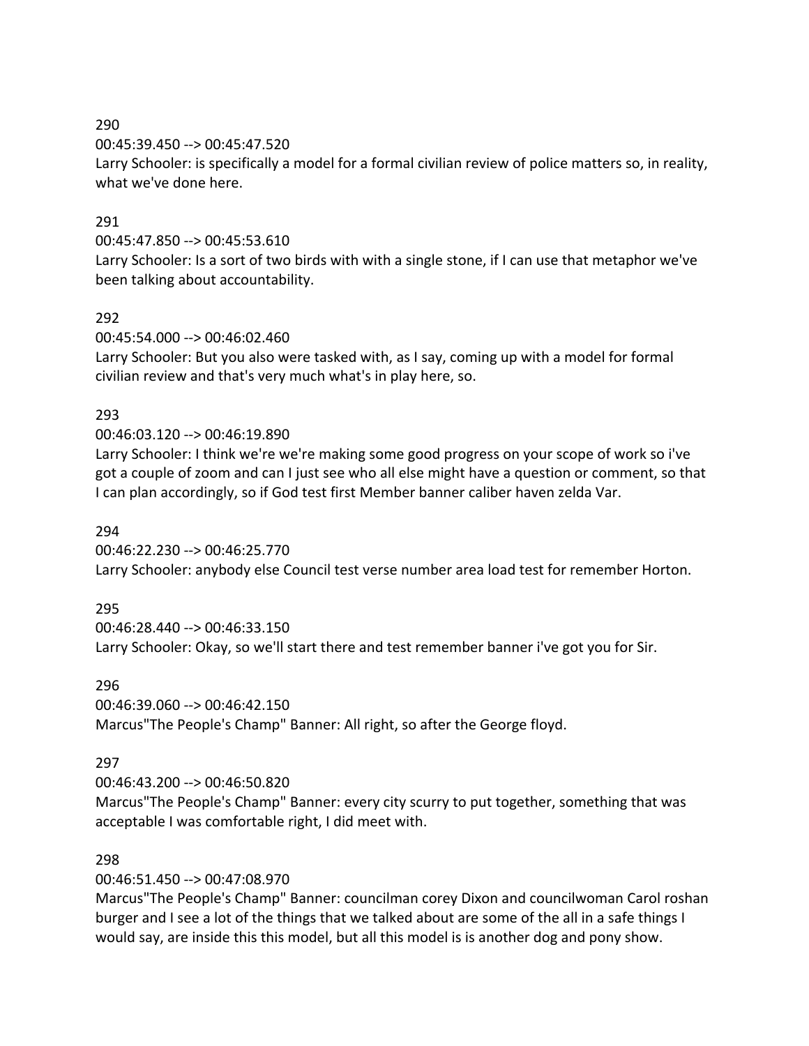290

00:45:39.450 --> 00:45:47.520

Larry Schooler: is specifically a model for a formal civilian review of police matters so, in reality, what we've done here.

291

00:45:47.850 --> 00:45:53.610

Larry Schooler: Is a sort of two birds with with a single stone, if I can use that metaphor we've been talking about accountability.

292

00:45:54.000 --> 00:46:02.460

Larry Schooler: But you also were tasked with, as I say, coming up with a model for formal civilian review and that's very much what's in play here, so.

293

00:46:03.120 --> 00:46:19.890

Larry Schooler: I think we're we're making some good progress on your scope of work so i've got a couple of zoom and can I just see who all else might have a question or comment, so that I can plan accordingly, so if God test first Member banner caliber haven zelda Var.

294

00:46:22.230 --> 00:46:25.770

Larry Schooler: anybody else Council test verse number area load test for remember Horton.

295

00:46:28.440 --> 00:46:33.150

Larry Schooler: Okay, so we'll start there and test remember banner i've got you for Sir.

296

00:46:39.060 --> 00:46:42.150

Marcus"The People's Champ" Banner: All right, so after the George floyd.

297

00:46:43.200 --> 00:46:50.820

Marcus"The People's Champ" Banner: every city scurry to put together, something that was acceptable I was comfortable right, I did meet with.

298

00:46:51.450 --> 00:47:08.970

Marcus"The People's Champ" Banner: councilman corey Dixon and councilwoman Carol roshan burger and I see a lot of the things that we talked about are some of the all in a safe things I would say, are inside this this model, but all this model is is another dog and pony show.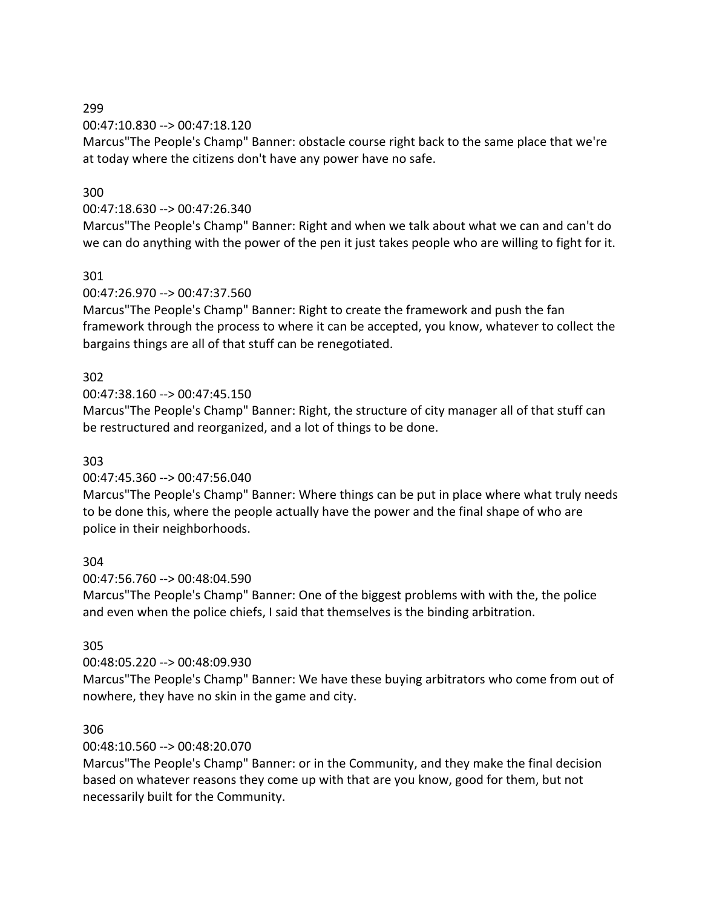299
00:47:10.830 --> 00:47:18.120
Marcus"The People's Champ" Banner: obstacle course right back to the same place that we're at today where the citizens don't have any power have no safe.

300
00:47:18.630 --> 00:47:26.340
Marcus"The People's Champ" Banner: Right and when we talk about what we can and can't do we can do anything with the power of the pen it just takes people who are willing to fight for it.

301
00:47:26.970 --> 00:47:37.560
Marcus"The People's Champ" Banner: Right to create the framework and push the fan framework through the process to where it can be accepted, you know, whatever to collect the bargains things are all of that stuff can be renegotiated.

302
00:47:38.160 --> 00:47:45.150
Marcus"The People's Champ" Banner: Right, the structure of city manager all of that stuff can be restructured and reorganized, and a lot of things to be done.

303
00:47:45.360 --> 00:47:56.040
Marcus"The People's Champ" Banner: Where things can be put in place where what truly needs to be done this, where the people actually have the power and the final shape of who are police in their neighborhoods.

304
00:47:56.760 --> 00:48:04.590
Marcus"The People's Champ" Banner: One of the biggest problems with with the, the police and even when the police chiefs, I said that themselves is the binding arbitration.

305
00:48:05.220 --> 00:48:09.930
Marcus"The People's Champ" Banner: We have these buying arbitrators who come from out of nowhere, they have no skin in the game and city.

306
00:48:10.560 --> 00:48:20.070
Marcus"The People's Champ" Banner: or in the Community, and they make the final decision based on whatever reasons they come up with that are you know, good for them, but not necessarily built for the Community.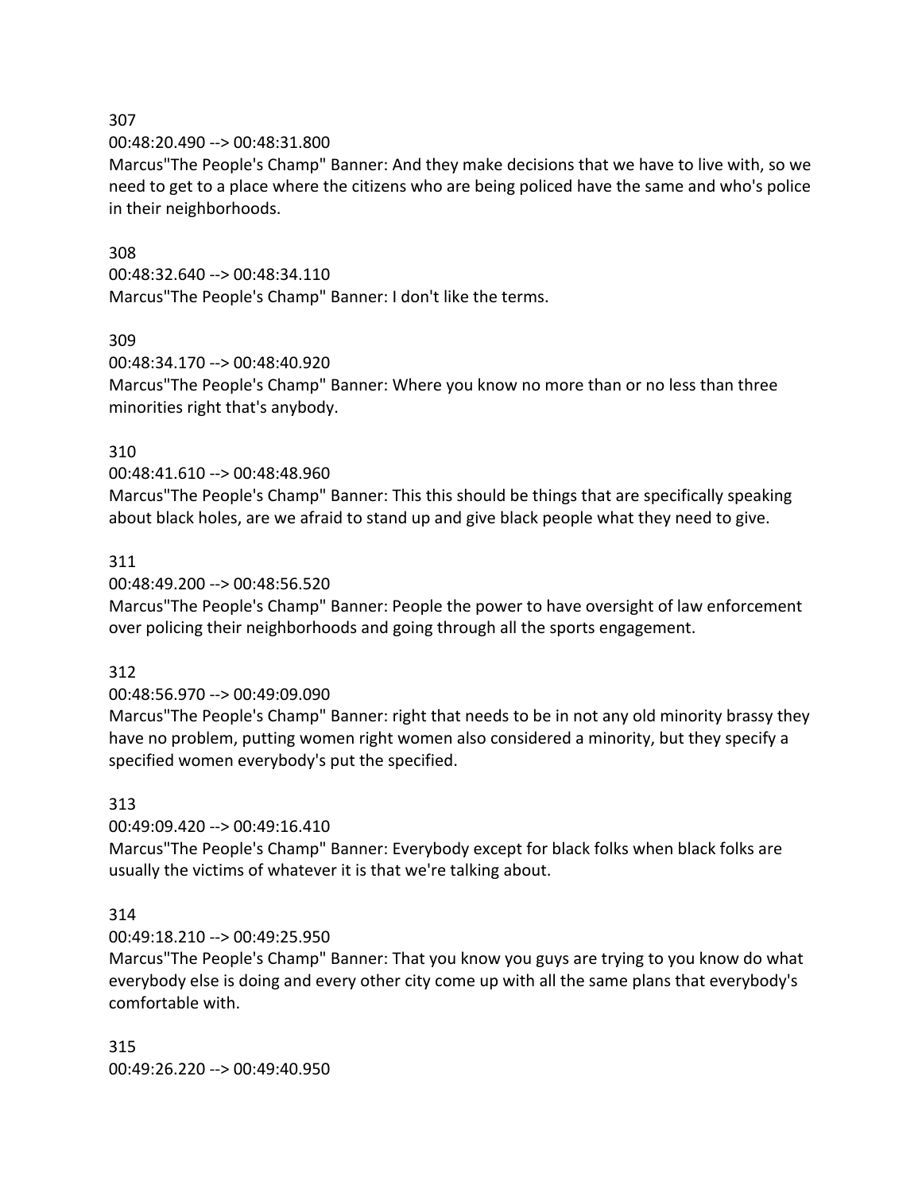307

00:48:20.490 --> 00:48:31.800

Marcus"The People's Champ" Banner: And they make decisions that we have to live with, so we need to get to a place where the citizens who are being policed have the same and who's police in their neighborhoods.

308

00:48:32.640 --> 00:48:34.110

Marcus"The People's Champ" Banner: I don't like the terms.

309

00:48:34.170 --> 00:48:40.920

Marcus"The People's Champ" Banner: Where you know no more than or no less than three minorities right that's anybody.

310

00:48:41.610 --> 00:48:48.960

Marcus"The People's Champ" Banner: This this should be things that are specifically speaking about black holes, are we afraid to stand up and give black people what they need to give.

311

00:48:49.200 --> 00:48:56.520

Marcus"The People's Champ" Banner: People the power to have oversight of law enforcement over policing their neighborhoods and going through all the sports engagement.

312

00:48:56.970 --> 00:49:09.090

Marcus"The People's Champ" Banner: right that needs to be in not any old minority brassy they have no problem, putting women right women also considered a minority, but they specify a specified women everybody's put the specified.

313

00:49:09.420 --> 00:49:16.410

Marcus"The People's Champ" Banner: Everybody except for black folks when black folks are usually the victims of whatever it is that we're talking about.

314

00:49:18.210 --> 00:49:25.950

Marcus"The People's Champ" Banner: That you know you guys are trying to you know do what everybody else is doing and every other city come up with all the same plans that everybody's comfortable with.

315

00:49:26.220 --> 00:49:40.950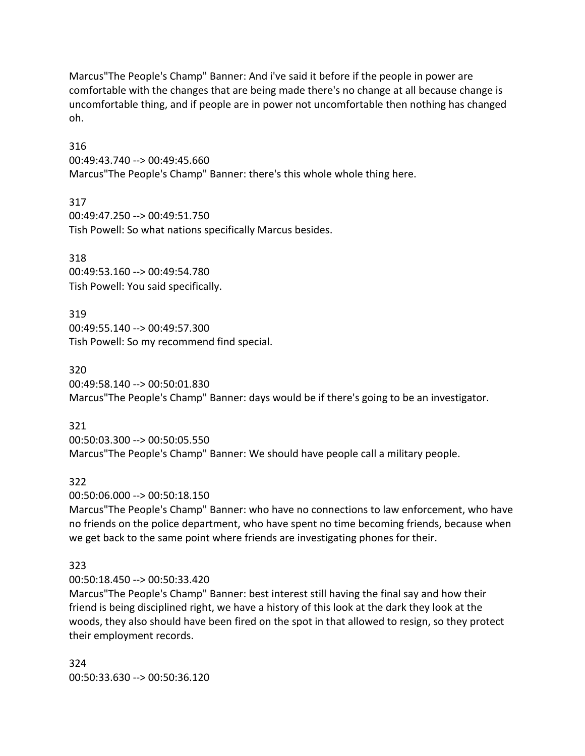Marcus"The People's Champ" Banner: And i've said it before if the people in power are comfortable with the changes that are being made there's no change at all because change is uncomfortable thing, and if people are in power not uncomfortable then nothing has changed oh.

316
00:49:43.740 --> 00:49:45.660
Marcus"The People's Champ" Banner: there's this whole whole thing here.

317
00:49:47.250 --> 00:49:51.750
Tish Powell: So what nations specifically Marcus besides.

318
00:49:53.160 --> 00:49:54.780
Tish Powell: You said specifically.

319
00:49:55.140 --> 00:49:57.300
Tish Powell: So my recommend find special.

320
00:49:58.140 --> 00:50:01.830
Marcus"The People's Champ" Banner: days would be if there's going to be an investigator.

321
00:50:03.300 --> 00:50:05.550
Marcus"The People's Champ" Banner: We should have people call a military people.

322
00:50:06.000 --> 00:50:18.150
Marcus"The People's Champ" Banner: who have no connections to law enforcement, who have no friends on the police department, who have spent no time becoming friends, because when we get back to the same point where friends are investigating phones for their.

323
00:50:18.450 --> 00:50:33.420
Marcus"The People's Champ" Banner: best interest still having the final say and how their friend is being disciplined right, we have a history of this look at the dark they look at the woods, they also should have been fired on the spot in that allowed to resign, so they protect their employment records.

324
00:50:33.630 --> 00:50:36.120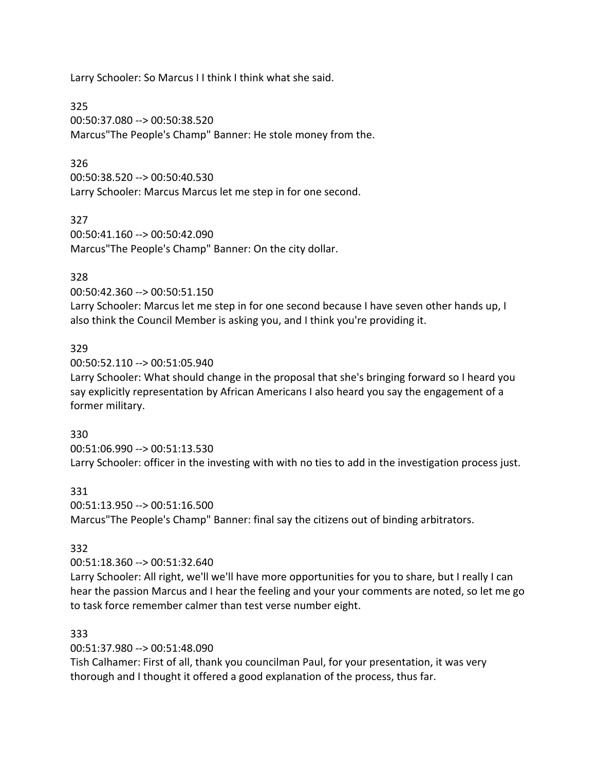Larry Schooler: So Marcus I I think I think what she said.

325
00:50:37.080 --> 00:50:38.520
Marcus"The People's Champ" Banner: He stole money from the.

326
00:50:38.520 --> 00:50:40.530
Larry Schooler: Marcus Marcus let me step in for one second.

327
00:50:41.160 --> 00:50:42.090
Marcus"The People's Champ" Banner: On the city dollar.

328
00:50:42.360 --> 00:50:51.150
Larry Schooler: Marcus let me step in for one second because I have seven other hands up, I also think the Council Member is asking you, and I think you're providing it.

329
00:50:52.110 --> 00:51:05.940
Larry Schooler: What should change in the proposal that she's bringing forward so I heard you say explicitly representation by African Americans I also heard you say the engagement of a former military.

330
00:51:06.990 --> 00:51:13.530
Larry Schooler: officer in the investing with with no ties to add in the investigation process just.

331
00:51:13.950 --> 00:51:16.500
Marcus"The People's Champ" Banner: final say the citizens out of binding arbitrators.

332
00:51:18.360 --> 00:51:32.640
Larry Schooler: All right, we'll we'll have more opportunities for you to share, but I really I can hear the passion Marcus and I hear the feeling and your your comments are noted, so let me go to task force remember calmer than test verse number eight.

333
00:51:37.980 --> 00:51:48.090
Tish Calhamer: First of all, thank you councilman Paul, for your presentation, it was very thorough and I thought it offered a good explanation of the process, thus far.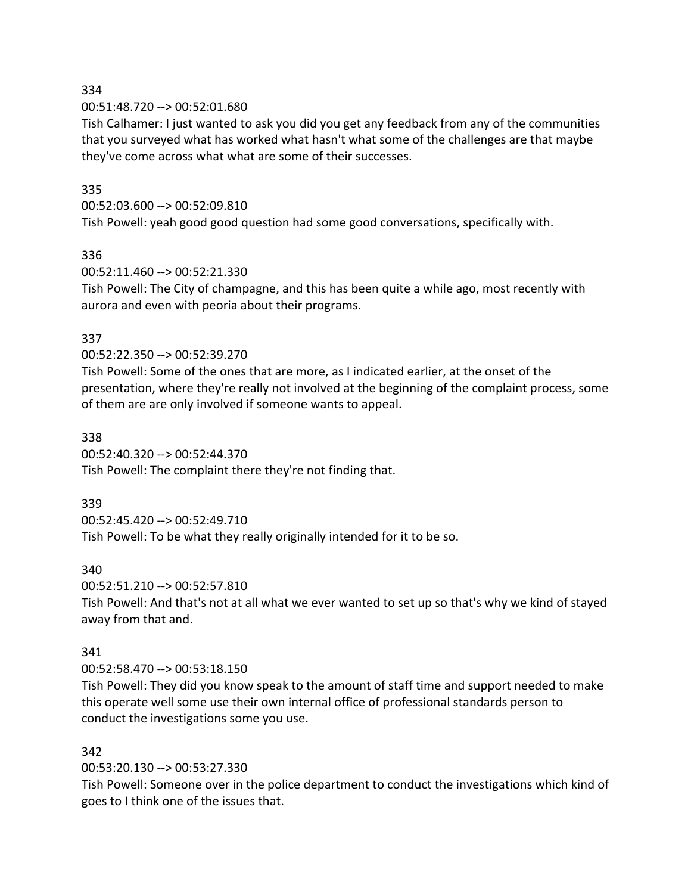334

00:51:48.720 --> 00:52:01.680

Tish Calhamer: I just wanted to ask you did you get any feedback from any of the communities that you surveyed what has worked what hasn't what some of the challenges are that maybe they've come across what what are some of their successes.

335

00:52:03.600 --> 00:52:09.810

Tish Powell: yeah good good question had some good conversations, specifically with.

336

00:52:11.460 --> 00:52:21.330

Tish Powell: The City of champagne, and this has been quite a while ago, most recently with aurora and even with peoria about their programs.

337

00:52:22.350 --> 00:52:39.270

Tish Powell: Some of the ones that are more, as I indicated earlier, at the onset of the presentation, where they're really not involved at the beginning of the complaint process, some of them are are only involved if someone wants to appeal.

338

00:52:40.320 --> 00:52:44.370

Tish Powell: The complaint there they're not finding that.

339

00:52:45.420 --> 00:52:49.710

Tish Powell: To be what they really originally intended for it to be so.

340

00:52:51.210 --> 00:52:57.810

Tish Powell: And that's not at all what we ever wanted to set up so that's why we kind of stayed away from that and.

341

00:52:58.470 --> 00:53:18.150

Tish Powell: They did you know speak to the amount of staff time and support needed to make this operate well some use their own internal office of professional standards person to conduct the investigations some you use.

342

00:53:20.130 --> 00:53:27.330

Tish Powell: Someone over in the police department to conduct the investigations which kind of goes to I think one of the issues that.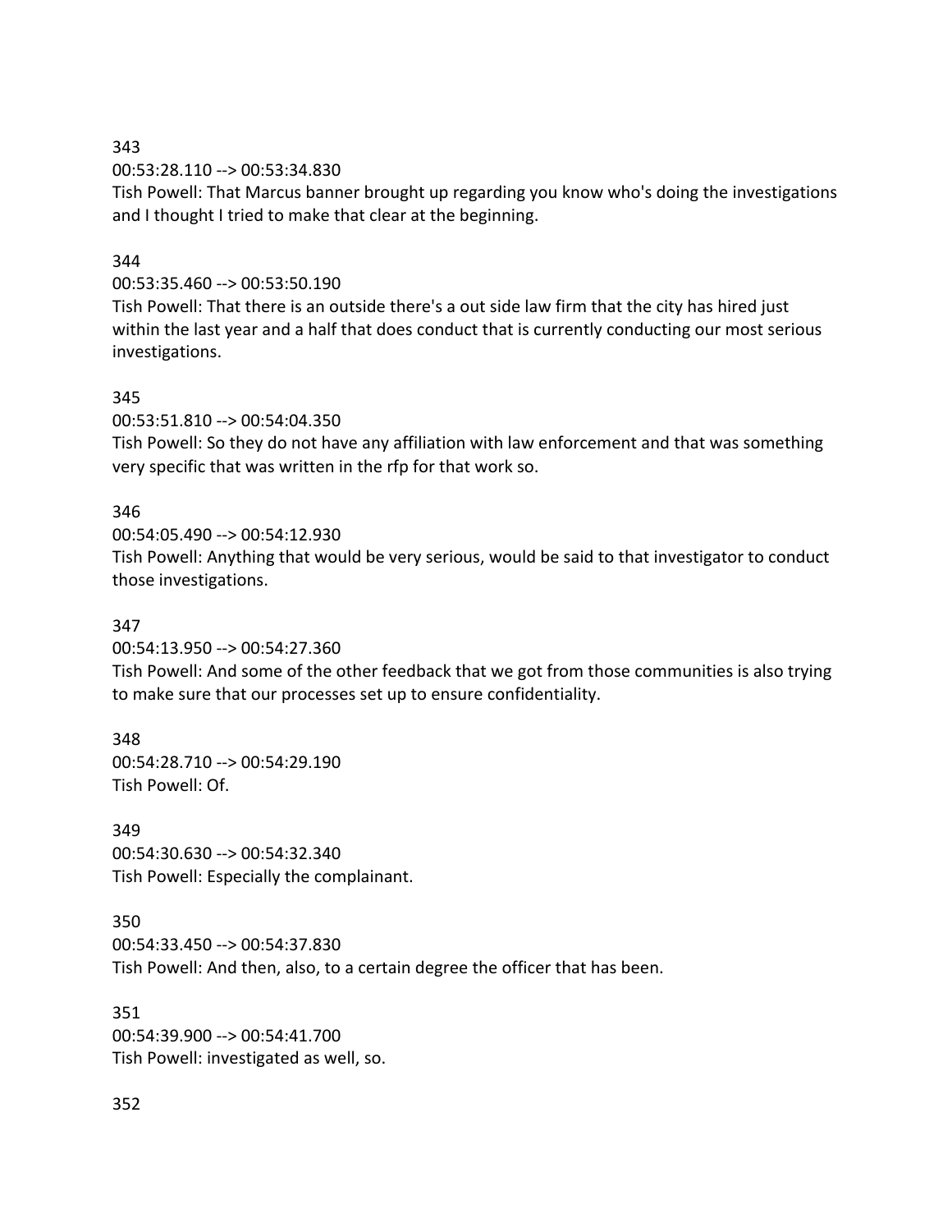343

00:53:28.110 --> 00:53:34.830

Tish Powell: That Marcus banner brought up regarding you know who's doing the investigations and I thought I tried to make that clear at the beginning.

344

00:53:35.460 --> 00:53:50.190

Tish Powell: That there is an outside there's a out side law firm that the city has hired just within the last year and a half that does conduct that is currently conducting our most serious investigations.

345

00:53:51.810 --> 00:54:04.350

Tish Powell: So they do not have any affiliation with law enforcement and that was something very specific that was written in the rfp for that work so.

346

00:54:05.490 --> 00:54:12.930

Tish Powell: Anything that would be very serious, would be said to that investigator to conduct those investigations.

347

00:54:13.950 --> 00:54:27.360

Tish Powell: And some of the other feedback that we got from those communities is also trying to make sure that our processes set up to ensure confidentiality.

348

00:54:28.710 --> 00:54:29.190

Tish Powell: Of.

349

00:54:30.630 --> 00:54:32.340

Tish Powell: Especially the complainant.

350

00:54:33.450 --> 00:54:37.830

Tish Powell: And then, also, to a certain degree the officer that has been.

351

00:54:39.900 --> 00:54:41.700

Tish Powell: investigated as well, so.

352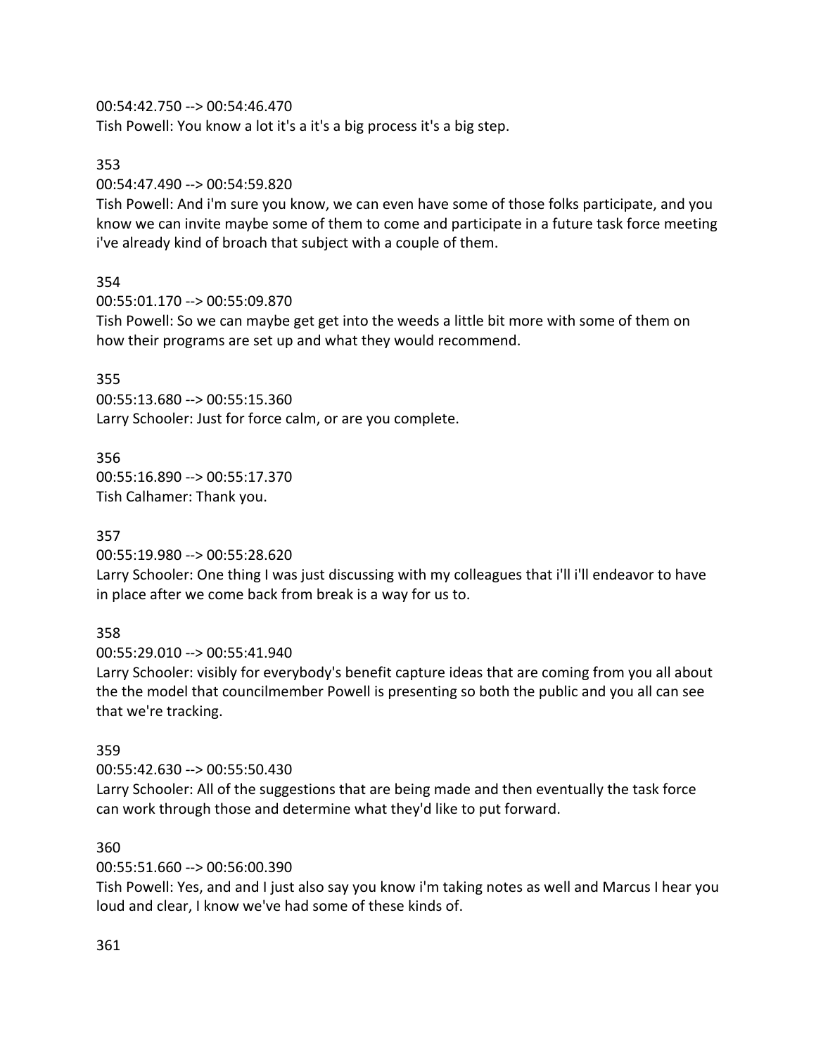00:54:42.750 --> 00:54:46.470
Tish Powell: You know a lot it's a it's a big process it's a big step.

353
00:54:47.490 --> 00:54:59.820
Tish Powell: And i'm sure you know, we can even have some of those folks participate, and you know we can invite maybe some of them to come and participate in a future task force meeting i've already kind of broach that subject with a couple of them.

354
00:55:01.170 --> 00:55:09.870
Tish Powell: So we can maybe get get into the weeds a little bit more with some of them on how their programs are set up and what they would recommend.

355
00:55:13.680 --> 00:55:15.360
Larry Schooler: Just for force calm, or are you complete.

356
00:55:16.890 --> 00:55:17.370
Tish Calhamer: Thank you.

357
00:55:19.980 --> 00:55:28.620
Larry Schooler: One thing I was just discussing with my colleagues that i'll i'll endeavor to have in place after we come back from break is a way for us to.

358
00:55:29.010 --> 00:55:41.940
Larry Schooler: visibly for everybody's benefit capture ideas that are coming from you all about the the model that councilmember Powell is presenting so both the public and you all can see that we're tracking.

359
00:55:42.630 --> 00:55:50.430
Larry Schooler: All of the suggestions that are being made and then eventually the task force can work through those and determine what they'd like to put forward.

360
00:55:51.660 --> 00:56:00.390
Tish Powell: Yes, and and I just also say you know i'm taking notes as well and Marcus I hear you loud and clear, I know we've had some of these kinds of.

361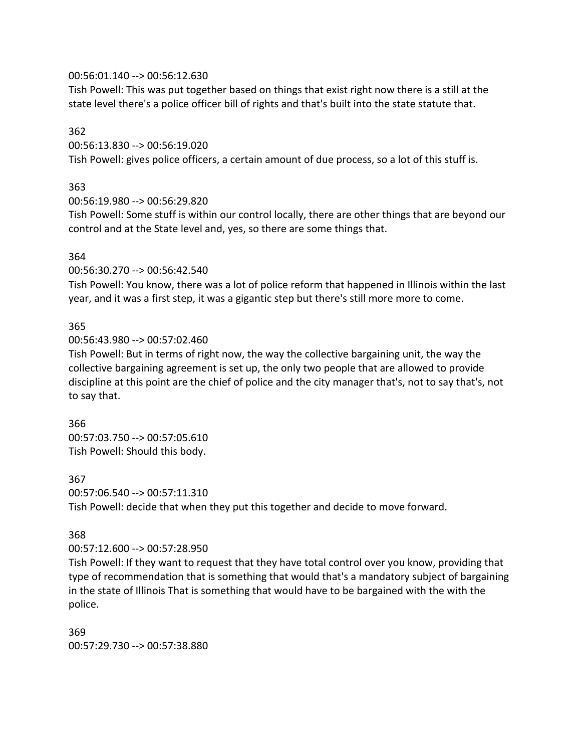00:56:01.140 --> 00:56:12.630
Tish Powell: This was put together based on things that exist right now there is a still at the state level there's a police officer bill of rights and that's built into the state statute that.

362
00:56:13.830 --> 00:56:19.020
Tish Powell: gives police officers, a certain amount of due process, so a lot of this stuff is.

363
00:56:19.980 --> 00:56:29.820
Tish Powell: Some stuff is within our control locally, there are other things that are beyond our control and at the State level and, yes, so there are some things that.

364
00:56:30.270 --> 00:56:42.540
Tish Powell: You know, there was a lot of police reform that happened in Illinois within the last year, and it was a first step, it was a gigantic step but there's still more more to come.

365
00:56:43.980 --> 00:57:02.460
Tish Powell: But in terms of right now, the way the collective bargaining unit, the way the collective bargaining agreement is set up, the only two people that are allowed to provide discipline at this point are the chief of police and the city manager that's, not to say that's, not to say that.

366
00:57:03.750 --> 00:57:05.610
Tish Powell: Should this body.

367
00:57:06.540 --> 00:57:11.310
Tish Powell: decide that when they put this together and decide to move forward.

368
00:57:12.600 --> 00:57:28.950
Tish Powell: If they want to request that they have total control over you know, providing that type of recommendation that is something that would that's a mandatory subject of bargaining in the state of Illinois That is something that would have to be bargained with the with the police.

369
00:57:29.730 --> 00:57:38.880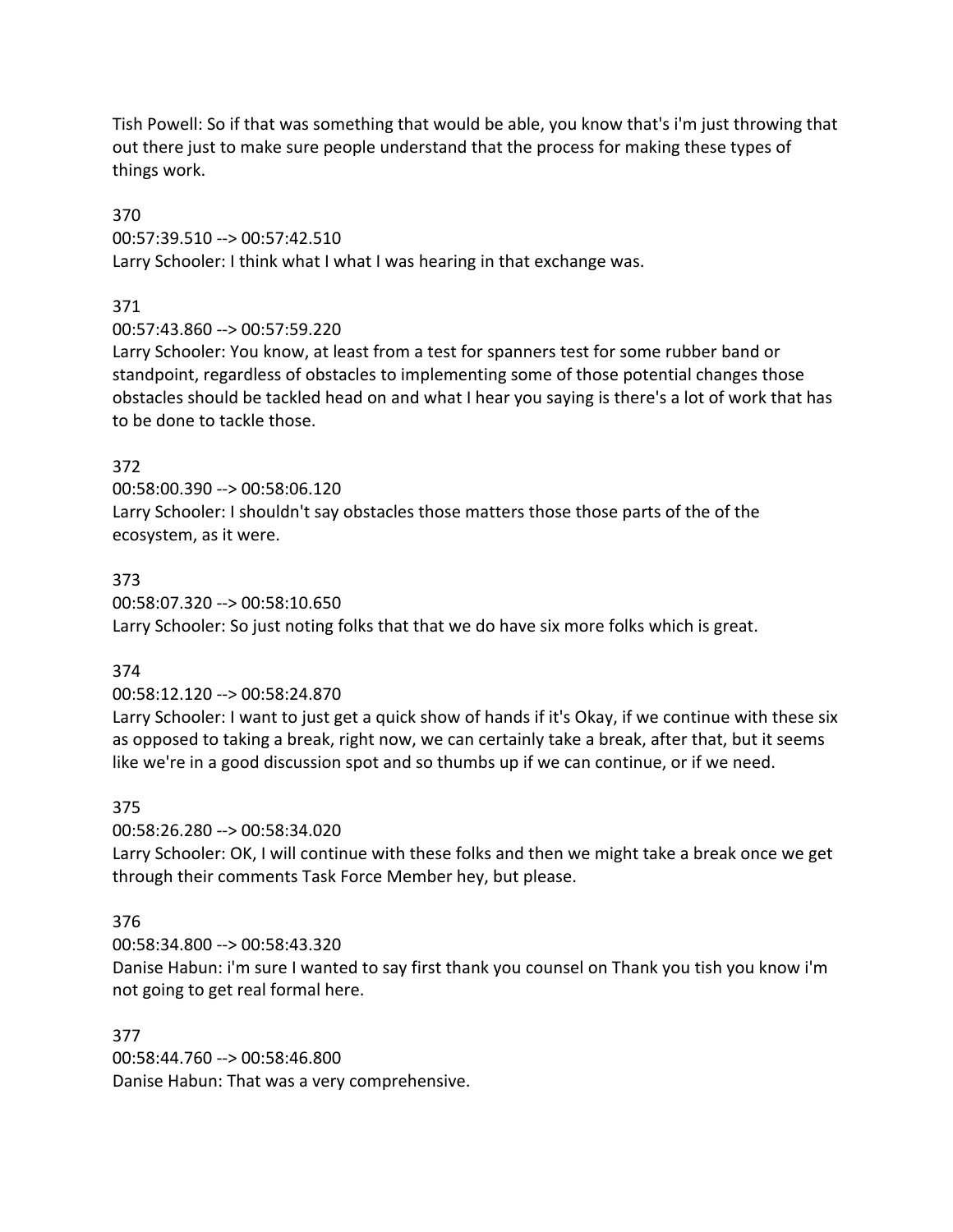Tish Powell: So if that was something that would be able, you know that's i'm just throwing that out there just to make sure people understand that the process for making these types of things work.

370
00:57:39.510 --> 00:57:42.510
Larry Schooler: I think what I what I was hearing in that exchange was.

371
00:57:43.860 --> 00:57:59.220
Larry Schooler: You know, at least from a test for spanners test for some rubber band or standpoint, regardless of obstacles to implementing some of those potential changes those obstacles should be tackled head on and what I hear you saying is there's a lot of work that has to be done to tackle those.

372
00:58:00.390 --> 00:58:06.120
Larry Schooler: I shouldn't say obstacles those matters those those parts of the of the ecosystem, as it were.

373
00:58:07.320 --> 00:58:10.650
Larry Schooler: So just noting folks that that we do have six more folks which is great.

374
00:58:12.120 --> 00:58:24.870
Larry Schooler: I want to just get a quick show of hands if it's Okay, if we continue with these six as opposed to taking a break, right now, we can certainly take a break, after that, but it seems like we're in a good discussion spot and so thumbs up if we can continue, or if we need.

375
00:58:26.280 --> 00:58:34.020
Larry Schooler: OK, I will continue with these folks and then we might take a break once we get through their comments Task Force Member hey, but please.

376
00:58:34.800 --> 00:58:43.320
Danise Habun: i'm sure I wanted to say first thank you counsel on Thank you tish you know i'm not going to get real formal here.

377
00:58:44.760 --> 00:58:46.800
Danise Habun: That was a very comprehensive.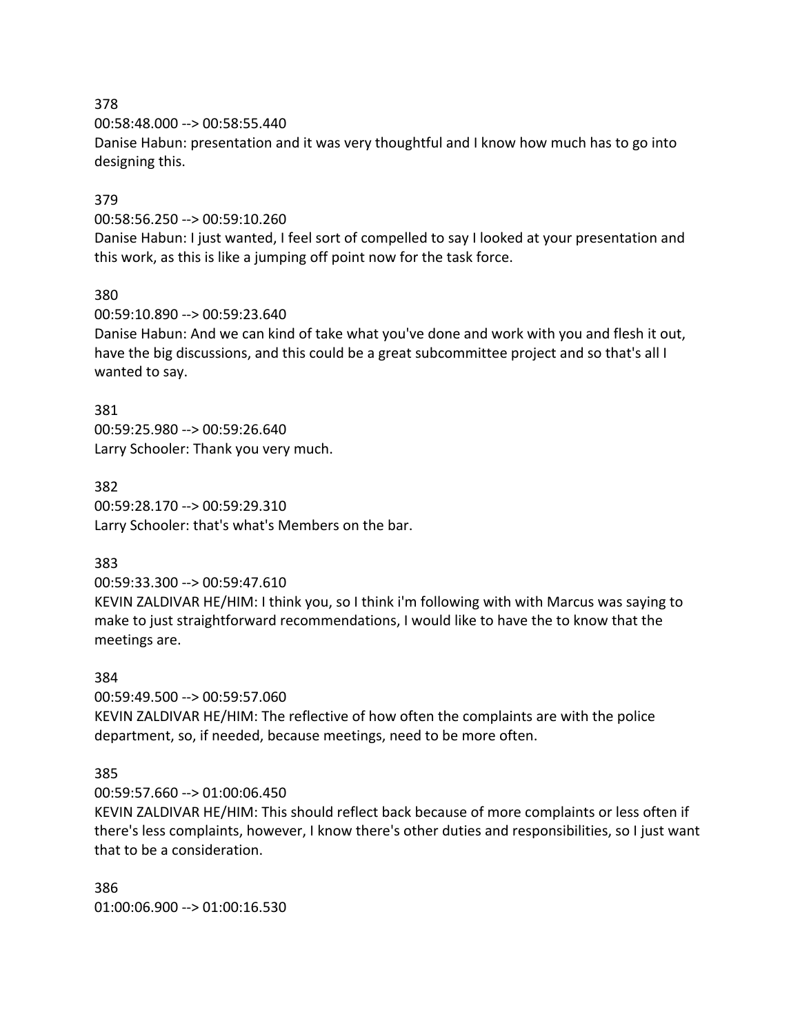378

00:58:48.000 --> 00:58:55.440

Danise Habun: presentation and it was very thoughtful and I know how much has to go into designing this.

379

00:58:56.250 --> 00:59:10.260

Danise Habun: I just wanted, I feel sort of compelled to say I looked at your presentation and this work, as this is like a jumping off point now for the task force.

380

00:59:10.890 --> 00:59:23.640

Danise Habun: And we can kind of take what you've done and work with you and flesh it out, have the big discussions, and this could be a great subcommittee project and so that's all I wanted to say.

381

00:59:25.980 --> 00:59:26.640

Larry Schooler: Thank you very much.

382

00:59:28.170 --> 00:59:29.310

Larry Schooler: that's what's Members on the bar.

383

00:59:33.300 --> 00:59:47.610

KEVIN ZALDIVAR HE/HIM: I think you, so I think i'm following with with Marcus was saying to make to just straightforward recommendations, I would like to have the to know that the meetings are.

384

00:59:49.500 --> 00:59:57.060

KEVIN ZALDIVAR HE/HIM: The reflective of how often the complaints are with the police department, so, if needed, because meetings, need to be more often.

385

00:59:57.660 --> 01:00:06.450

KEVIN ZALDIVAR HE/HIM: This should reflect back because of more complaints or less often if there's less complaints, however, I know there's other duties and responsibilities, so I just want that to be a consideration.

386

01:00:06.900 --> 01:00:16.530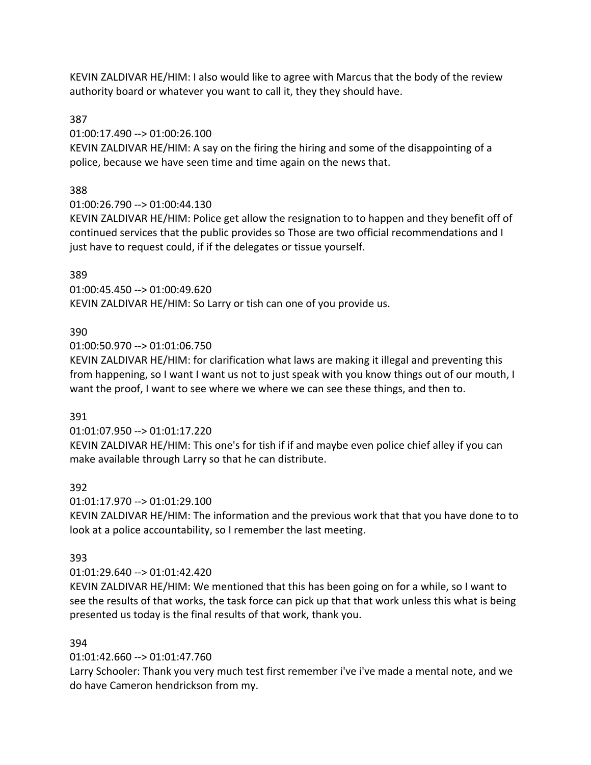KEVIN ZALDIVAR HE/HIM: I also would like to agree with Marcus that the body of the review authority board or whatever you want to call it, they they should have.

387

01:00:17.490 --> 01:00:26.100

KEVIN ZALDIVAR HE/HIM: A say on the firing the hiring and some of the disappointing of a police, because we have seen time and time again on the news that.

388

01:00:26.790 --> 01:00:44.130

KEVIN ZALDIVAR HE/HIM: Police get allow the resignation to to happen and they benefit off of continued services that the public provides so Those are two official recommendations and I just have to request could, if if the delegates or tissue yourself.

389

01:00:45.450 --> 01:00:49.620

KEVIN ZALDIVAR HE/HIM: So Larry or tish can one of you provide us.

390

01:00:50.970 --> 01:01:06.750

KEVIN ZALDIVAR HE/HIM: for clarification what laws are making it illegal and preventing this from happening, so I want I want us not to just speak with you know things out of our mouth, I want the proof, I want to see where we where we can see these things, and then to.

391

01:01:07.950 --> 01:01:17.220

KEVIN ZALDIVAR HE/HIM: This one's for tish if if and maybe even police chief alley if you can make available through Larry so that he can distribute.

392

01:01:17.970 --> 01:01:29.100

KEVIN ZALDIVAR HE/HIM: The information and the previous work that that you have done to to look at a police accountability, so I remember the last meeting.

393

01:01:29.640 --> 01:01:42.420

KEVIN ZALDIVAR HE/HIM: We mentioned that this has been going on for a while, so I want to see the results of that works, the task force can pick up that that work unless this what is being presented us today is the final results of that work, thank you.

394

01:01:42.660 --> 01:01:47.760

Larry Schooler: Thank you very much test first remember i've i've made a mental note, and we do have Cameron hendrickson from my.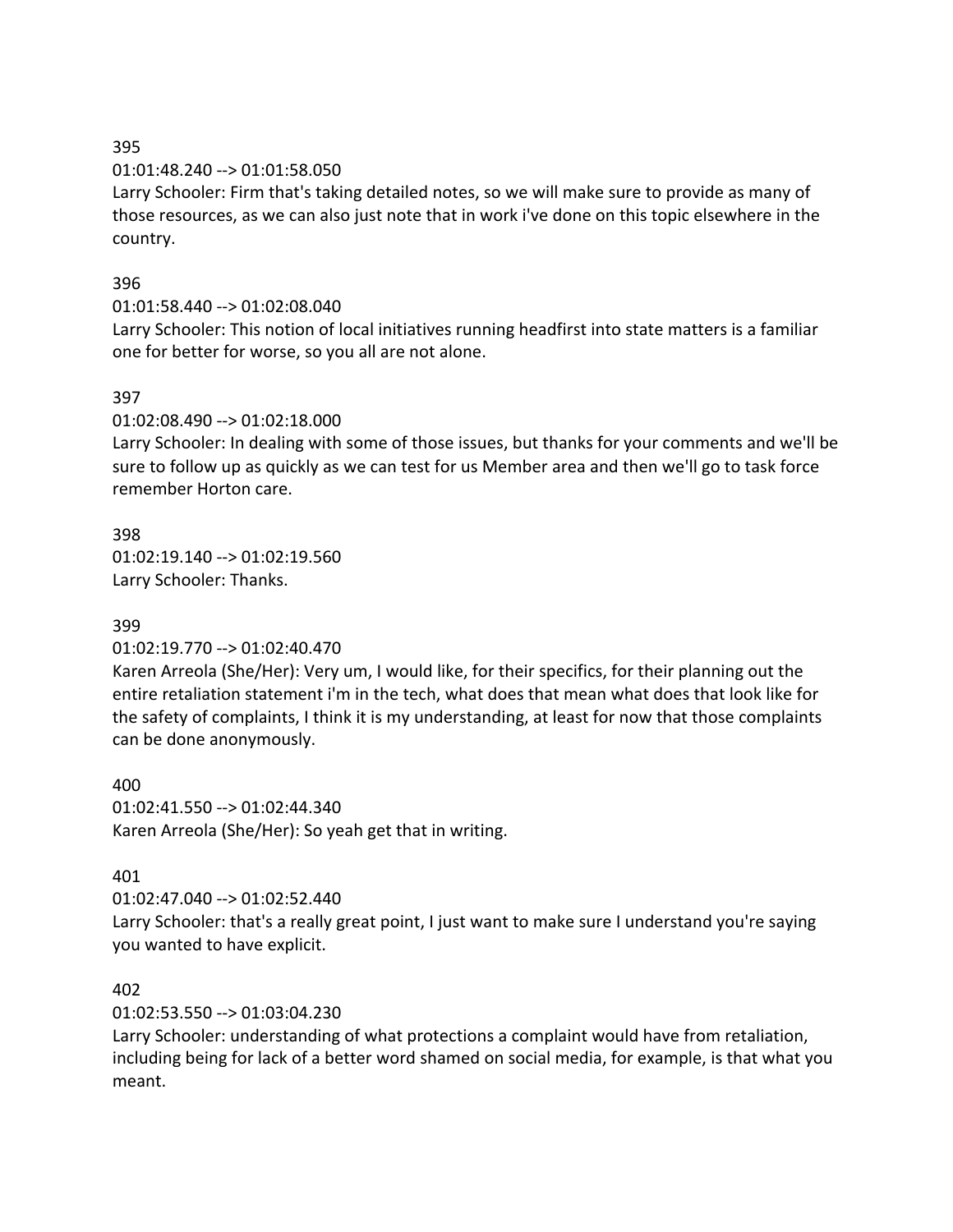395

01:01:48.240 --> 01:01:58.050

Larry Schooler: Firm that's taking detailed notes, so we will make sure to provide as many of those resources, as we can also just note that in work i've done on this topic elsewhere in the country.

396

01:01:58.440 --> 01:02:08.040

Larry Schooler: This notion of local initiatives running headfirst into state matters is a familiar one for better for worse, so you all are not alone.

397

01:02:08.490 --> 01:02:18.000

Larry Schooler: In dealing with some of those issues, but thanks for your comments and we'll be sure to follow up as quickly as we can test for us Member area and then we'll go to task force remember Horton care.

398

01:02:19.140 --> 01:02:19.560

Larry Schooler: Thanks.

399

01:02:19.770 --> 01:02:40.470

Karen Arreola (She/Her): Very um, I would like, for their specifics, for their planning out the entire retaliation statement i'm in the tech, what does that mean what does that look like for the safety of complaints, I think it is my understanding, at least for now that those complaints can be done anonymously.

400

01:02:41.550 --> 01:02:44.340

Karen Arreola (She/Her): So yeah get that in writing.

401

01:02:47.040 --> 01:02:52.440

Larry Schooler: that's a really great point, I just want to make sure I understand you're saying you wanted to have explicit.

402

01:02:53.550 --> 01:03:04.230

Larry Schooler: understanding of what protections a complaint would have from retaliation, including being for lack of a better word shamed on social media, for example, is that what you meant.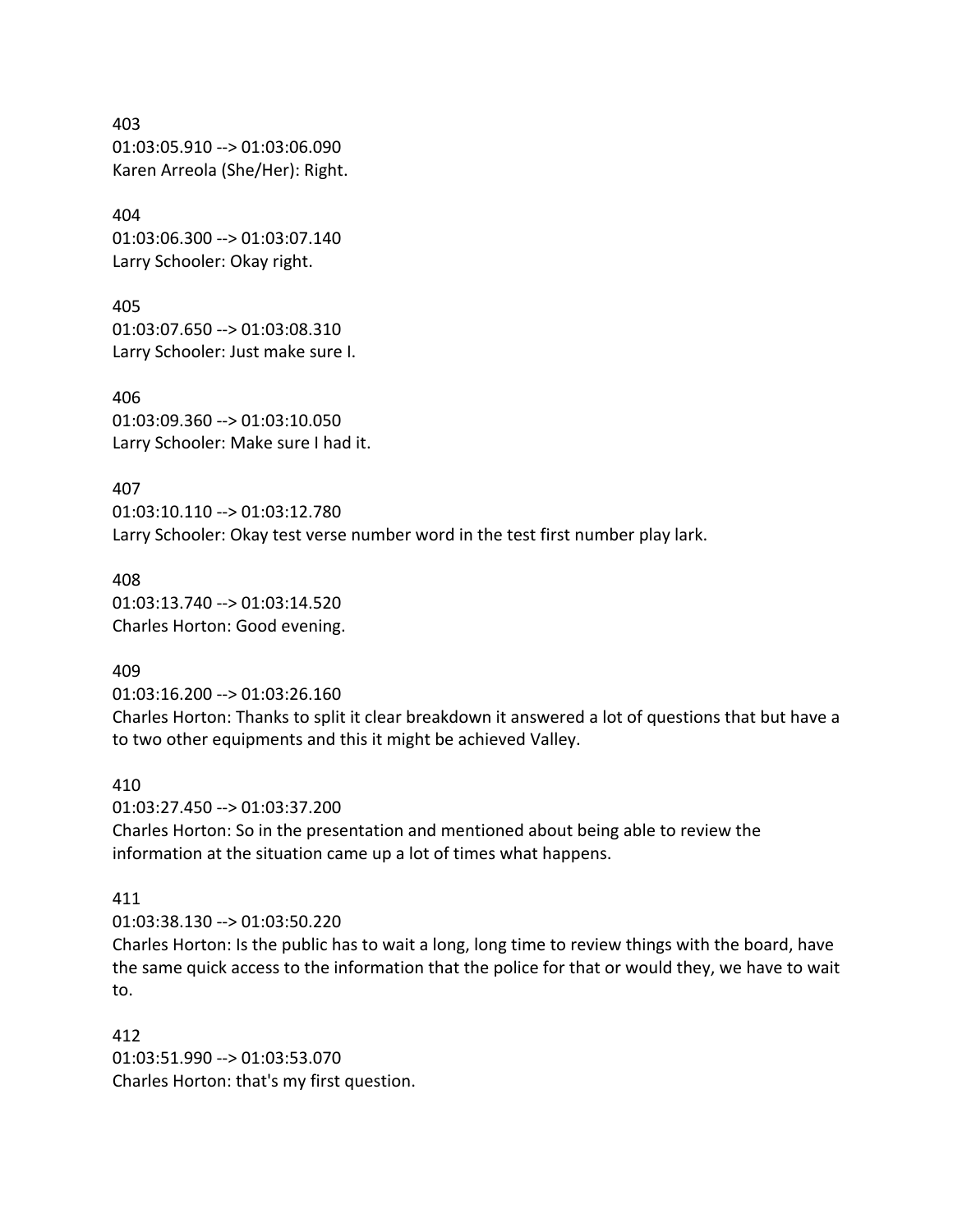403
01:03:05.910 --> 01:03:06.090
Karen Arreola (She/Her): Right.

404
01:03:06.300 --> 01:03:07.140
Larry Schooler: Okay right.

405
01:03:07.650 --> 01:03:08.310
Larry Schooler: Just make sure I.

406
01:03:09.360 --> 01:03:10.050
Larry Schooler: Make sure I had it.

407
01:03:10.110 --> 01:03:12.780
Larry Schooler: Okay test verse number word in the test first number play lark.

408
01:03:13.740 --> 01:03:14.520
Charles Horton: Good evening.

409
01:03:16.200 --> 01:03:26.160
Charles Horton: Thanks to split it clear breakdown it answered a lot of questions that but have a to two other equipments and this it might be achieved Valley.

410
01:03:27.450 --> 01:03:37.200
Charles Horton: So in the presentation and mentioned about being able to review the information at the situation came up a lot of times what happens.

411
01:03:38.130 --> 01:03:50.220
Charles Horton: Is the public has to wait a long, long time to review things with the board, have the same quick access to the information that the police for that or would they, we have to wait to.

412
01:03:51.990 --> 01:03:53.070
Charles Horton: that's my first question.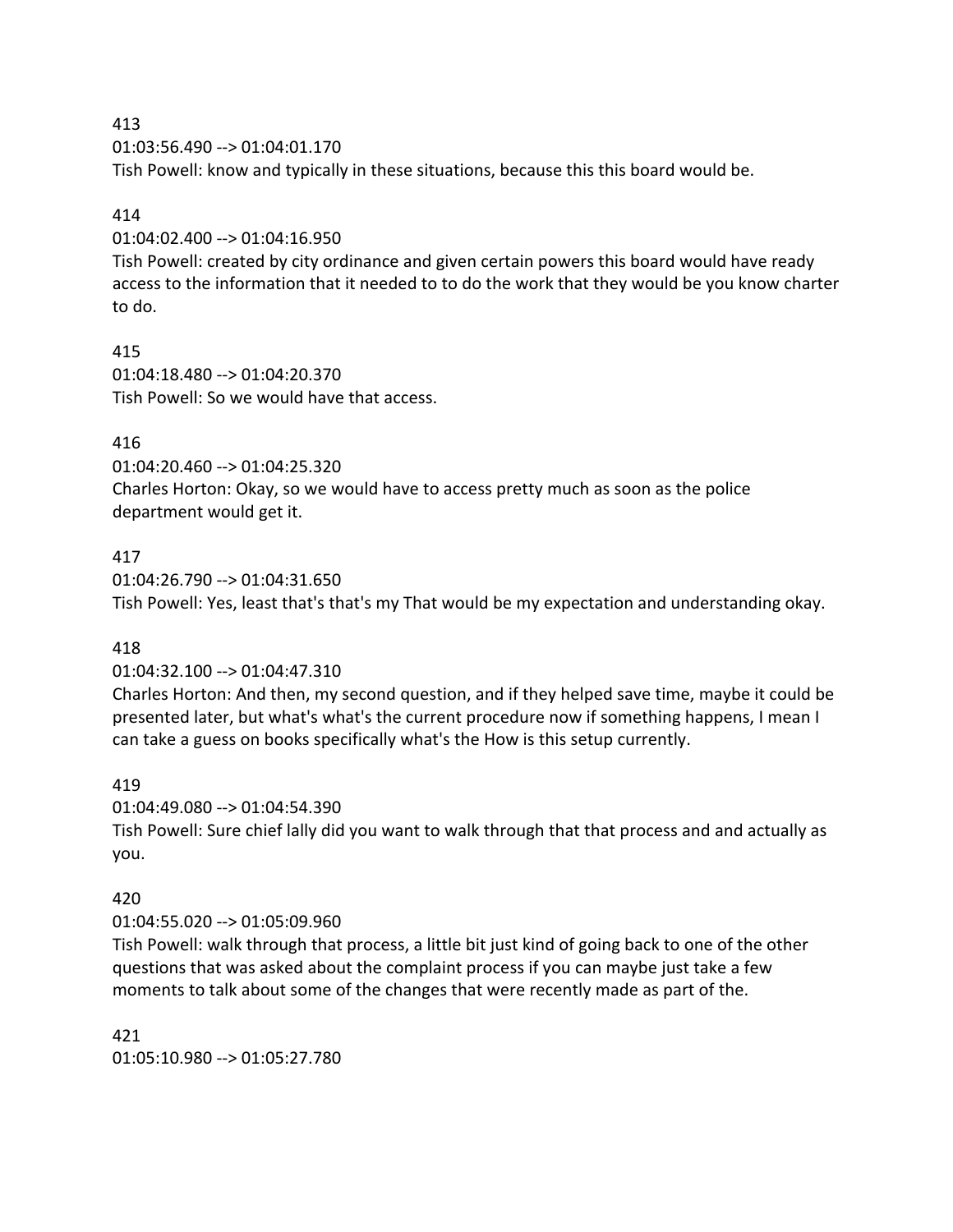413
01:03:56.490 --> 01:04:01.170
Tish Powell: know and typically in these situations, because this this board would be.

414
01:04:02.400 --> 01:04:16.950
Tish Powell: created by city ordinance and given certain powers this board would have ready access to the information that it needed to to do the work that they would be you know charter to do.

415
01:04:18.480 --> 01:04:20.370
Tish Powell: So we would have that access.

416
01:04:20.460 --> 01:04:25.320
Charles Horton: Okay, so we would have to access pretty much as soon as the police department would get it.

417
01:04:26.790 --> 01:04:31.650
Tish Powell: Yes, least that's that's my That would be my expectation and understanding okay.

418
01:04:32.100 --> 01:04:47.310
Charles Horton: And then, my second question, and if they helped save time, maybe it could be presented later, but what's what's the current procedure now if something happens, I mean I can take a guess on books specifically what's the How is this setup currently.

419
01:04:49.080 --> 01:04:54.390
Tish Powell: Sure chief lally did you want to walk through that that process and and actually as you.

420
01:04:55.020 --> 01:05:09.960
Tish Powell: walk through that process, a little bit just kind of going back to one of the other questions that was asked about the complaint process if you can maybe just take a few moments to talk about some of the changes that were recently made as part of the.

421
01:05:10.980 --> 01:05:27.780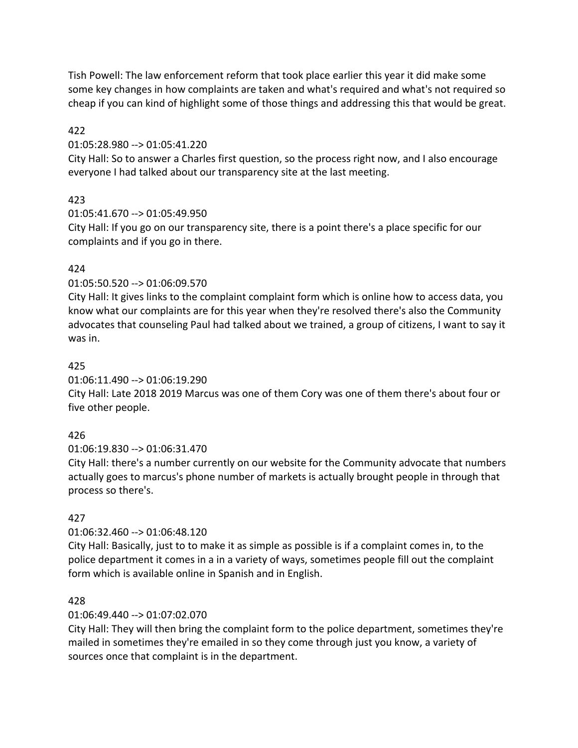Tish Powell: The law enforcement reform that took place earlier this year it did make some some key changes in how complaints are taken and what's required and what's not required so cheap if you can kind of highlight some of those things and addressing this that would be great.

422

01:05:28.980 --> 01:05:41.220

City Hall: So to answer a Charles first question, so the process right now, and I also encourage everyone I had talked about our transparency site at the last meeting.

423

01:05:41.670 --> 01:05:49.950

City Hall: If you go on our transparency site, there is a point there's a place specific for our complaints and if you go in there.

424

01:05:50.520 --> 01:06:09.570

City Hall: It gives links to the complaint complaint form which is online how to access data, you know what our complaints are for this year when they're resolved there's also the Community advocates that counseling Paul had talked about we trained, a group of citizens, I want to say it was in.

425

01:06:11.490 --> 01:06:19.290

City Hall: Late 2018 2019 Marcus was one of them Cory was one of them there's about four or five other people.

426

01:06:19.830 --> 01:06:31.470

City Hall: there's a number currently on our website for the Community advocate that numbers actually goes to marcus's phone number of markets is actually brought people in through that process so there's.

427

01:06:32.460 --> 01:06:48.120

City Hall: Basically, just to to make it as simple as possible is if a complaint comes in, to the police department it comes in a in a variety of ways, sometimes people fill out the complaint form which is available online in Spanish and in English.

428

01:06:49.440 --> 01:07:02.070

City Hall: They will then bring the complaint form to the police department, sometimes they're mailed in sometimes they're emailed in so they come through just you know, a variety of sources once that complaint is in the department.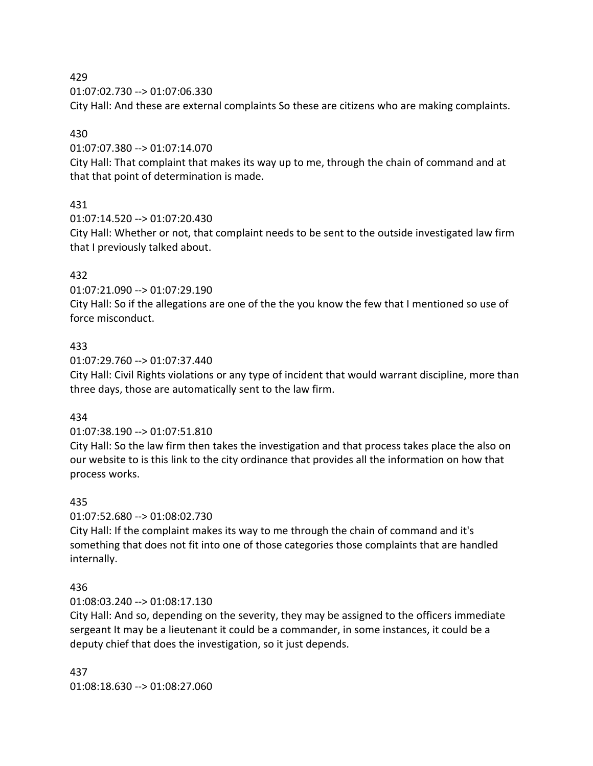429
01:07:02.730 --> 01:07:06.330
City Hall: And these are external complaints So these are citizens who are making complaints.

430
01:07:07.380 --> 01:07:14.070
City Hall: That complaint that makes its way up to me, through the chain of command and at that that point of determination is made.

431
01:07:14.520 --> 01:07:20.430
City Hall: Whether or not, that complaint needs to be sent to the outside investigated law firm that I previously talked about.

432
01:07:21.090 --> 01:07:29.190
City Hall: So if the allegations are one of the the you know the few that I mentioned so use of force misconduct.

433
01:07:29.760 --> 01:07:37.440
City Hall: Civil Rights violations or any type of incident that would warrant discipline, more than three days, those are automatically sent to the law firm.

434
01:07:38.190 --> 01:07:51.810
City Hall: So the law firm then takes the investigation and that process takes place the also on our website to is this link to the city ordinance that provides all the information on how that process works.

435
01:07:52.680 --> 01:08:02.730
City Hall: If the complaint makes its way to me through the chain of command and it's something that does not fit into one of those categories those complaints that are handled internally.

436
01:08:03.240 --> 01:08:17.130
City Hall: And so, depending on the severity, they may be assigned to the officers immediate sergeant It may be a lieutenant it could be a commander, in some instances, it could be a deputy chief that does the investigation, so it just depends.

437
01:08:18.630 --> 01:08:27.060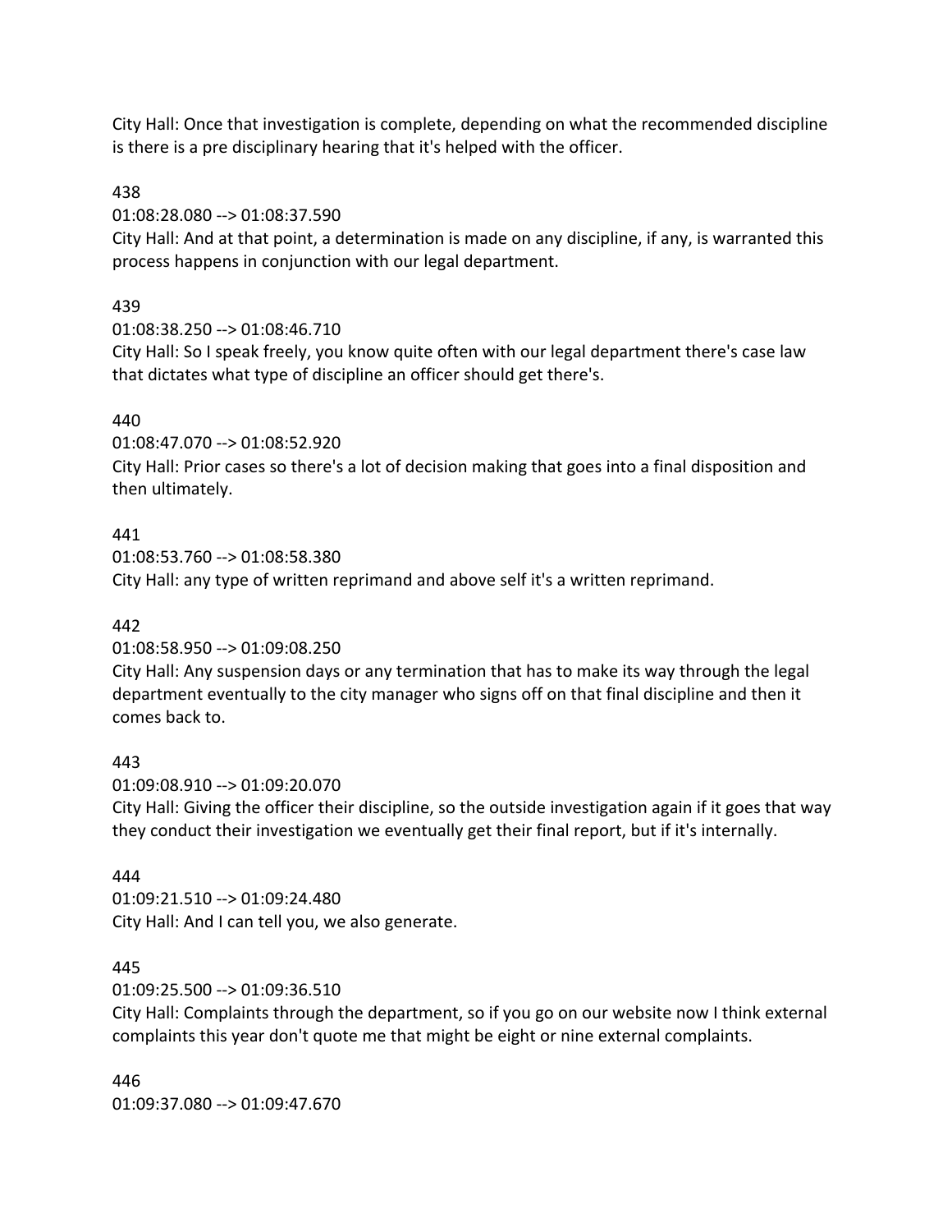City Hall: Once that investigation is complete, depending on what the recommended discipline is there is a pre disciplinary hearing that it's helped with the officer.

438

01:08:28.080 --> 01:08:37.590

City Hall: And at that point, a determination is made on any discipline, if any, is warranted this process happens in conjunction with our legal department.

439

01:08:38.250 --> 01:08:46.710

City Hall: So I speak freely, you know quite often with our legal department there's case law that dictates what type of discipline an officer should get there's.

440

01:08:47.070 --> 01:08:52.920

City Hall: Prior cases so there's a lot of decision making that goes into a final disposition and then ultimately.

441

01:08:53.760 --> 01:08:58.380

City Hall: any type of written reprimand and above self it's a written reprimand.

442

01:08:58.950 --> 01:09:08.250

City Hall: Any suspension days or any termination that has to make its way through the legal department eventually to the city manager who signs off on that final discipline and then it comes back to.

443

01:09:08.910 --> 01:09:20.070

City Hall: Giving the officer their discipline, so the outside investigation again if it goes that way they conduct their investigation we eventually get their final report, but if it's internally.

444

01:09:21.510 --> 01:09:24.480

City Hall: And I can tell you, we also generate.

445

01:09:25.500 --> 01:09:36.510

City Hall: Complaints through the department, so if you go on our website now I think external complaints this year don't quote me that might be eight or nine external complaints.

446

01:09:37.080 --> 01:09:47.670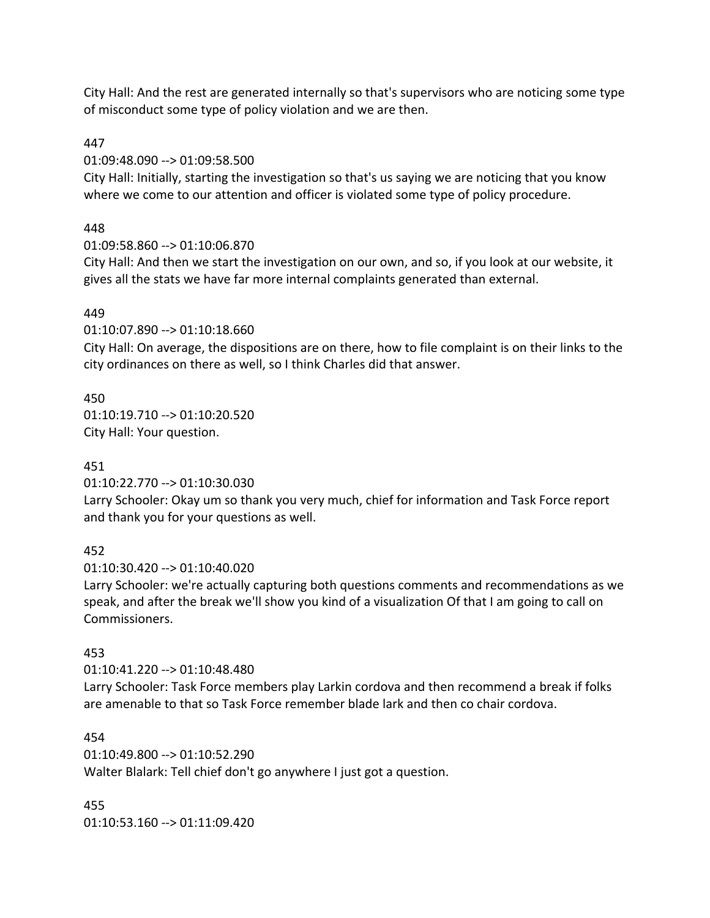City Hall: And the rest are generated internally so that's supervisors who are noticing some type of misconduct some type of policy violation and we are then.

447
01:09:48.090 --> 01:09:58.500
City Hall: Initially, starting the investigation so that's us saying we are noticing that you know where we come to our attention and officer is violated some type of policy procedure.

448
01:09:58.860 --> 01:10:06.870
City Hall: And then we start the investigation on our own, and so, if you look at our website, it gives all the stats we have far more internal complaints generated than external.

449
01:10:07.890 --> 01:10:18.660
City Hall: On average, the dispositions are on there, how to file complaint is on their links to the city ordinances on there as well, so I think Charles did that answer.

450
01:10:19.710 --> 01:10:20.520
City Hall: Your question.

451
01:10:22.770 --> 01:10:30.030
Larry Schooler: Okay um so thank you very much, chief for information and Task Force report and thank you for your questions as well.

452
01:10:30.420 --> 01:10:40.020
Larry Schooler: we're actually capturing both questions comments and recommendations as we speak, and after the break we'll show you kind of a visualization Of that I am going to call on Commissioners.

453
01:10:41.220 --> 01:10:48.480
Larry Schooler: Task Force members play Larkin cordova and then recommend a break if folks are amenable to that so Task Force remember blade lark and then co chair cordova.

454
01:10:49.800 --> 01:10:52.290
Walter Blalark: Tell chief don't go anywhere I just got a question.

455
01:10:53.160 --> 01:11:09.420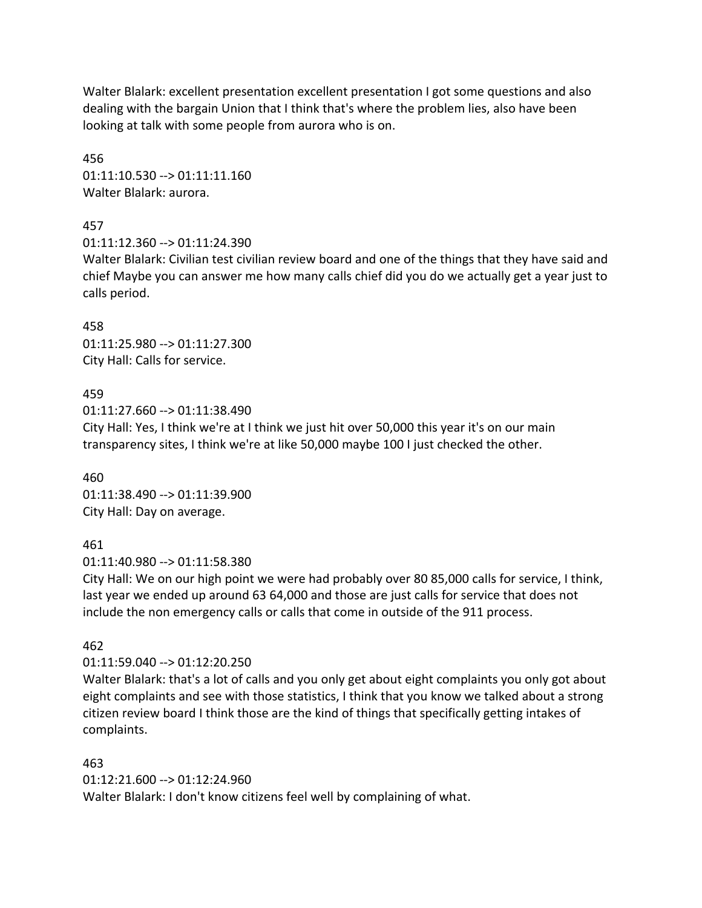Walter Blalark: excellent presentation excellent presentation I got some questions and also dealing with the bargain Union that I think that's where the problem lies, also have been looking at talk with some people from aurora who is on.

456
01:11:10.530 --> 01:11:11.160
Walter Blalark: aurora.

457
01:11:12.360 --> 01:11:24.390
Walter Blalark: Civilian test civilian review board and one of the things that they have said and chief Maybe you can answer me how many calls chief did you do we actually get a year just to calls period.

458
01:11:25.980 --> 01:11:27.300
City Hall: Calls for service.

459
01:11:27.660 --> 01:11:38.490
City Hall: Yes, I think we're at I think we just hit over 50,000 this year it's on our main transparency sites, I think we're at like 50,000 maybe 100 I just checked the other.

460
01:11:38.490 --> 01:11:39.900
City Hall: Day on average.

461
01:11:40.980 --> 01:11:58.380
City Hall: We on our high point we were had probably over 80 85,000 calls for service, I think, last year we ended up around 63 64,000 and those are just calls for service that does not include the non emergency calls or calls that come in outside of the 911 process.

462
01:11:59.040 --> 01:12:20.250
Walter Blalark: that's a lot of calls and you only get about eight complaints you only got about eight complaints and see with those statistics, I think that you know we talked about a strong citizen review board I think those are the kind of things that specifically getting intakes of complaints.

463
01:12:21.600 --> 01:12:24.960
Walter Blalark: I don't know citizens feel well by complaining of what.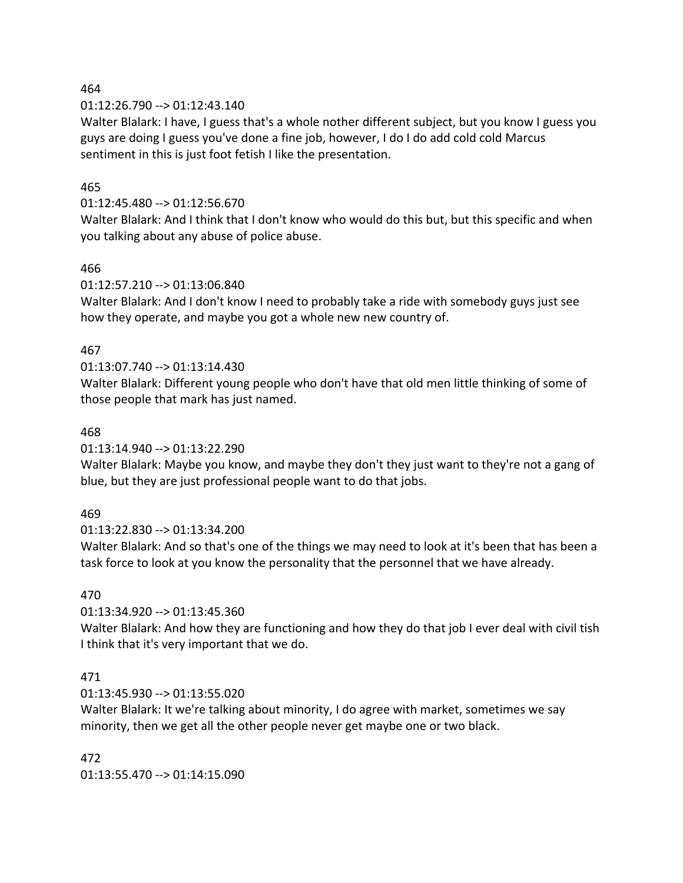464

01:12:26.790 --> 01:12:43.140

Walter Blalark: I have, I guess that's a whole nother different subject, but you know I guess you guys are doing I guess you've done a fine job, however, I do I do add cold cold Marcus sentiment in this is just foot fetish I like the presentation.

465

01:12:45.480 --> 01:12:56.670

Walter Blalark: And I think that I don't know who would do this but, but this specific and when you talking about any abuse of police abuse.

466

01:12:57.210 --> 01:13:06.840

Walter Blalark: And I don't know I need to probably take a ride with somebody guys just see how they operate, and maybe you got a whole new new country of.

467

01:13:07.740 --> 01:13:14.430

Walter Blalark: Different young people who don't have that old men little thinking of some of those people that mark has just named.

468

01:13:14.940 --> 01:13:22.290

Walter Blalark: Maybe you know, and maybe they don't they just want to they're not a gang of blue, but they are just professional people want to do that jobs.

469

01:13:22.830 --> 01:13:34.200

Walter Blalark: And so that's one of the things we may need to look at it's been that has been a task force to look at you know the personality that the personnel that we have already.

470

01:13:34.920 --> 01:13:45.360

Walter Blalark: And how they are functioning and how they do that job I ever deal with civil tish I think that it's very important that we do.

471

01:13:45.930 --> 01:13:55.020

Walter Blalark: It we're talking about minority, I do agree with market, sometimes we say minority, then we get all the other people never get maybe one or two black.

472

01:13:55.470 --> 01:14:15.090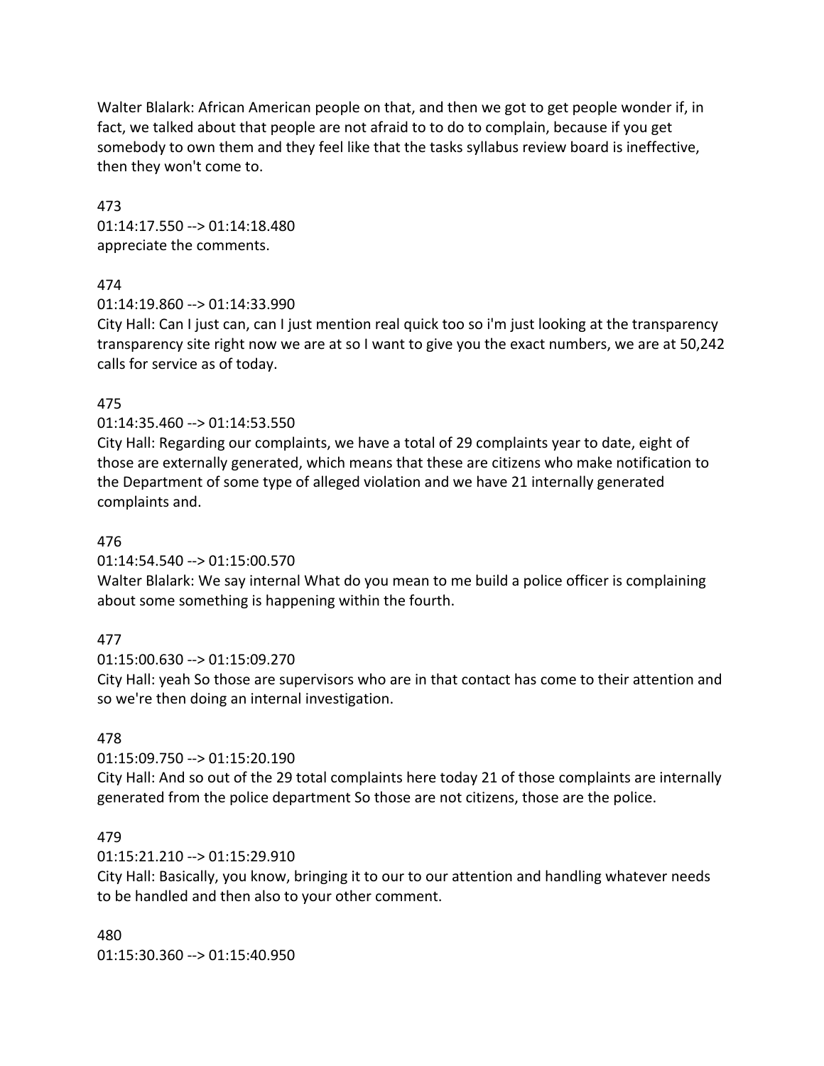Walter Blalark: African American people on that, and then we got to get people wonder if, in fact, we talked about that people are not afraid to to do to complain, because if you get somebody to own them and they feel like that the tasks syllabus review board is ineffective, then they won't come to.

473
01:14:17.550 --> 01:14:18.480
appreciate the comments.

474
01:14:19.860 --> 01:14:33.990
City Hall: Can I just can, can I just mention real quick too so i'm just looking at the transparency transparency site right now we are at so I want to give you the exact numbers, we are at 50,242 calls for service as of today.

475
01:14:35.460 --> 01:14:53.550
City Hall: Regarding our complaints, we have a total of 29 complaints year to date, eight of those are externally generated, which means that these are citizens who make notification to the Department of some type of alleged violation and we have 21 internally generated complaints and.

476
01:14:54.540 --> 01:15:00.570
Walter Blalark: We say internal What do you mean to me build a police officer is complaining about some something is happening within the fourth.

477
01:15:00.630 --> 01:15:09.270
City Hall: yeah So those are supervisors who are in that contact has come to their attention and so we're then doing an internal investigation.

478
01:15:09.750 --> 01:15:20.190
City Hall: And so out of the 29 total complaints here today 21 of those complaints are internally generated from the police department So those are not citizens, those are the police.

479
01:15:21.210 --> 01:15:29.910
City Hall: Basically, you know, bringing it to our to our attention and handling whatever needs to be handled and then also to your other comment.

480
01:15:30.360 --> 01:15:40.950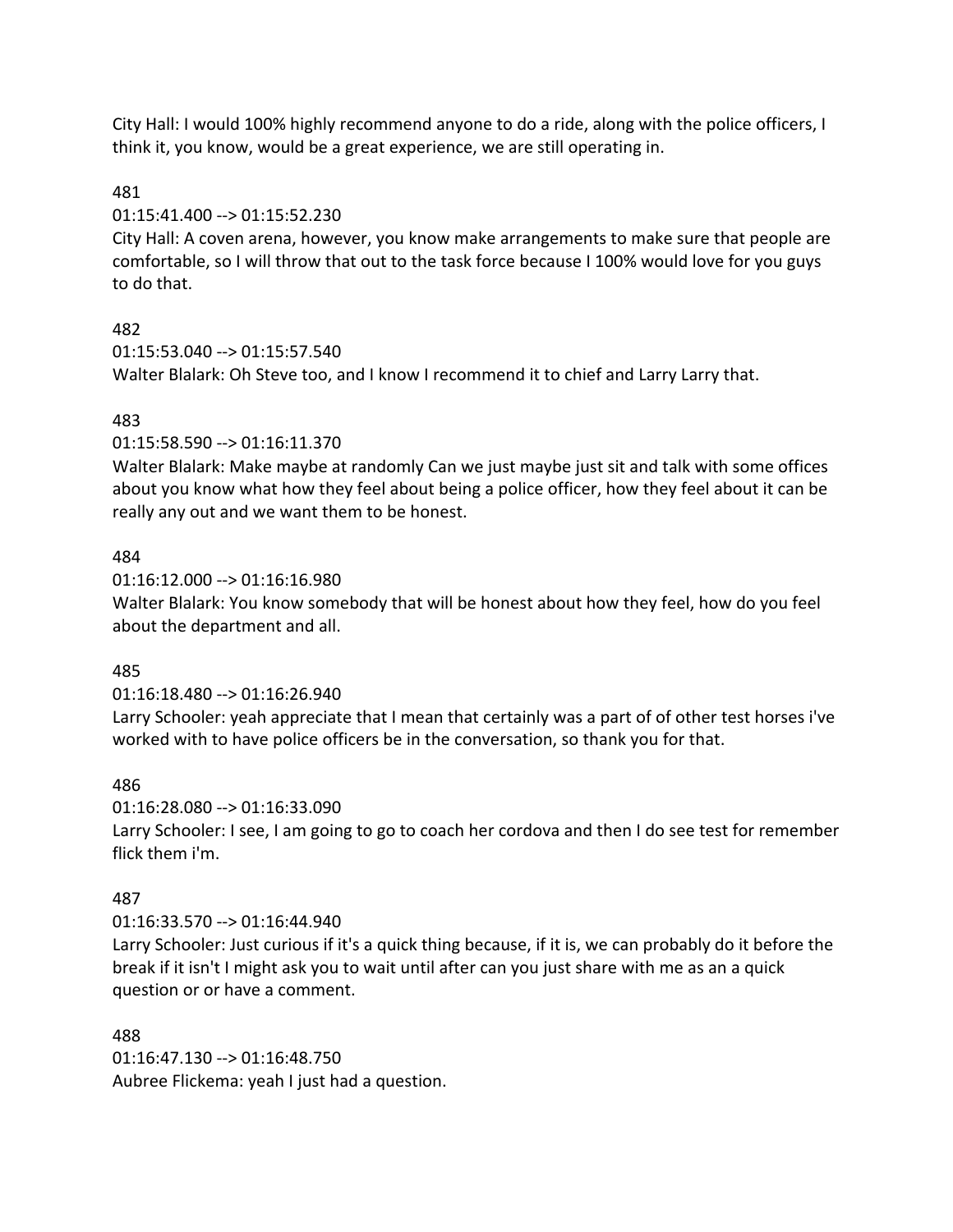City Hall: I would 100% highly recommend anyone to do a ride, along with the police officers, I think it, you know, would be a great experience, we are still operating in.

481
01:15:41.400 --> 01:15:52.230
City Hall: A coven arena, however, you know make arrangements to make sure that people are comfortable, so I will throw that out to the task force because I 100% would love for you guys to do that.

482
01:15:53.040 --> 01:15:57.540
Walter Blalark: Oh Steve too, and I know I recommend it to chief and Larry Larry that.

483
01:15:58.590 --> 01:16:11.370
Walter Blalark: Make maybe at randomly Can we just maybe just sit and talk with some offices about you know what how they feel about being a police officer, how they feel about it can be really any out and we want them to be honest.

484
01:16:12.000 --> 01:16:16.980
Walter Blalark: You know somebody that will be honest about how they feel, how do you feel about the department and all.

485
01:16:18.480 --> 01:16:26.940
Larry Schooler: yeah appreciate that I mean that certainly was a part of of other test horses i've worked with to have police officers be in the conversation, so thank you for that.

486
01:16:28.080 --> 01:16:33.090
Larry Schooler: I see, I am going to go to coach her cordova and then I do see test for remember flick them i'm.

487
01:16:33.570 --> 01:16:44.940
Larry Schooler: Just curious if it's a quick thing because, if it is, we can probably do it before the break if it isn't I might ask you to wait until after can you just share with me as an a quick question or or have a comment.

488
01:16:47.130 --> 01:16:48.750
Aubree Flickema: yeah I just had a question.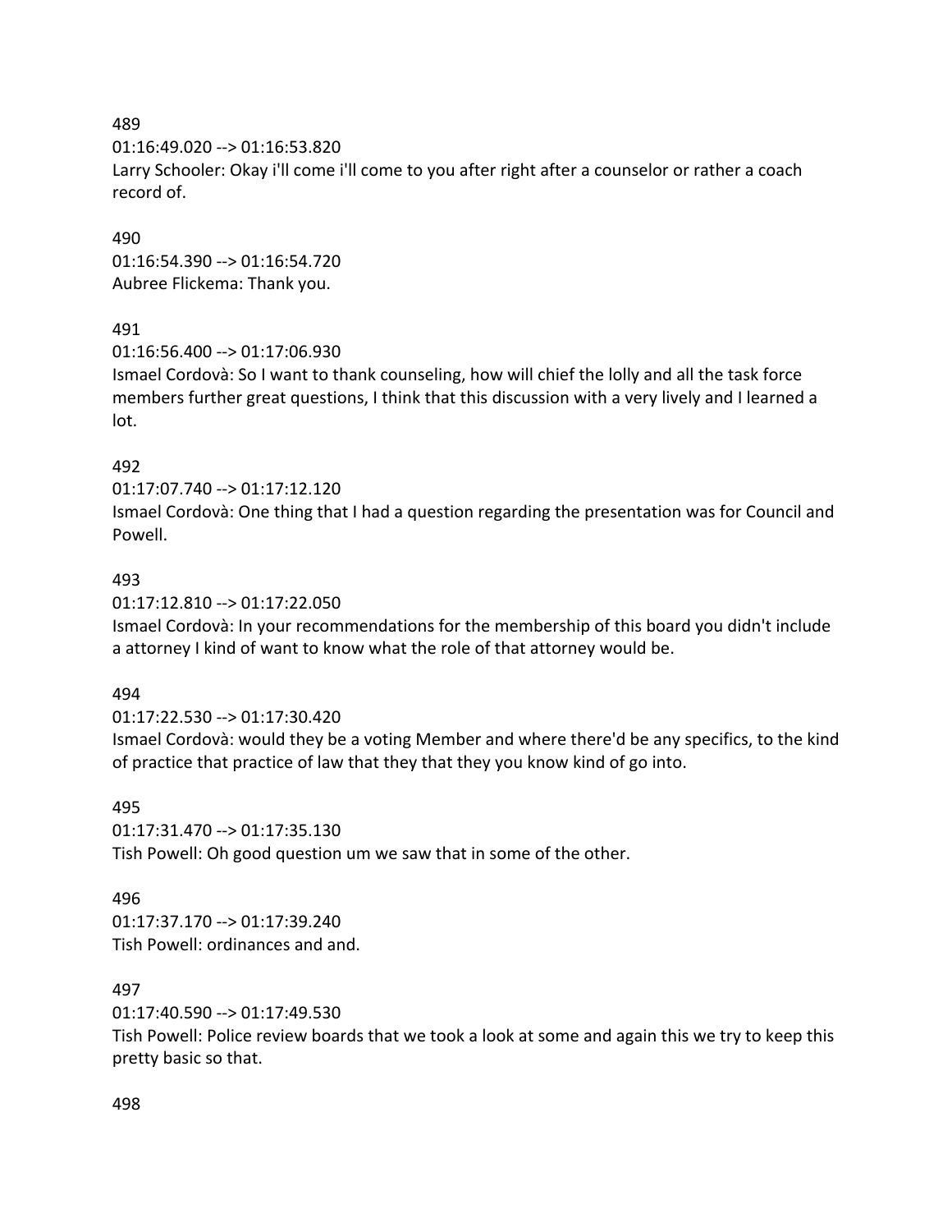489

01:16:49.020 --> 01:16:53.820

Larry Schooler: Okay i'll come i'll come to you after right after a counselor or rather a coach record of.

490

01:16:54.390 --> 01:16:54.720

Aubree Flickema: Thank you.

491

01:16:56.400 --> 01:17:06.930

Ismael Cordovà: So I want to thank counseling, how will chief the lolly and all the task force members further great questions, I think that this discussion with a very lively and I learned a lot.

492

01:17:07.740 --> 01:17:12.120

Ismael Cordovà: One thing that I had a question regarding the presentation was for Council and Powell.

493

01:17:12.810 --> 01:17:22.050

Ismael Cordovà: In your recommendations for the membership of this board you didn't include a attorney I kind of want to know what the role of that attorney would be.

494

01:17:22.530 --> 01:17:30.420

Ismael Cordovà: would they be a voting Member and where there'd be any specifics, to the kind of practice that practice of law that they that they you know kind of go into.

495

01:17:31.470 --> 01:17:35.130

Tish Powell: Oh good question um we saw that in some of the other.

496

01:17:37.170 --> 01:17:39.240

Tish Powell: ordinances and and.

497

01:17:40.590 --> 01:17:49.530

Tish Powell: Police review boards that we took a look at some and again this we try to keep this pretty basic so that.

498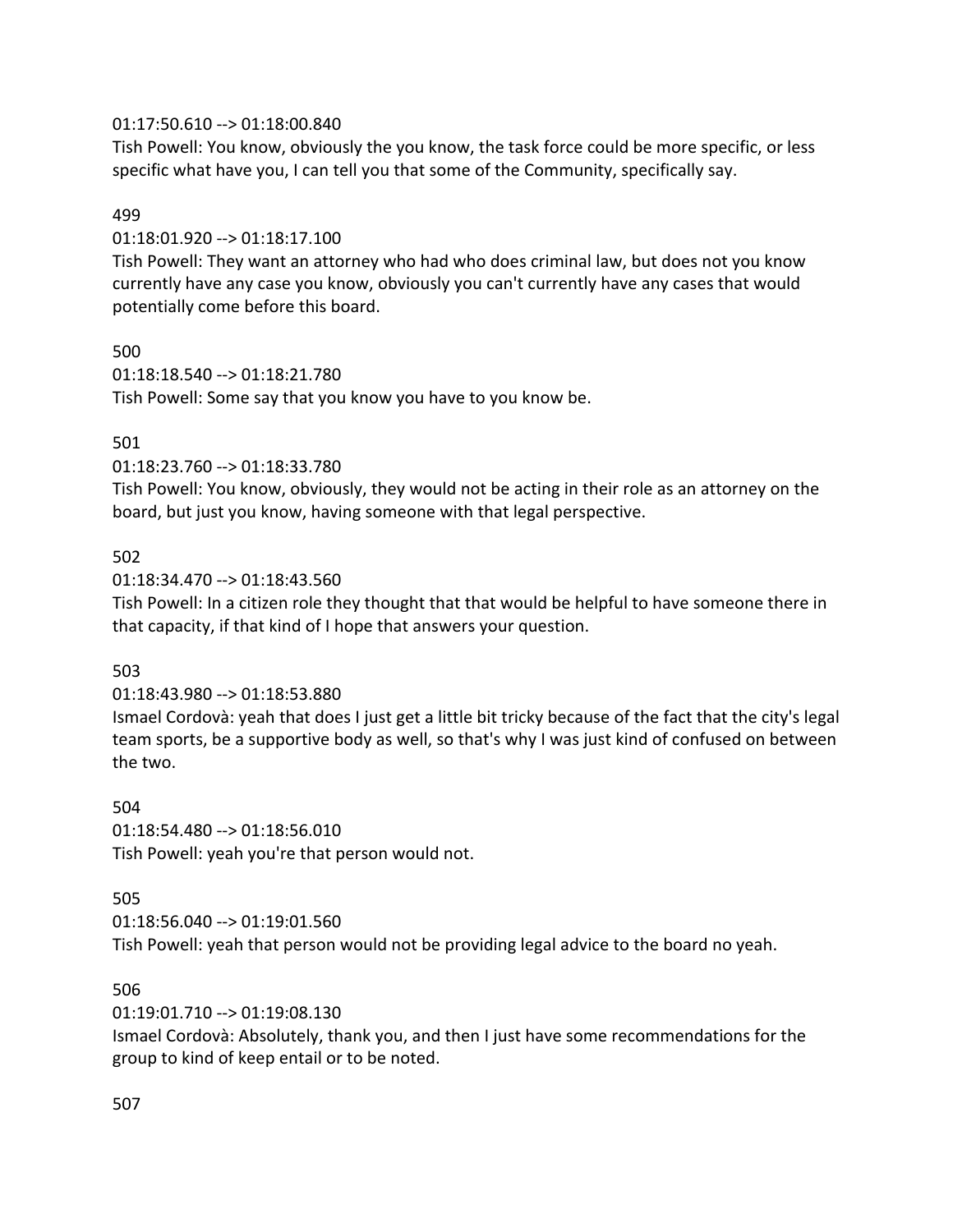01:17:50.610 --> 01:18:00.840
Tish Powell: You know, obviously the you know, the task force could be more specific, or less specific what have you, I can tell you that some of the Community, specifically say.

499

01:18:01.920 --> 01:18:17.100
Tish Powell: They want an attorney who had who does criminal law, but does not you know currently have any case you know, obviously you can't currently have any cases that would potentially come before this board.

500

01:18:18.540 --> 01:18:21.780
Tish Powell: Some say that you know you have to you know be.

501

01:18:23.760 --> 01:18:33.780
Tish Powell: You know, obviously, they would not be acting in their role as an attorney on the board, but just you know, having someone with that legal perspective.

502

01:18:34.470 --> 01:18:43.560
Tish Powell: In a citizen role they thought that that would be helpful to have someone there in that capacity, if that kind of I hope that answers your question.

503

01:18:43.980 --> 01:18:53.880
Ismael Cordovà: yeah that does I just get a little bit tricky because of the fact that the city's legal team sports, be a supportive body as well, so that's why I was just kind of confused on between the two.

504

01:18:54.480 --> 01:18:56.010
Tish Powell: yeah you're that person would not.

505

01:18:56.040 --> 01:19:01.560
Tish Powell: yeah that person would not be providing legal advice to the board no yeah.

506

01:19:01.710 --> 01:19:08.130
Ismael Cordovà: Absolutely, thank you, and then I just have some recommendations for the group to kind of keep entail or to be noted.

507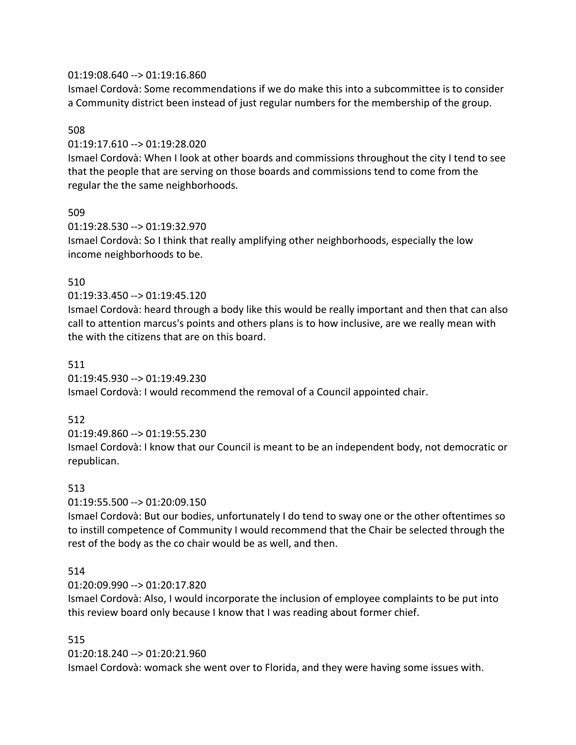01:19:08.640 --> 01:19:16.860
Ismael Cordovà: Some recommendations if we do make this into a subcommittee is to consider a Community district been instead of just regular numbers for the membership of the group.

508
01:19:17.610 --> 01:19:28.020
Ismael Cordovà: When I look at other boards and commissions throughout the city I tend to see that the people that are serving on those boards and commissions tend to come from the regular the the same neighborhoods.

509
01:19:28.530 --> 01:19:32.970
Ismael Cordovà: So I think that really amplifying other neighborhoods, especially the low income neighborhoods to be.

510
01:19:33.450 --> 01:19:45.120
Ismael Cordovà: heard through a body like this would be really important and then that can also call to attention marcus's points and others plans is to how inclusive, are we really mean with the with the citizens that are on this board.

511
01:19:45.930 --> 01:19:49.230
Ismael Cordovà: I would recommend the removal of a Council appointed chair.

512
01:19:49.860 --> 01:19:55.230
Ismael Cordovà: I know that our Council is meant to be an independent body, not democratic or republican.

513
01:19:55.500 --> 01:20:09.150
Ismael Cordovà: But our bodies, unfortunately I do tend to sway one or the other oftentimes so to instill competence of Community I would recommend that the Chair be selected through the rest of the body as the co chair would be as well, and then.

514
01:20:09.990 --> 01:20:17.820
Ismael Cordovà: Also, I would incorporate the inclusion of employee complaints to be put into this review board only because I know that I was reading about former chief.

515
01:20:18.240 --> 01:20:21.960
Ismael Cordovà: womack she went over to Florida, and they were having some issues with.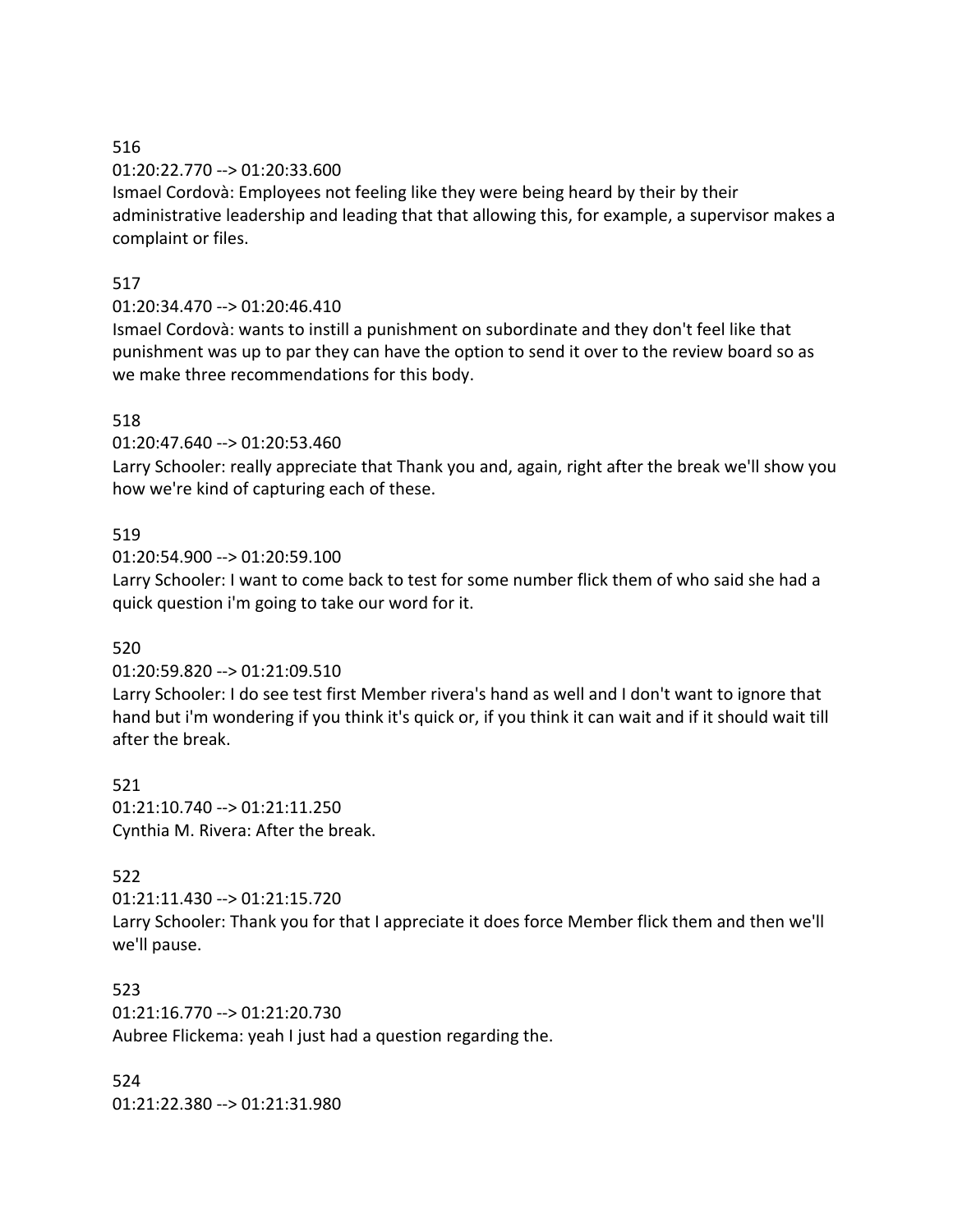516

01:20:22.770 --> 01:20:33.600

Ismael Cordovà: Employees not feeling like they were being heard by their by their administrative leadership and leading that that allowing this, for example, a supervisor makes a complaint or files.

517

01:20:34.470 --> 01:20:46.410

Ismael Cordovà: wants to instill a punishment on subordinate and they don't feel like that punishment was up to par they can have the option to send it over to the review board so as we make three recommendations for this body.

518

01:20:47.640 --> 01:20:53.460

Larry Schooler: really appreciate that Thank you and, again, right after the break we'll show you how we're kind of capturing each of these.

519

01:20:54.900 --> 01:20:59.100

Larry Schooler: I want to come back to test for some number flick them of who said she had a quick question i'm going to take our word for it.

520

01:20:59.820 --> 01:21:09.510

Larry Schooler: I do see test first Member rivera's hand as well and I don't want to ignore that hand but i'm wondering if you think it's quick or, if you think it can wait and if it should wait till after the break.

521

01:21:10.740 --> 01:21:11.250

Cynthia M. Rivera: After the break.

522

01:21:11.430 --> 01:21:15.720

Larry Schooler: Thank you for that I appreciate it does force Member flick them and then we'll we'll pause.

523

01:21:16.770 --> 01:21:20.730

Aubree Flickema: yeah I just had a question regarding the.

524

01:21:22.380 --> 01:21:31.980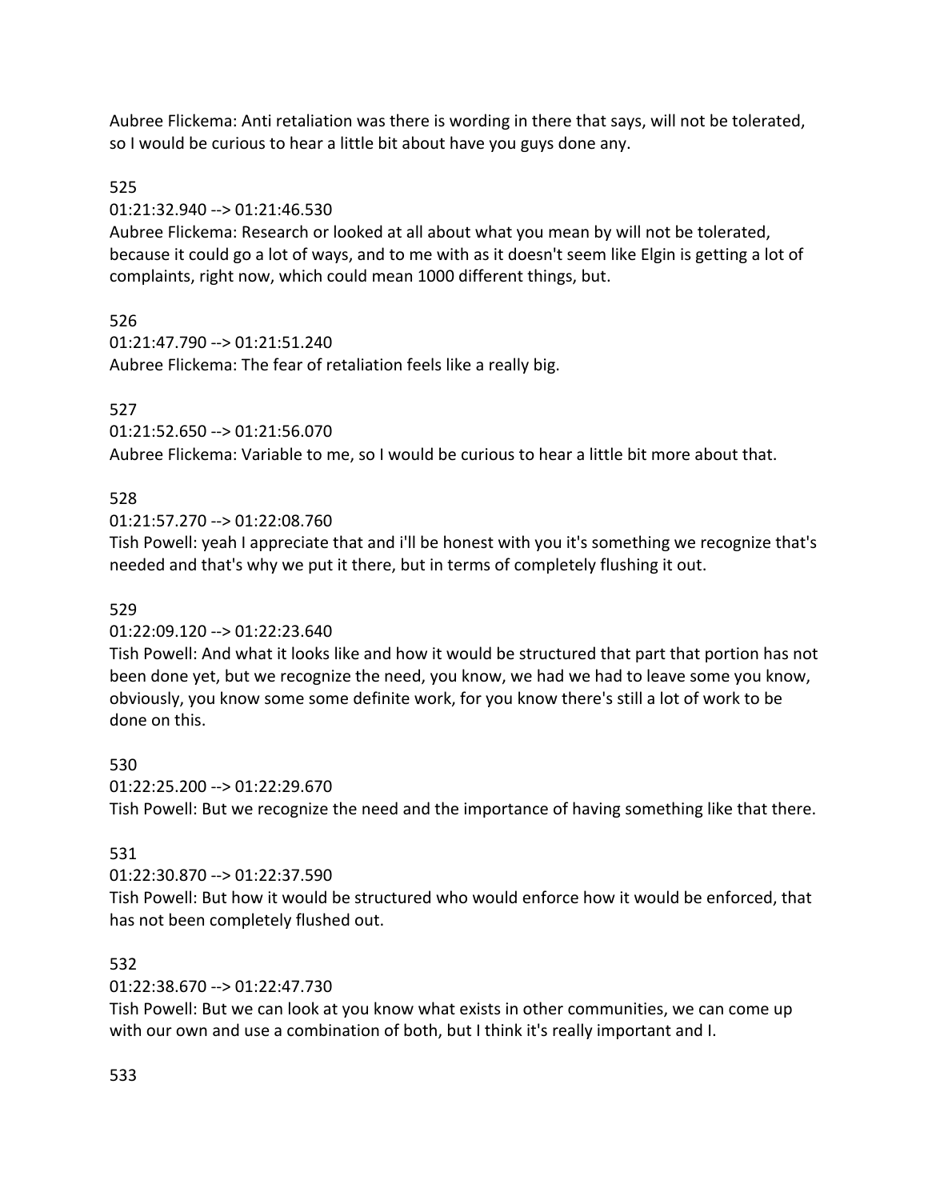Aubree Flickema: Anti retaliation was there is wording in there that says, will not be tolerated, so I would be curious to hear a little bit about have you guys done any.

525

01:21:32.940 --> 01:21:46.530

Aubree Flickema: Research or looked at all about what you mean by will not be tolerated, because it could go a lot of ways, and to me with as it doesn't seem like Elgin is getting a lot of complaints, right now, which could mean 1000 different things, but.

526

01:21:47.790 --> 01:21:51.240

Aubree Flickema: The fear of retaliation feels like a really big.

527

01:21:52.650 --> 01:21:56.070

Aubree Flickema: Variable to me, so I would be curious to hear a little bit more about that.

528

01:21:57.270 --> 01:22:08.760

Tish Powell: yeah I appreciate that and i'll be honest with you it's something we recognize that's needed and that's why we put it there, but in terms of completely flushing it out.

529

01:22:09.120 --> 01:22:23.640

Tish Powell: And what it looks like and how it would be structured that part that portion has not been done yet, but we recognize the need, you know, we had we had to leave some you know, obviously, you know some some definite work, for you know there's still a lot of work to be done on this.

530

01:22:25.200 --> 01:22:29.670

Tish Powell: But we recognize the need and the importance of having something like that there.

531

01:22:30.870 --> 01:22:37.590

Tish Powell: But how it would be structured who would enforce how it would be enforced, that has not been completely flushed out.

532

01:22:38.670 --> 01:22:47.730

Tish Powell: But we can look at you know what exists in other communities, we can come up with our own and use a combination of both, but I think it's really important and I.

533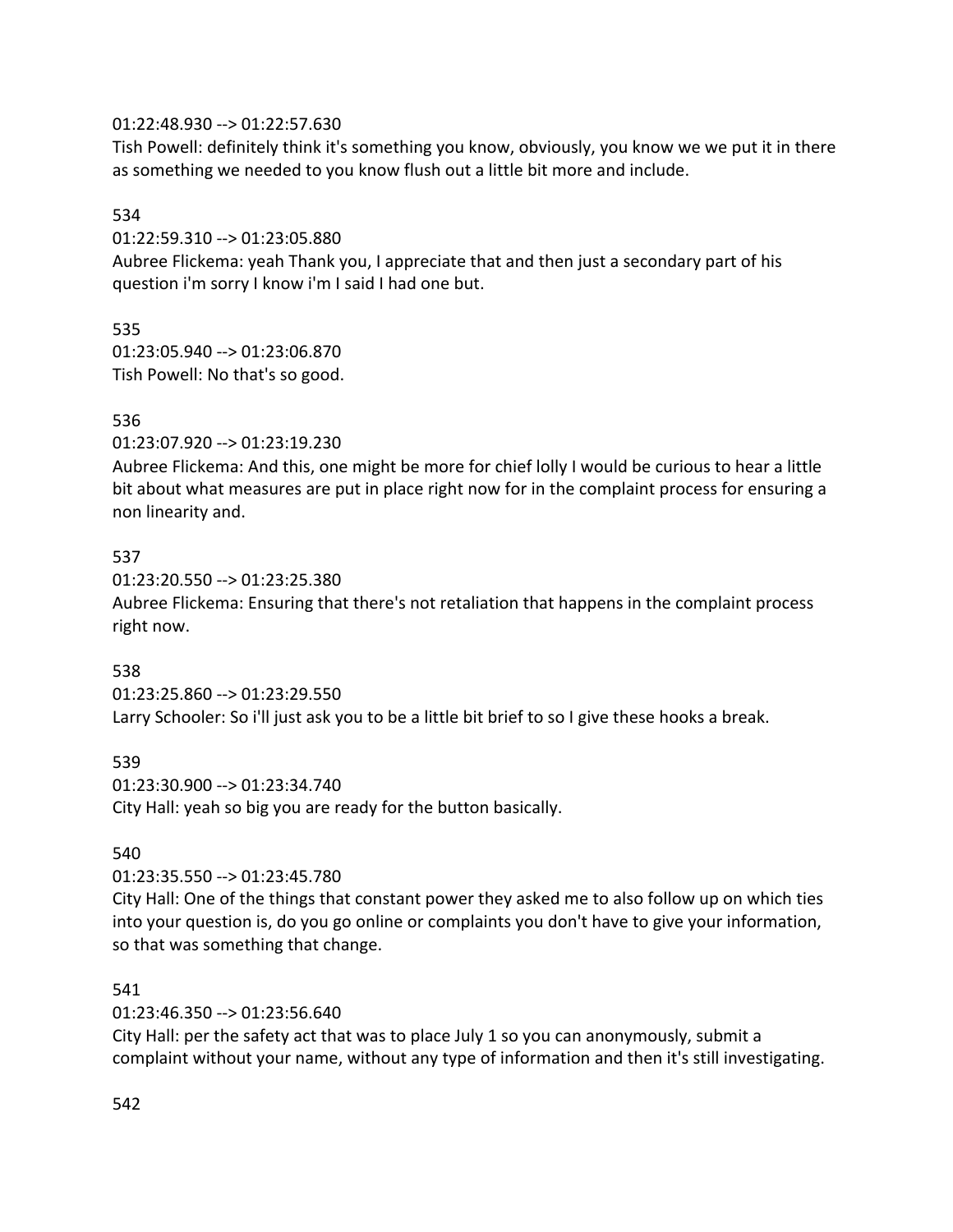01:22:48.930 --> 01:22:57.630
Tish Powell: definitely think it's something you know, obviously, you know we we put it in there as something we needed to you know flush out a little bit more and include.

534
01:22:59.310 --> 01:23:05.880
Aubree Flickema: yeah Thank you, I appreciate that and then just a secondary part of his question i'm sorry I know i'm I said I had one but.

535
01:23:05.940 --> 01:23:06.870
Tish Powell: No that's so good.

536
01:23:07.920 --> 01:23:19.230
Aubree Flickema: And this, one might be more for chief lolly I would be curious to hear a little bit about what measures are put in place right now for in the complaint process for ensuring a non linearity and.

537
01:23:20.550 --> 01:23:25.380
Aubree Flickema: Ensuring that there's not retaliation that happens in the complaint process right now.

538
01:23:25.860 --> 01:23:29.550
Larry Schooler: So i'll just ask you to be a little bit brief to so I give these hooks a break.

539
01:23:30.900 --> 01:23:34.740
City Hall: yeah so big you are ready for the button basically.

540
01:23:35.550 --> 01:23:45.780
City Hall: One of the things that constant power they asked me to also follow up on which ties into your question is, do you go online or complaints you don't have to give your information, so that was something that change.

541
01:23:46.350 --> 01:23:56.640
City Hall: per the safety act that was to place July 1 so you can anonymously, submit a complaint without your name, without any type of information and then it's still investigating.

542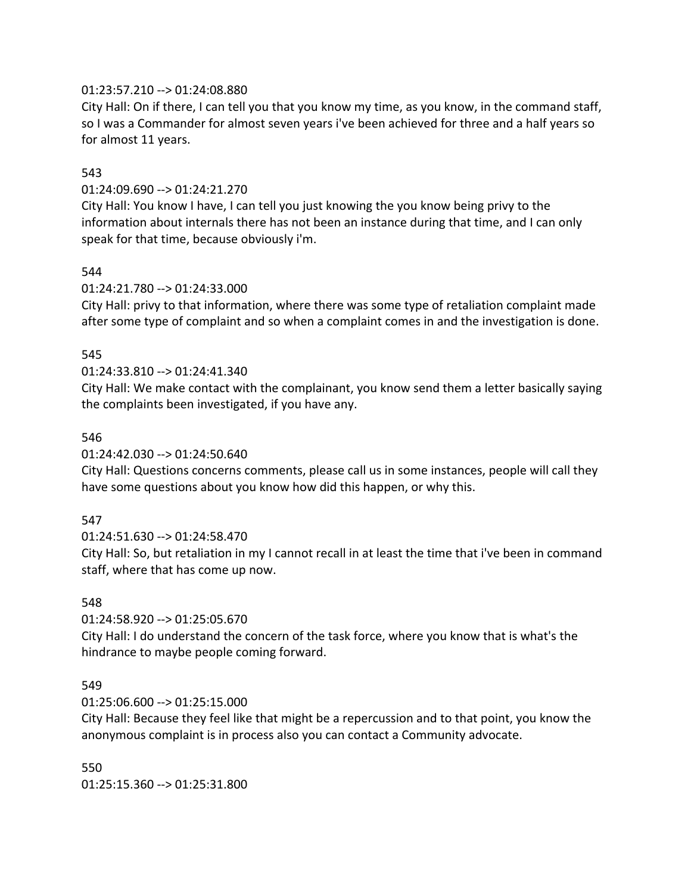01:23:57.210 --> 01:24:08.880
City Hall: On if there, I can tell you that you know my time, as you know, in the command staff, so I was a Commander for almost seven years i've been achieved for three and a half years so for almost 11 years.

543

01:24:09.690 --> 01:24:21.270
City Hall: You know I have, I can tell you just knowing the you know being privy to the information about internals there has not been an instance during that time, and I can only speak for that time, because obviously i'm.

544

01:24:21.780 --> 01:24:33.000
City Hall: privy to that information, where there was some type of retaliation complaint made after some type of complaint and so when a complaint comes in and the investigation is done.

545

01:24:33.810 --> 01:24:41.340
City Hall: We make contact with the complainant, you know send them a letter basically saying the complaints been investigated, if you have any.

546

01:24:42.030 --> 01:24:50.640
City Hall: Questions concerns comments, please call us in some instances, people will call they have some questions about you know how did this happen, or why this.

547

01:24:51.630 --> 01:24:58.470
City Hall: So, but retaliation in my I cannot recall in at least the time that i've been in command staff, where that has come up now.

548

01:24:58.920 --> 01:25:05.670
City Hall: I do understand the concern of the task force, where you know that is what's the hindrance to maybe people coming forward.

549

01:25:06.600 --> 01:25:15.000
City Hall: Because they feel like that might be a repercussion and to that point, you know the anonymous complaint is in process also you can contact a Community advocate.

550

01:25:15.360 --> 01:25:31.800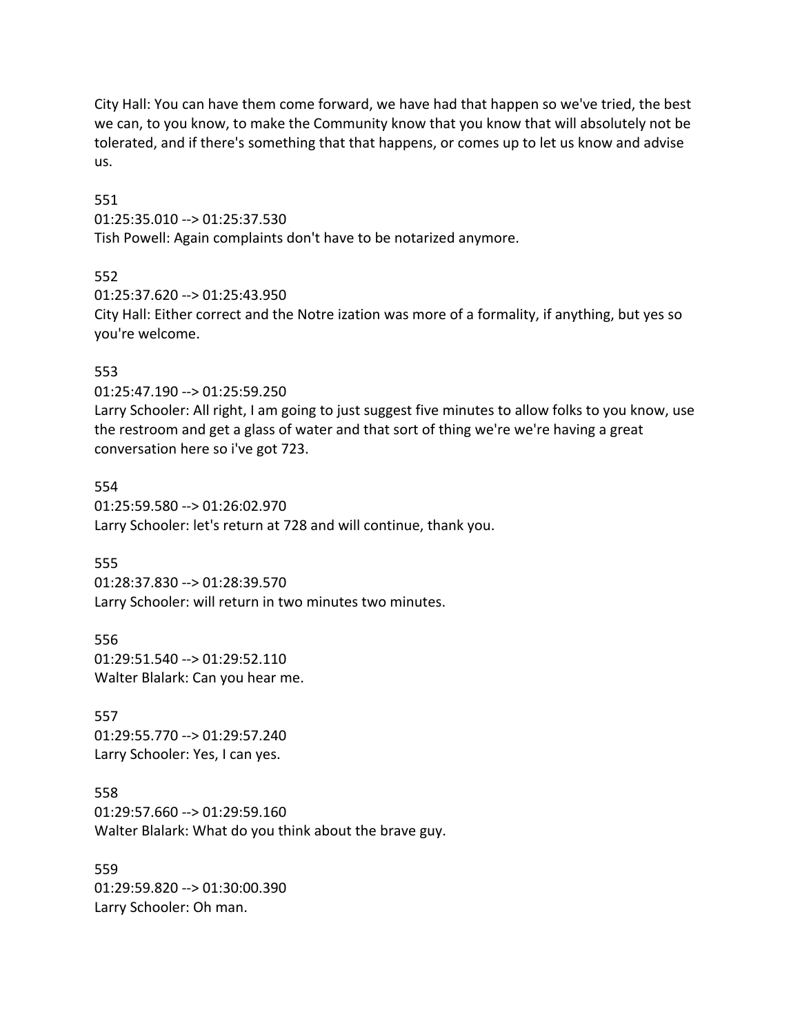City Hall: You can have them come forward, we have had that happen so we've tried, the best we can, to you know, to make the Community know that you know that will absolutely not be tolerated, and if there's something that that happens, or comes up to let us know and advise us.

551
01:25:35.010 --> 01:25:37.530
Tish Powell: Again complaints don't have to be notarized anymore.

552
01:25:37.620 --> 01:25:43.950
City Hall: Either correct and the Notre ization was more of a formality, if anything, but yes so you're welcome.

553
01:25:47.190 --> 01:25:59.250
Larry Schooler: All right, I am going to just suggest five minutes to allow folks to you know, use the restroom and get a glass of water and that sort of thing we're we're having a great conversation here so i've got 723.

554
01:25:59.580 --> 01:26:02.970
Larry Schooler: let's return at 728 and will continue, thank you.

555
01:28:37.830 --> 01:28:39.570
Larry Schooler: will return in two minutes two minutes.

556
01:29:51.540 --> 01:29:52.110
Walter Blalark: Can you hear me.

557
01:29:55.770 --> 01:29:57.240
Larry Schooler: Yes, I can yes.

558
01:29:57.660 --> 01:29:59.160
Walter Blalark: What do you think about the brave guy.

559
01:29:59.820 --> 01:30:00.390
Larry Schooler: Oh man.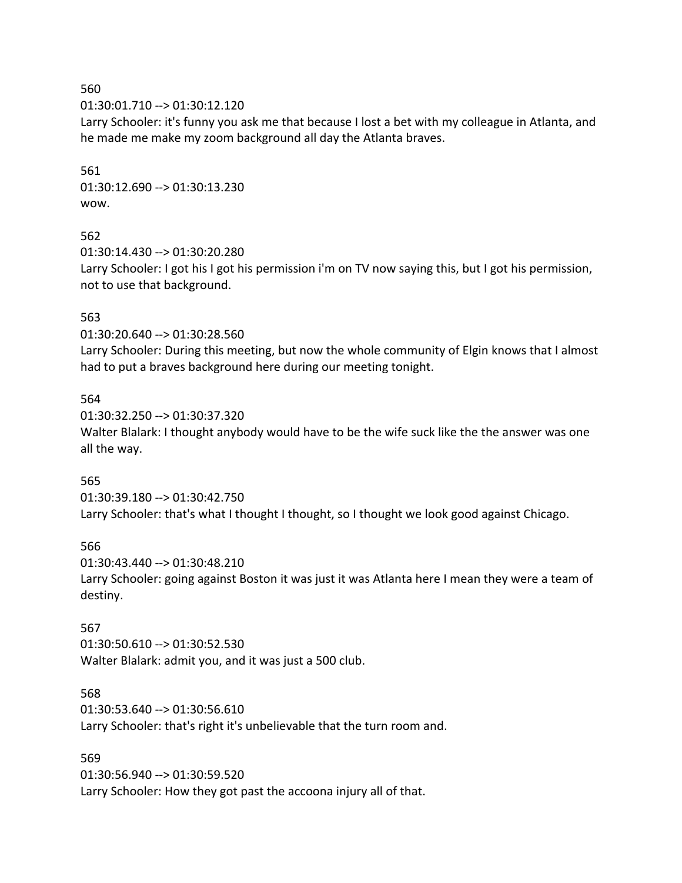560
01:30:01.710 --> 01:30:12.120
Larry Schooler: it's funny you ask me that because I lost a bet with my colleague in Atlanta, and he made me make my zoom background all day the Atlanta braves.

561
01:30:12.690 --> 01:30:13.230
wow.

562
01:30:14.430 --> 01:30:20.280
Larry Schooler: I got his I got his permission i'm on TV now saying this, but I got his permission, not to use that background.

563
01:30:20.640 --> 01:30:28.560
Larry Schooler: During this meeting, but now the whole community of Elgin knows that I almost had to put a braves background here during our meeting tonight.

564
01:30:32.250 --> 01:30:37.320
Walter Blalark: I thought anybody would have to be the wife suck like the the answer was one all the way.

565
01:30:39.180 --> 01:30:42.750
Larry Schooler: that's what I thought I thought, so I thought we look good against Chicago.

566
01:30:43.440 --> 01:30:48.210
Larry Schooler: going against Boston it was just it was Atlanta here I mean they were a team of destiny.

567
01:30:50.610 --> 01:30:52.530
Walter Blalark: admit you, and it was just a 500 club.

568
01:30:53.640 --> 01:30:56.610
Larry Schooler: that's right it's unbelievable that the turn room and.

569
01:30:56.940 --> 01:30:59.520
Larry Schooler: How they got past the accoona injury all of that.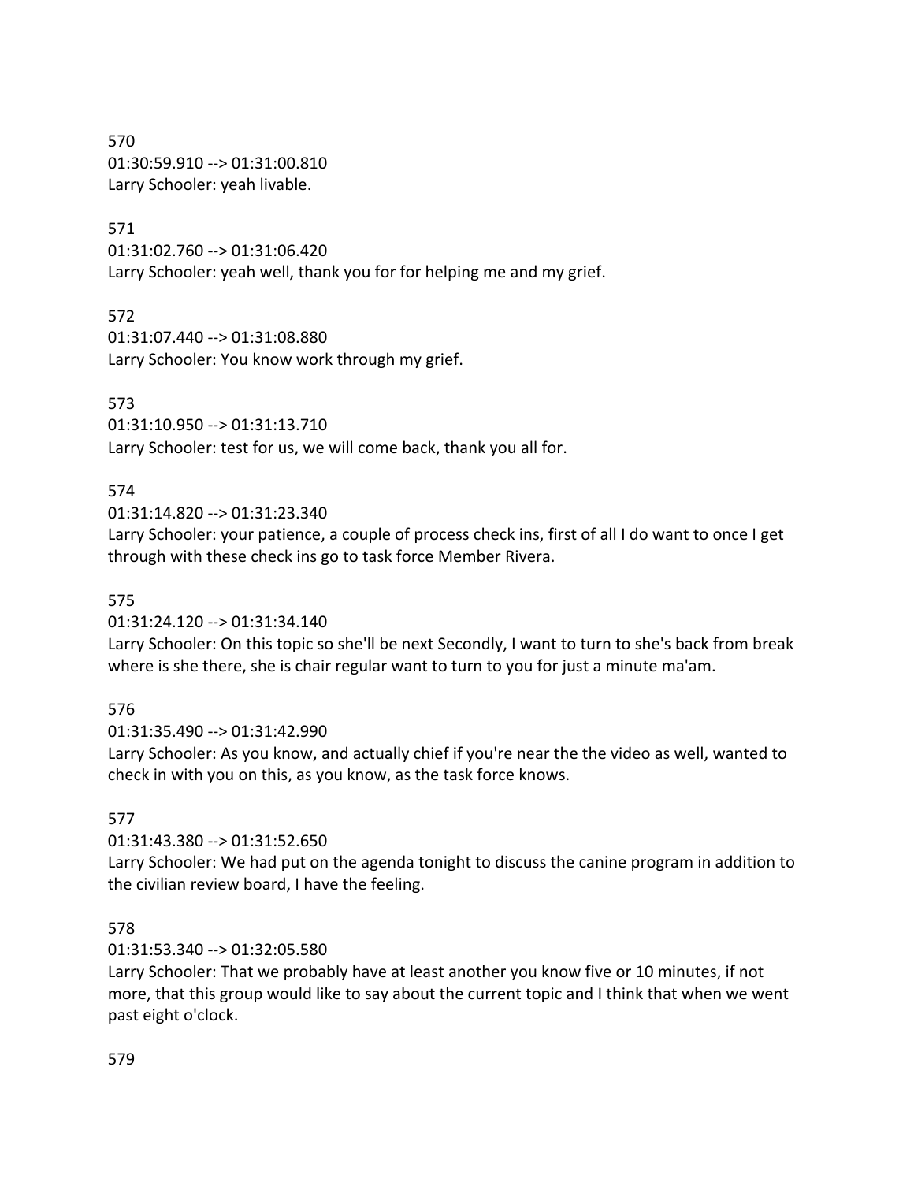570
01:30:59.910 --> 01:31:00.810
Larry Schooler: yeah livable.

571
01:31:02.760 --> 01:31:06.420
Larry Schooler: yeah well, thank you for for helping me and my grief.

572
01:31:07.440 --> 01:31:08.880
Larry Schooler: You know work through my grief.

573
01:31:10.950 --> 01:31:13.710
Larry Schooler: test for us, we will come back, thank you all for.

574
01:31:14.820 --> 01:31:23.340
Larry Schooler: your patience, a couple of process check ins, first of all I do want to once I get through with these check ins go to task force Member Rivera.

575
01:31:24.120 --> 01:31:34.140
Larry Schooler: On this topic so she'll be next Secondly, I want to turn to she's back from break where is she there, she is chair regular want to turn to you for just a minute ma'am.

576
01:31:35.490 --> 01:31:42.990
Larry Schooler: As you know, and actually chief if you're near the the video as well, wanted to check in with you on this, as you know, as the task force knows.

577
01:31:43.380 --> 01:31:52.650
Larry Schooler: We had put on the agenda tonight to discuss the canine program in addition to the civilian review board, I have the feeling.

578
01:31:53.340 --> 01:32:05.580
Larry Schooler: That we probably have at least another you know five or 10 minutes, if not more, that this group would like to say about the current topic and I think that when we went past eight o'clock.

579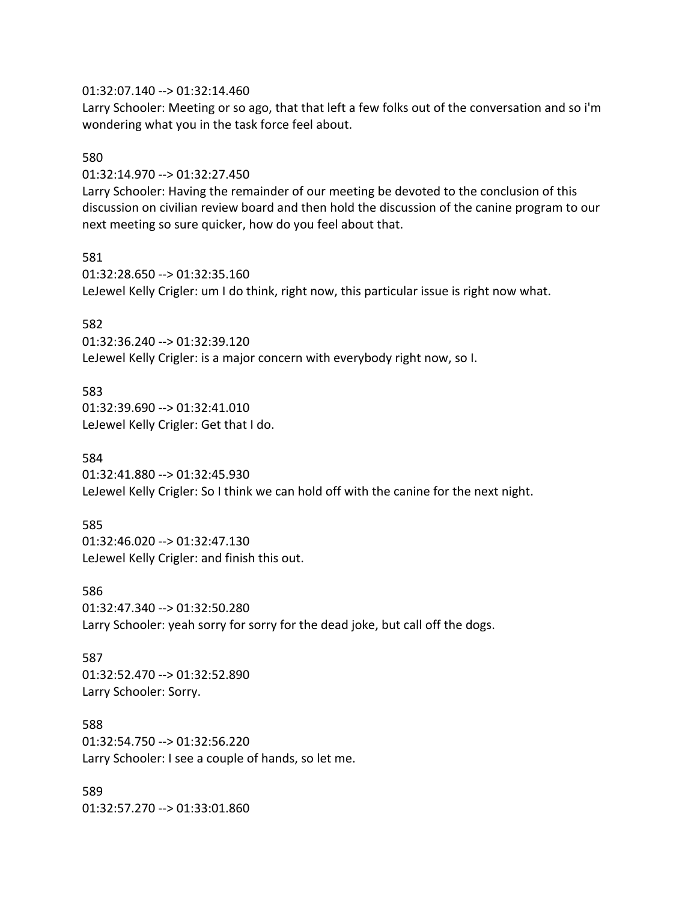01:32:07.140 --> 01:32:14.460
Larry Schooler: Meeting or so ago, that that left a few folks out of the conversation and so i'm wondering what you in the task force feel about.

580
01:32:14.970 --> 01:32:27.450
Larry Schooler: Having the remainder of our meeting be devoted to the conclusion of this discussion on civilian review board and then hold the discussion of the canine program to our next meeting so sure quicker, how do you feel about that.

581
01:32:28.650 --> 01:32:35.160
LeJewel Kelly Crigler: um I do think, right now, this particular issue is right now what.

582
01:32:36.240 --> 01:32:39.120
LeJewel Kelly Crigler: is a major concern with everybody right now, so I.

583
01:32:39.690 --> 01:32:41.010
LeJewel Kelly Crigler: Get that I do.

584
01:32:41.880 --> 01:32:45.930
LeJewel Kelly Crigler: So I think we can hold off with the canine for the next night.

585
01:32:46.020 --> 01:32:47.130
LeJewel Kelly Crigler: and finish this out.

586
01:32:47.340 --> 01:32:50.280
Larry Schooler: yeah sorry for sorry for the dead joke, but call off the dogs.

587
01:32:52.470 --> 01:32:52.890
Larry Schooler: Sorry.

588
01:32:54.750 --> 01:32:56.220
Larry Schooler: I see a couple of hands, so let me.

589
01:32:57.270 --> 01:33:01.860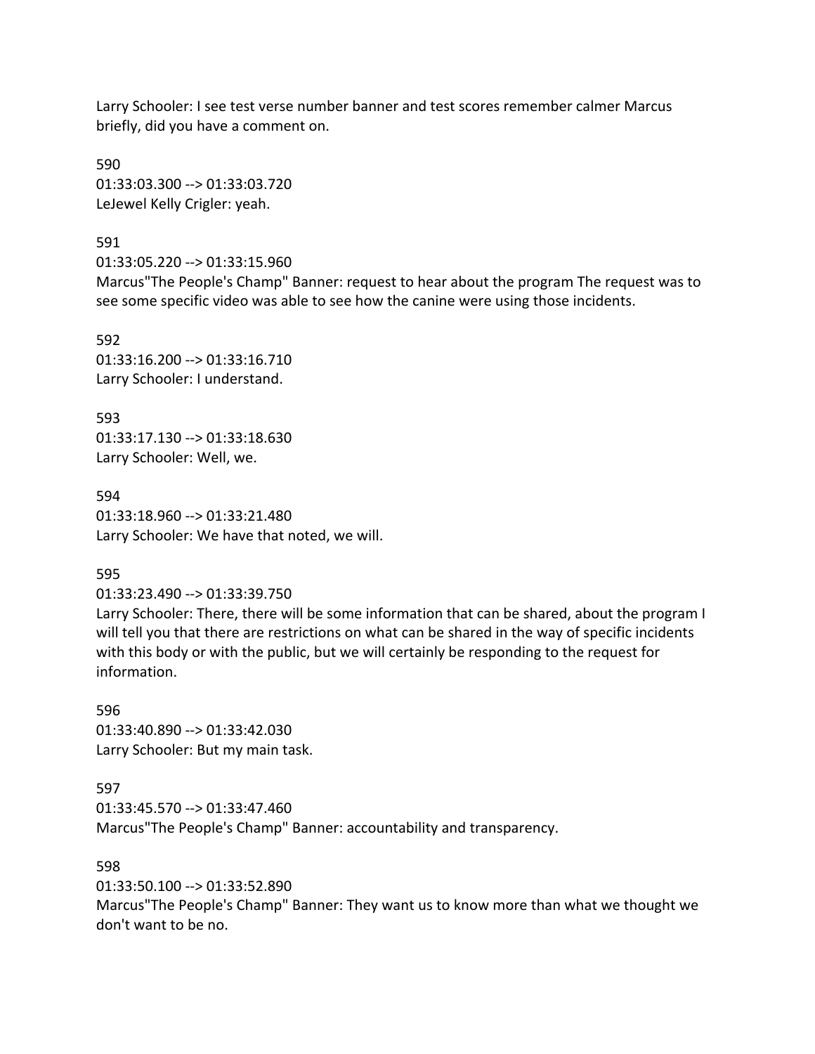Larry Schooler: I see test verse number banner and test scores remember calmer Marcus briefly, did you have a comment on.

590
01:33:03.300 --> 01:33:03.720
LeJewel Kelly Crigler: yeah.

591
01:33:05.220 --> 01:33:15.960
Marcus"The People's Champ" Banner: request to hear about the program The request was to see some specific video was able to see how the canine were using those incidents.

592
01:33:16.200 --> 01:33:16.710
Larry Schooler: I understand.

593
01:33:17.130 --> 01:33:18.630
Larry Schooler: Well, we.

594
01:33:18.960 --> 01:33:21.480
Larry Schooler: We have that noted, we will.

595
01:33:23.490 --> 01:33:39.750
Larry Schooler: There, there will be some information that can be shared, about the program I will tell you that there are restrictions on what can be shared in the way of specific incidents with this body or with the public, but we will certainly be responding to the request for information.

596
01:33:40.890 --> 01:33:42.030
Larry Schooler: But my main task.

597
01:33:45.570 --> 01:33:47.460
Marcus"The People's Champ" Banner: accountability and transparency.

598
01:33:50.100 --> 01:33:52.890
Marcus"The People's Champ" Banner: They want us to know more than what we thought we don't want to be no.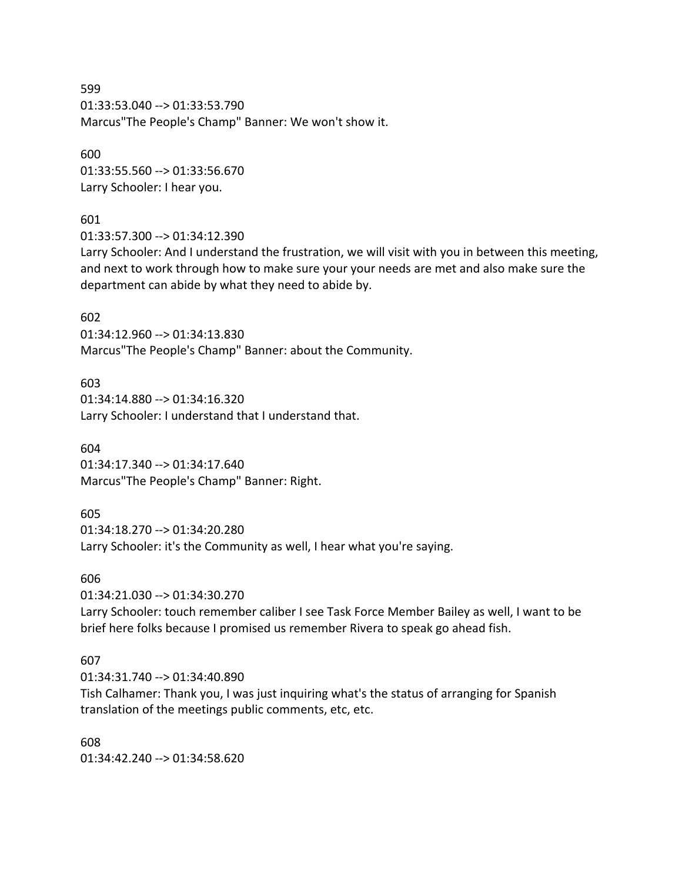599
01:33:53.040 --> 01:33:53.790
Marcus"The People's Champ" Banner: We won't show it.

600
01:33:55.560 --> 01:33:56.670
Larry Schooler: I hear you.

601
01:33:57.300 --> 01:34:12.390
Larry Schooler: And I understand the frustration, we will visit with you in between this meeting, and next to work through how to make sure your your needs are met and also make sure the department can abide by what they need to abide by.

602
01:34:12.960 --> 01:34:13.830
Marcus"The People's Champ" Banner: about the Community.

603
01:34:14.880 --> 01:34:16.320
Larry Schooler: I understand that I understand that.

604
01:34:17.340 --> 01:34:17.640
Marcus"The People's Champ" Banner: Right.

605
01:34:18.270 --> 01:34:20.280
Larry Schooler: it's the Community as well, I hear what you're saying.

606
01:34:21.030 --> 01:34:30.270
Larry Schooler: touch remember caliber I see Task Force Member Bailey as well, I want to be brief here folks because I promised us remember Rivera to speak go ahead fish.

607
01:34:31.740 --> 01:34:40.890
Tish Calhamer: Thank you, I was just inquiring what's the status of arranging for Spanish translation of the meetings public comments, etc, etc.

608
01:34:42.240 --> 01:34:58.620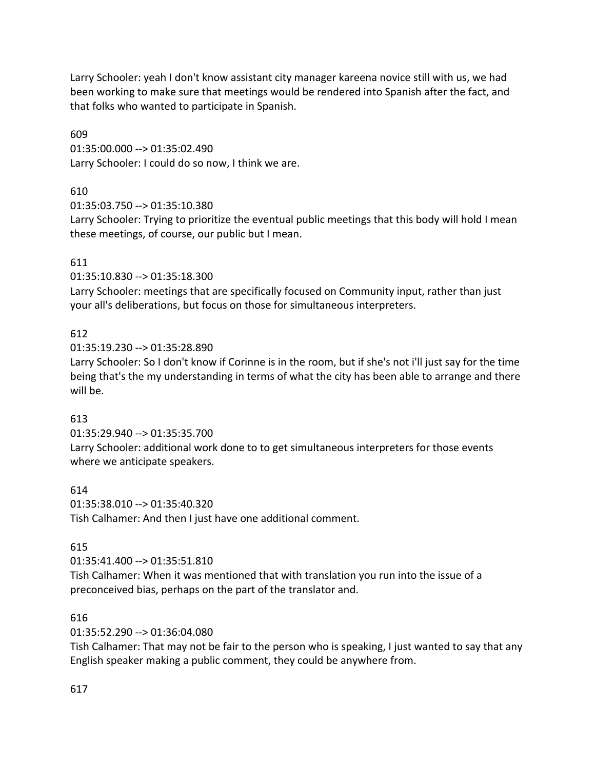Larry Schooler: yeah I don't know assistant city manager kareena novice still with us, we had been working to make sure that meetings would be rendered into Spanish after the fact, and that folks who wanted to participate in Spanish.

609
01:35:00.000 --> 01:35:02.490
Larry Schooler: I could do so now, I think we are.

610
01:35:03.750 --> 01:35:10.380
Larry Schooler: Trying to prioritize the eventual public meetings that this body will hold I mean these meetings, of course, our public but I mean.

611
01:35:10.830 --> 01:35:18.300
Larry Schooler: meetings that are specifically focused on Community input, rather than just your all's deliberations, but focus on those for simultaneous interpreters.

612
01:35:19.230 --> 01:35:28.890
Larry Schooler: So I don't know if Corinne is in the room, but if she's not i'll just say for the time being that's the my understanding in terms of what the city has been able to arrange and there will be.

613
01:35:29.940 --> 01:35:35.700
Larry Schooler: additional work done to to get simultaneous interpreters for those events where we anticipate speakers.

614
01:35:38.010 --> 01:35:40.320
Tish Calhamer: And then I just have one additional comment.

615
01:35:41.400 --> 01:35:51.810
Tish Calhamer: When it was mentioned that with translation you run into the issue of a preconceived bias, perhaps on the part of the translator and.

616
01:35:52.290 --> 01:36:04.080
Tish Calhamer: That may not be fair to the person who is speaking, I just wanted to say that any English speaker making a public comment, they could be anywhere from.

617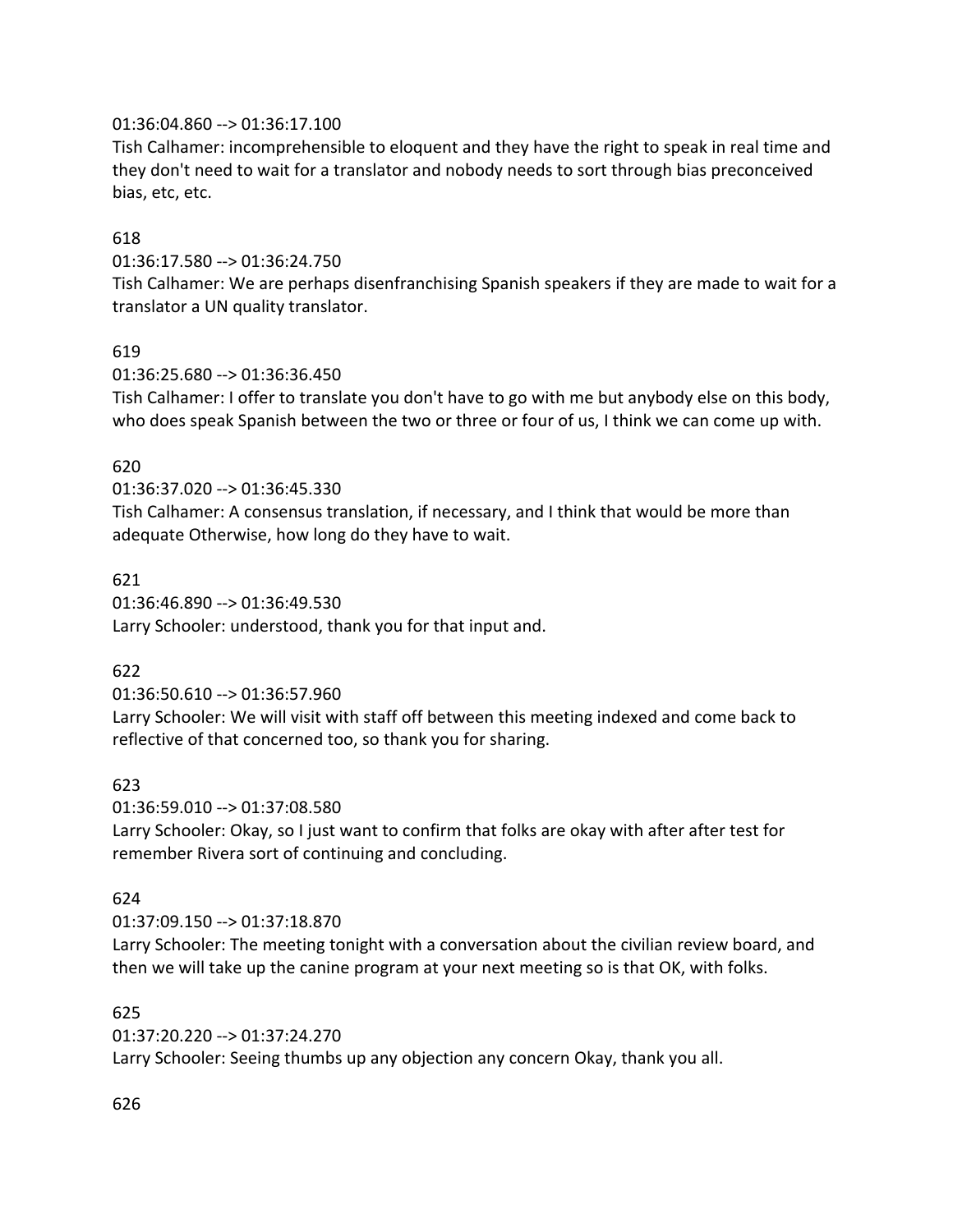01:36:04.860 --> 01:36:17.100
Tish Calhamer: incomprehensible to eloquent and they have the right to speak in real time and they don't need to wait for a translator and nobody needs to sort through bias preconceived bias, etc, etc.

618

01:36:17.580 --> 01:36:24.750
Tish Calhamer: We are perhaps disenfranchising Spanish speakers if they are made to wait for a translator a UN quality translator.

619

01:36:25.680 --> 01:36:36.450
Tish Calhamer: I offer to translate you don't have to go with me but anybody else on this body, who does speak Spanish between the two or three or four of us, I think we can come up with.

620

01:36:37.020 --> 01:36:45.330
Tish Calhamer: A consensus translation, if necessary, and I think that would be more than adequate Otherwise, how long do they have to wait.

621

01:36:46.890 --> 01:36:49.530
Larry Schooler: understood, thank you for that input and.

622

01:36:50.610 --> 01:36:57.960
Larry Schooler: We will visit with staff off between this meeting indexed and come back to reflective of that concerned too, so thank you for sharing.

623

01:36:59.010 --> 01:37:08.580
Larry Schooler: Okay, so I just want to confirm that folks are okay with after after test for remember Rivera sort of continuing and concluding.

624

01:37:09.150 --> 01:37:18.870
Larry Schooler: The meeting tonight with a conversation about the civilian review board, and then we will take up the canine program at your next meeting so is that OK, with folks.

625

01:37:20.220 --> 01:37:24.270
Larry Schooler: Seeing thumbs up any objection any concern Okay, thank you all.

626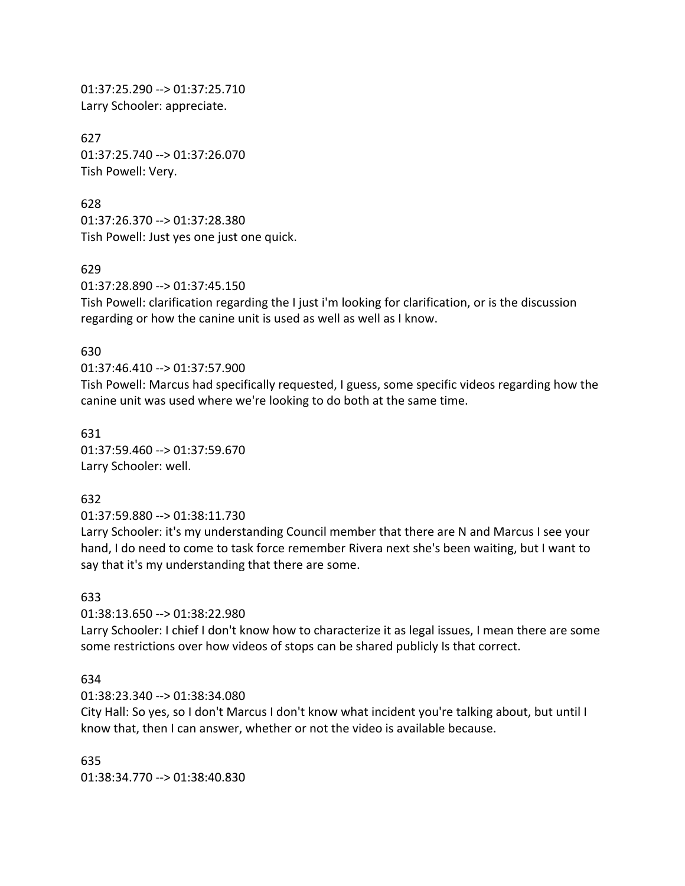01:37:25.290 --> 01:37:25.710
Larry Schooler: appreciate.

627
01:37:25.740 --> 01:37:26.070
Tish Powell: Very.

628
01:37:26.370 --> 01:37:28.380
Tish Powell: Just yes one just one quick.

629
01:37:28.890 --> 01:37:45.150
Tish Powell: clarification regarding the I just i'm looking for clarification, or is the discussion regarding or how the canine unit is used as well as well as I know.

630
01:37:46.410 --> 01:37:57.900
Tish Powell: Marcus had specifically requested, I guess, some specific videos regarding how the canine unit was used where we're looking to do both at the same time.

631
01:37:59.460 --> 01:37:59.670
Larry Schooler: well.

632
01:37:59.880 --> 01:38:11.730
Larry Schooler: it's my understanding Council member that there are N and Marcus I see your hand, I do need to come to task force remember Rivera next she's been waiting, but I want to say that it's my understanding that there are some.

633
01:38:13.650 --> 01:38:22.980
Larry Schooler: I chief I don't know how to characterize it as legal issues, I mean there are some some restrictions over how videos of stops can be shared publicly Is that correct.

634
01:38:23.340 --> 01:38:34.080
City Hall: So yes, so I don't Marcus I don't know what incident you're talking about, but until I know that, then I can answer, whether or not the video is available because.

635
01:38:34.770 --> 01:38:40.830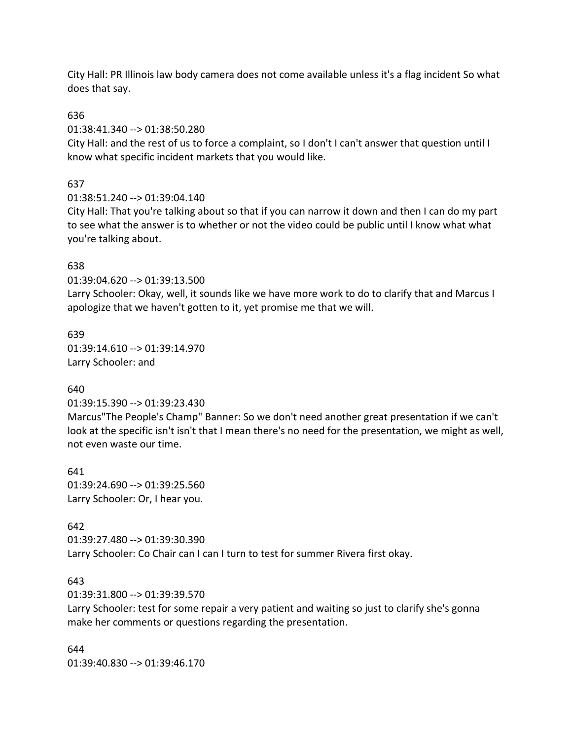City Hall: PR Illinois law body camera does not come available unless it's a flag incident So what does that say.

636

01:38:41.340 --> 01:38:50.280

City Hall: and the rest of us to force a complaint, so I don't I can't answer that question until I know what specific incident markets that you would like.

637

01:38:51.240 --> 01:39:04.140

City Hall: That you're talking about so that if you can narrow it down and then I can do my part to see what the answer is to whether or not the video could be public until I know what what you're talking about.

638

01:39:04.620 --> 01:39:13.500

Larry Schooler: Okay, well, it sounds like we have more work to do to clarify that and Marcus I apologize that we haven't gotten to it, yet promise me that we will.

639

01:39:14.610 --> 01:39:14.970

Larry Schooler: and

640

01:39:15.390 --> 01:39:23.430

Marcus"The People's Champ" Banner: So we don't need another great presentation if we can't look at the specific isn't isn't that I mean there's no need for the presentation, we might as well, not even waste our time.

641

01:39:24.690 --> 01:39:25.560

Larry Schooler: Or, I hear you.

642

01:39:27.480 --> 01:39:30.390

Larry Schooler: Co Chair can I can I turn to test for summer Rivera first okay.

643

01:39:31.800 --> 01:39:39.570

Larry Schooler: test for some repair a very patient and waiting so just to clarify she's gonna make her comments or questions regarding the presentation.

644

01:39:40.830 --> 01:39:46.170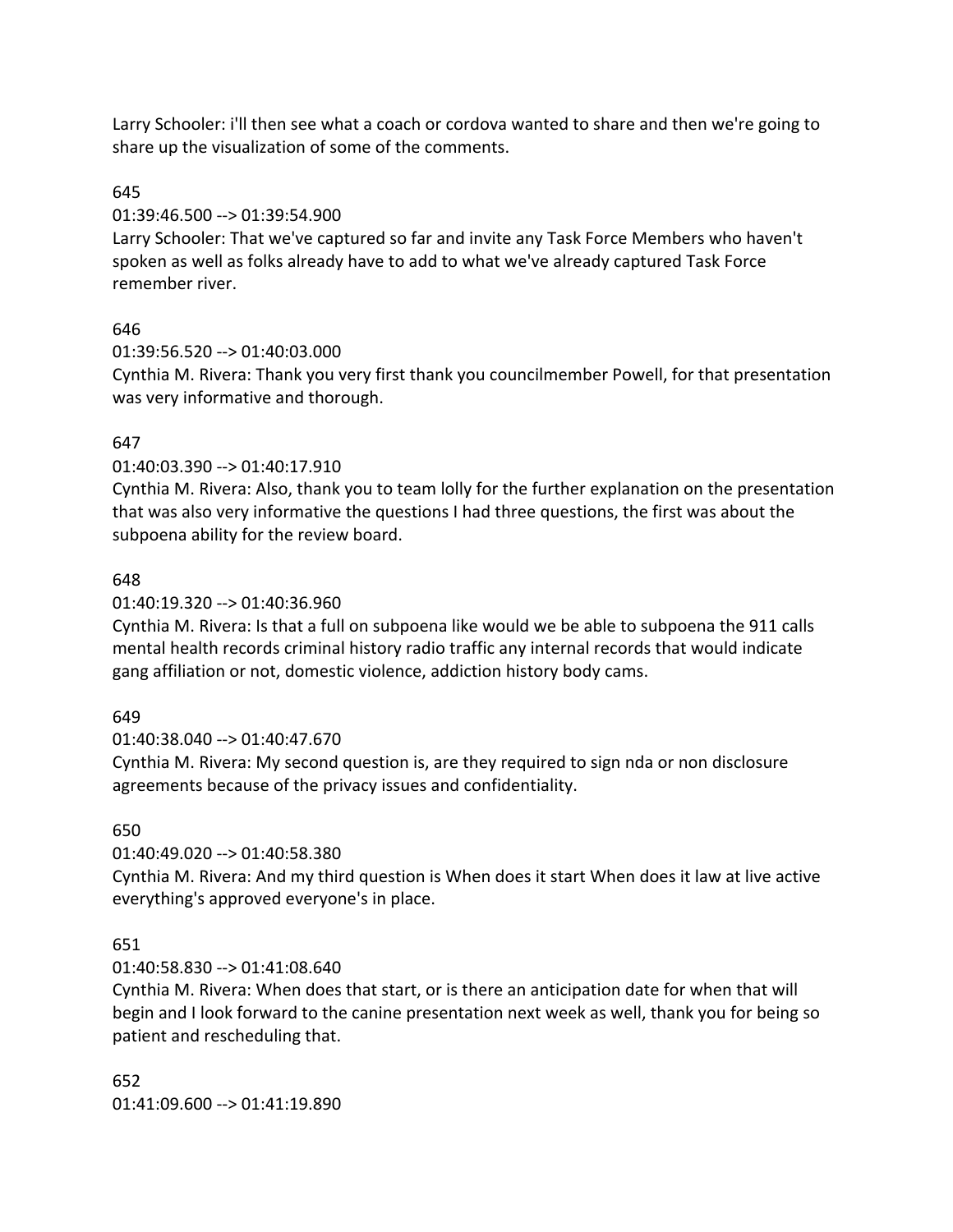Larry Schooler: i'll then see what a coach or cordova wanted to share and then we're going to share up the visualization of some of the comments.

645

01:39:46.500 --> 01:39:54.900

Larry Schooler: That we've captured so far and invite any Task Force Members who haven't spoken as well as folks already have to add to what we've already captured Task Force remember river.

646

01:39:56.520 --> 01:40:03.000

Cynthia M. Rivera: Thank you very first thank you councilmember Powell, for that presentation was very informative and thorough.

647

01:40:03.390 --> 01:40:17.910

Cynthia M. Rivera: Also, thank you to team lolly for the further explanation on the presentation that was also very informative the questions I had three questions, the first was about the subpoena ability for the review board.

648

01:40:19.320 --> 01:40:36.960

Cynthia M. Rivera: Is that a full on subpoena like would we be able to subpoena the 911 calls mental health records criminal history radio traffic any internal records that would indicate gang affiliation or not, domestic violence, addiction history body cams.

649

01:40:38.040 --> 01:40:47.670

Cynthia M. Rivera: My second question is, are they required to sign nda or non disclosure agreements because of the privacy issues and confidentiality.

650

01:40:49.020 --> 01:40:58.380

Cynthia M. Rivera: And my third question is When does it start When does it law at live active everything's approved everyone's in place.

651

01:40:58.830 --> 01:41:08.640

Cynthia M. Rivera: When does that start, or is there an anticipation date for when that will begin and I look forward to the canine presentation next week as well, thank you for being so patient and rescheduling that.

652

01:41:09.600 --> 01:41:19.890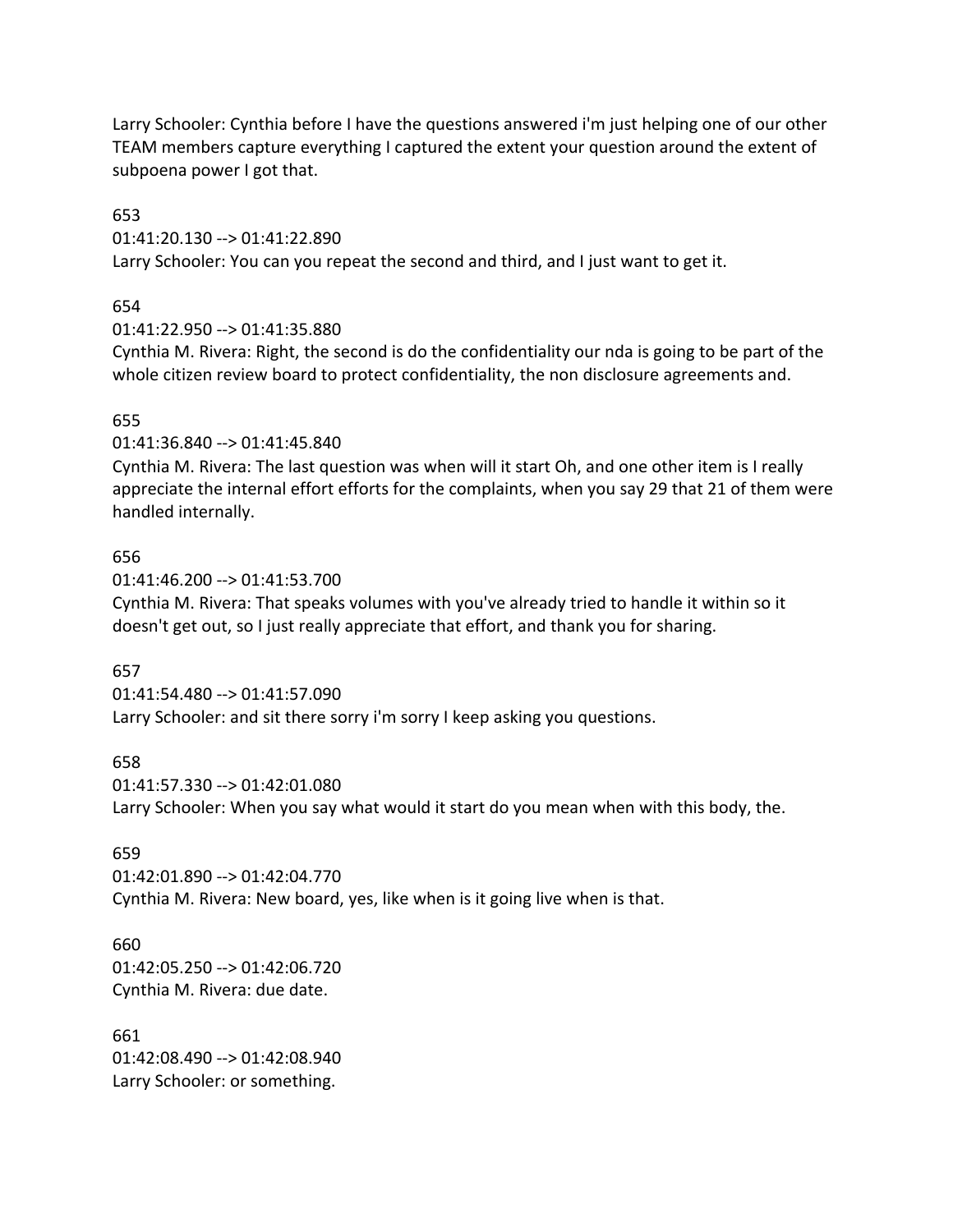Larry Schooler: Cynthia before I have the questions answered i'm just helping one of our other TEAM members capture everything I captured the extent your question around the extent of subpoena power I got that.

653
01:41:20.130 --> 01:41:22.890
Larry Schooler: You can you repeat the second and third, and I just want to get it.

654
01:41:22.950 --> 01:41:35.880
Cynthia M. Rivera: Right, the second is do the confidentiality our nda is going to be part of the whole citizen review board to protect confidentiality, the non disclosure agreements and.

655
01:41:36.840 --> 01:41:45.840
Cynthia M. Rivera: The last question was when will it start Oh, and one other item is I really appreciate the internal effort efforts for the complaints, when you say 29 that 21 of them were handled internally.

656
01:41:46.200 --> 01:41:53.700
Cynthia M. Rivera: That speaks volumes with you've already tried to handle it within so it doesn't get out, so I just really appreciate that effort, and thank you for sharing.

657
01:41:54.480 --> 01:41:57.090
Larry Schooler: and sit there sorry i'm sorry I keep asking you questions.

658
01:41:57.330 --> 01:42:01.080
Larry Schooler: When you say what would it start do you mean when with this body, the.

659
01:42:01.890 --> 01:42:04.770
Cynthia M. Rivera: New board, yes, like when is it going live when is that.

660
01:42:05.250 --> 01:42:06.720
Cynthia M. Rivera: due date.

661
01:42:08.490 --> 01:42:08.940
Larry Schooler: or something.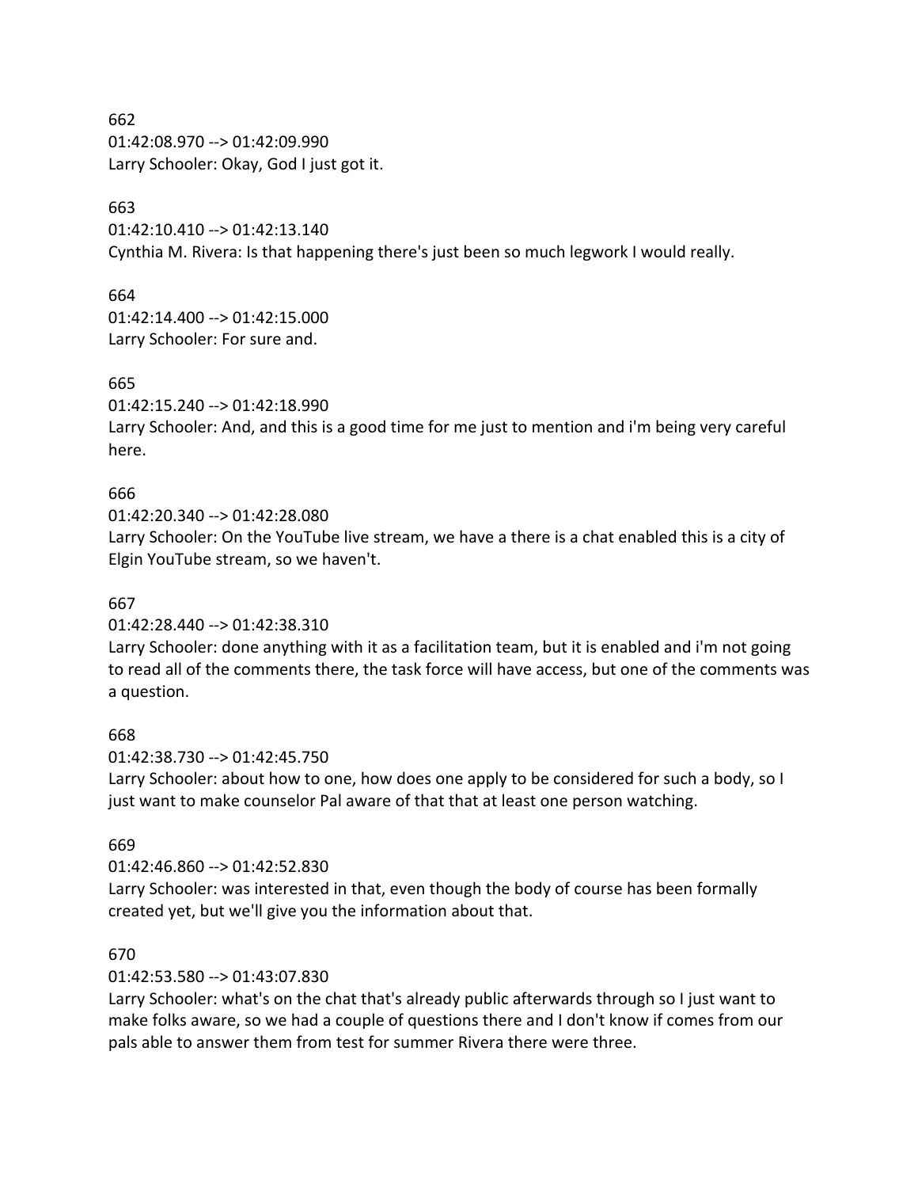662
01:42:08.970 --> 01:42:09.990
Larry Schooler: Okay, God I just got it.

663
01:42:10.410 --> 01:42:13.140
Cynthia M. Rivera: Is that happening there's just been so much legwork I would really.

664
01:42:14.400 --> 01:42:15.000
Larry Schooler: For sure and.

665
01:42:15.240 --> 01:42:18.990
Larry Schooler: And, and this is a good time for me just to mention and i'm being very careful here.

666
01:42:20.340 --> 01:42:28.080
Larry Schooler: On the YouTube live stream, we have a there is a chat enabled this is a city of Elgin YouTube stream, so we haven't.

667
01:42:28.440 --> 01:42:38.310
Larry Schooler: done anything with it as a facilitation team, but it is enabled and i'm not going to read all of the comments there, the task force will have access, but one of the comments was a question.

668
01:42:38.730 --> 01:42:45.750
Larry Schooler: about how to one, how does one apply to be considered for such a body, so I just want to make counselor Pal aware of that that at least one person watching.

669
01:42:46.860 --> 01:42:52.830
Larry Schooler: was interested in that, even though the body of course has been formally created yet, but we'll give you the information about that.

670
01:42:53.580 --> 01:43:07.830
Larry Schooler: what's on the chat that's already public afterwards through so I just want to make folks aware, so we had a couple of questions there and I don't know if comes from our pals able to answer them from test for summer Rivera there were three.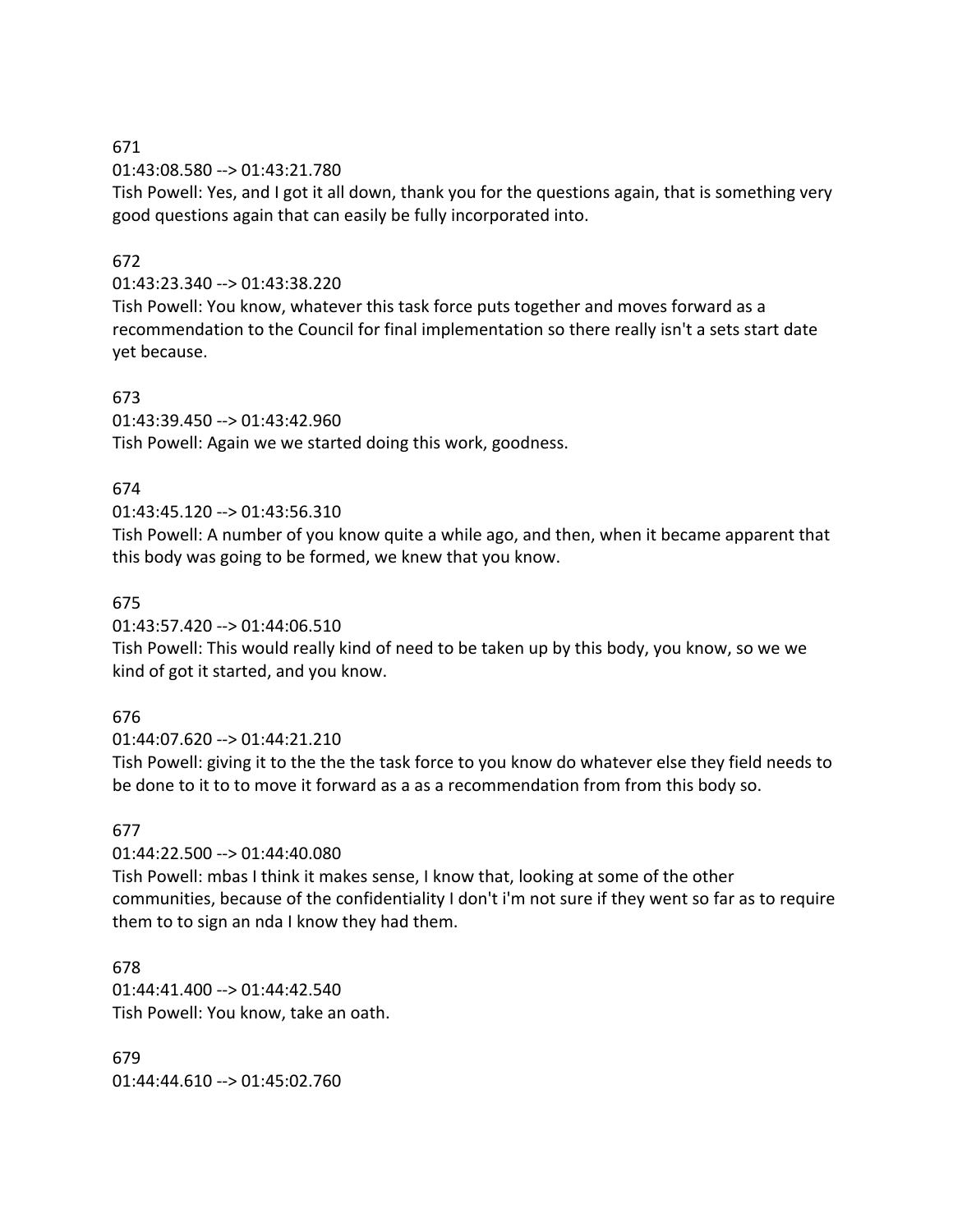671
01:43:08.580 --> 01:43:21.780
Tish Powell: Yes, and I got it all down, thank you for the questions again, that is something very good questions again that can easily be fully incorporated into.

672
01:43:23.340 --> 01:43:38.220
Tish Powell: You know, whatever this task force puts together and moves forward as a recommendation to the Council for final implementation so there really isn't a sets start date yet because.

673
01:43:39.450 --> 01:43:42.960
Tish Powell: Again we we started doing this work, goodness.

674
01:43:45.120 --> 01:43:56.310
Tish Powell: A number of you know quite a while ago, and then, when it became apparent that this body was going to be formed, we knew that you know.

675
01:43:57.420 --> 01:44:06.510
Tish Powell: This would really kind of need to be taken up by this body, you know, so we we kind of got it started, and you know.

676
01:44:07.620 --> 01:44:21.210
Tish Powell: giving it to the the the task force to you know do whatever else they field needs to be done to it to to move it forward as a as a recommendation from from this body so.

677
01:44:22.500 --> 01:44:40.080
Tish Powell: mbas I think it makes sense, I know that, looking at some of the other communities, because of the confidentiality I don't i'm not sure if they went so far as to require them to to sign an nda I know they had them.

678
01:44:41.400 --> 01:44:42.540
Tish Powell: You know, take an oath.

679
01:44:44.610 --> 01:45:02.760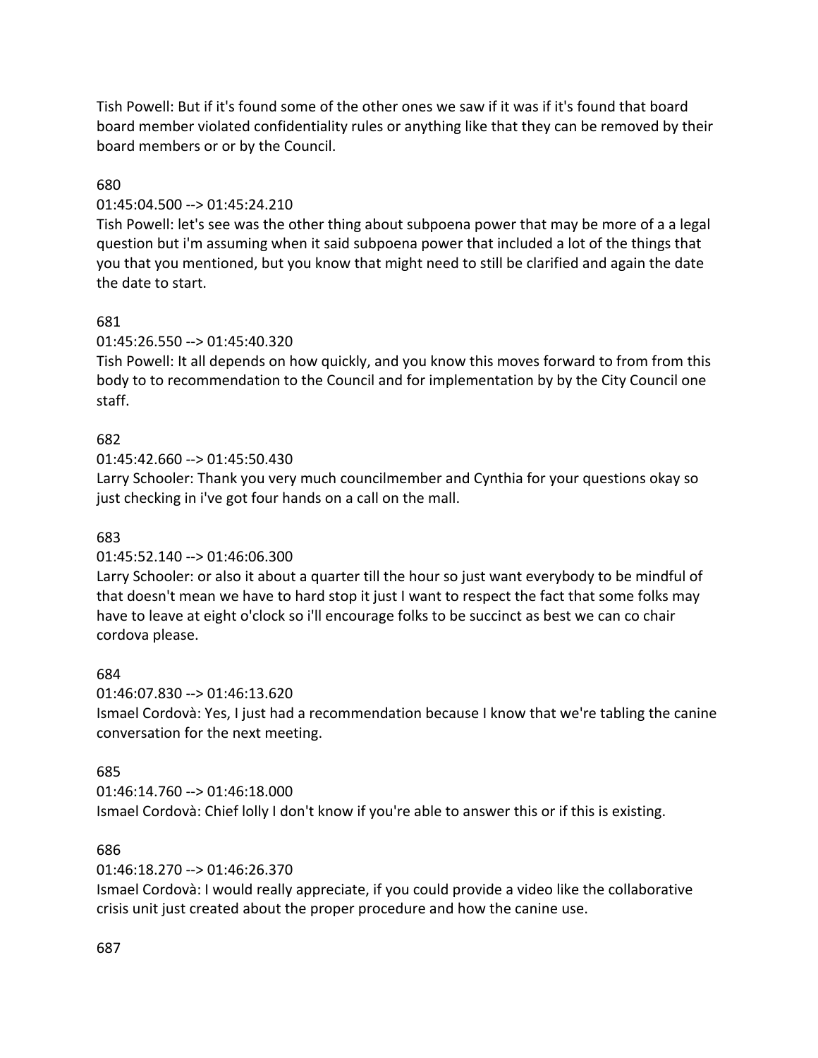Tish Powell: But if it's found some of the other ones we saw if it was if it's found that board board member violated confidentiality rules or anything like that they can be removed by their board members or or by the Council.

680

01:45:04.500 --> 01:45:24.210

Tish Powell: let's see was the other thing about subpoena power that may be more of a a legal question but i'm assuming when it said subpoena power that included a lot of the things that you that you mentioned, but you know that might need to still be clarified and again the date the date to start.

681

01:45:26.550 --> 01:45:40.320

Tish Powell: It all depends on how quickly, and you know this moves forward to from from this body to to recommendation to the Council and for implementation by by the City Council one staff.

682

01:45:42.660 --> 01:45:50.430

Larry Schooler: Thank you very much councilmember and Cynthia for your questions okay so just checking in i've got four hands on a call on the mall.

683

01:45:52.140 --> 01:46:06.300

Larry Schooler: or also it about a quarter till the hour so just want everybody to be mindful of that doesn't mean we have to hard stop it just I want to respect the fact that some folks may have to leave at eight o'clock so i'll encourage folks to be succinct as best we can co chair cordova please.

684

01:46:07.830 --> 01:46:13.620

Ismael Cordovà: Yes, I just had a recommendation because I know that we're tabling the canine conversation for the next meeting.

685

01:46:14.760 --> 01:46:18.000

Ismael Cordovà: Chief lolly I don't know if you're able to answer this or if this is existing.

686

01:46:18.270 --> 01:46:26.370

Ismael Cordovà: I would really appreciate, if you could provide a video like the collaborative crisis unit just created about the proper procedure and how the canine use.

687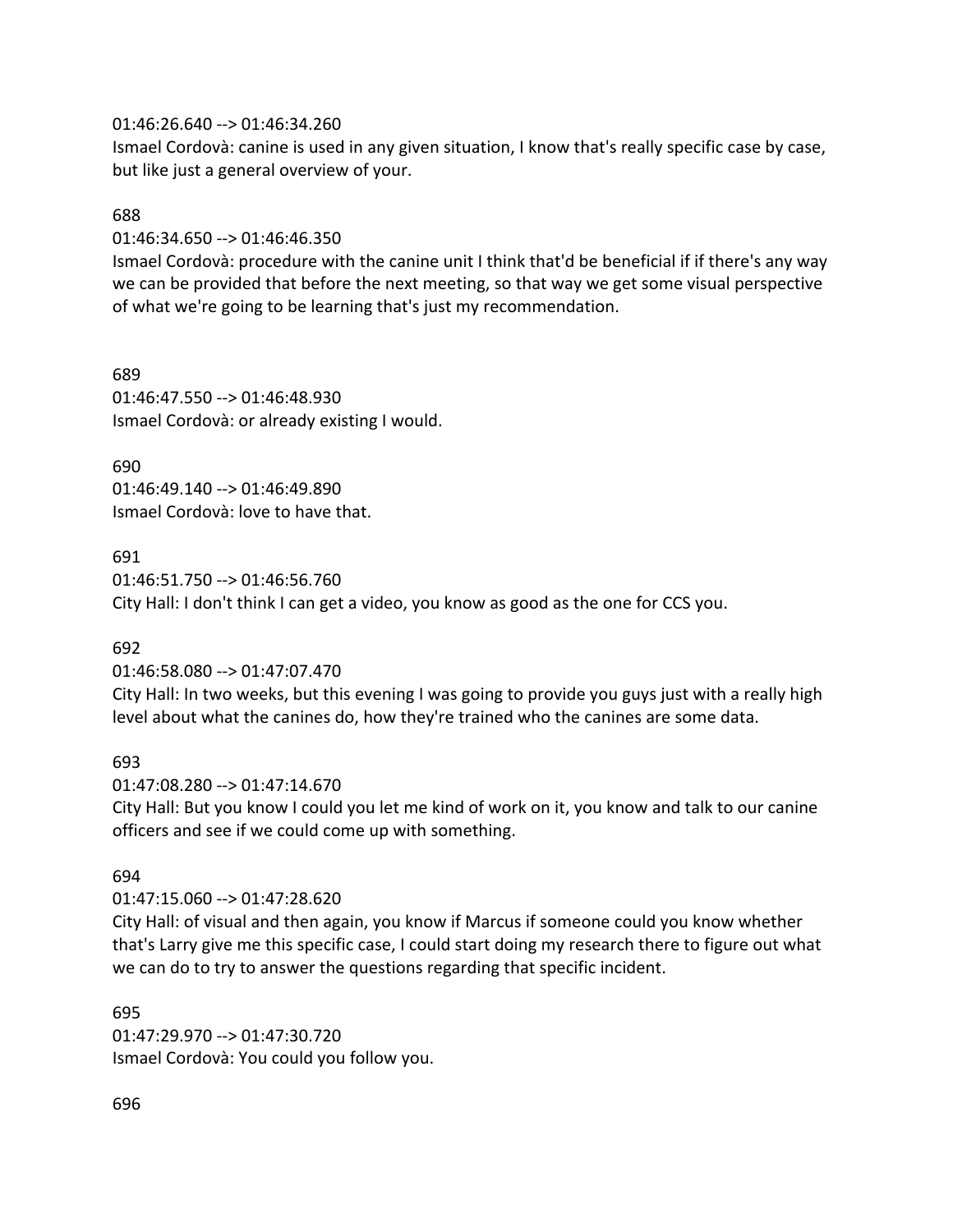01:46:26.640 --> 01:46:34.260
Ismael Cordovà: canine is used in any given situation, I know that's really specific case by case, but like just a general overview of your.

688
01:46:34.650 --> 01:46:46.350
Ismael Cordovà: procedure with the canine unit I think that'd be beneficial if if there's any way we can be provided that before the next meeting, so that way we get some visual perspective of what we're going to be learning that's just my recommendation.

689
01:46:47.550 --> 01:46:48.930
Ismael Cordovà: or already existing I would.

690
01:46:49.140 --> 01:46:49.890
Ismael Cordovà: love to have that.

691
01:46:51.750 --> 01:46:56.760
City Hall: I don't think I can get a video, you know as good as the one for CCS you.

692
01:46:58.080 --> 01:47:07.470
City Hall: In two weeks, but this evening I was going to provide you guys just with a really high level about what the canines do, how they're trained who the canines are some data.

693
01:47:08.280 --> 01:47:14.670
City Hall: But you know I could you let me kind of work on it, you know and talk to our canine officers and see if we could come up with something.

694
01:47:15.060 --> 01:47:28.620
City Hall: of visual and then again, you know if Marcus if someone could you know whether that's Larry give me this specific case, I could start doing my research there to figure out what we can do to try to answer the questions regarding that specific incident.

695
01:47:29.970 --> 01:47:30.720
Ismael Cordovà: You could you follow you.

696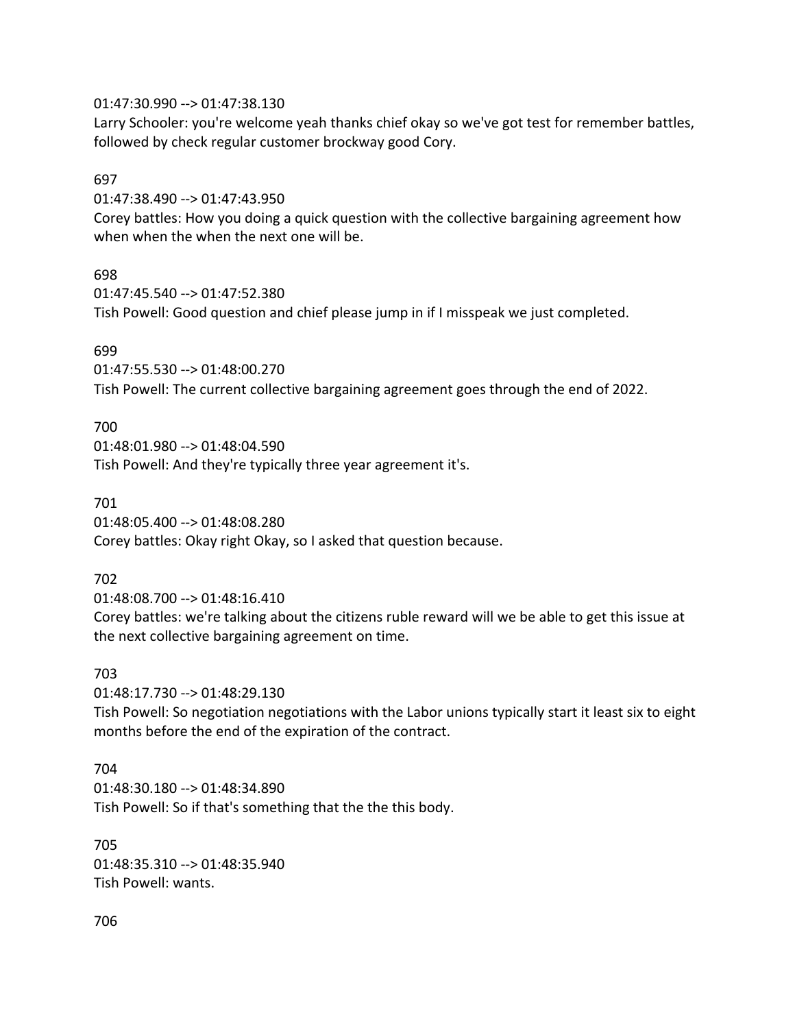01:47:30.990 --> 01:47:38.130
Larry Schooler: you're welcome yeah thanks chief okay so we've got test for remember battles, followed by check regular customer brockway good Cory.

697
01:47:38.490 --> 01:47:43.950
Corey battles: How you doing a quick question with the collective bargaining agreement how when when the when the next one will be.

698
01:47:45.540 --> 01:47:52.380
Tish Powell: Good question and chief please jump in if I misspeak we just completed.

699
01:47:55.530 --> 01:48:00.270
Tish Powell: The current collective bargaining agreement goes through the end of 2022.

700
01:48:01.980 --> 01:48:04.590
Tish Powell: And they're typically three year agreement it's.

701
01:48:05.400 --> 01:48:08.280
Corey battles: Okay right Okay, so I asked that question because.

702
01:48:08.700 --> 01:48:16.410
Corey battles: we're talking about the citizens ruble reward will we be able to get this issue at the next collective bargaining agreement on time.

703
01:48:17.730 --> 01:48:29.130
Tish Powell: So negotiation negotiations with the Labor unions typically start it least six to eight months before the end of the expiration of the contract.

704
01:48:30.180 --> 01:48:34.890
Tish Powell: So if that's something that the the this body.

705
01:48:35.310 --> 01:48:35.940
Tish Powell: wants.

706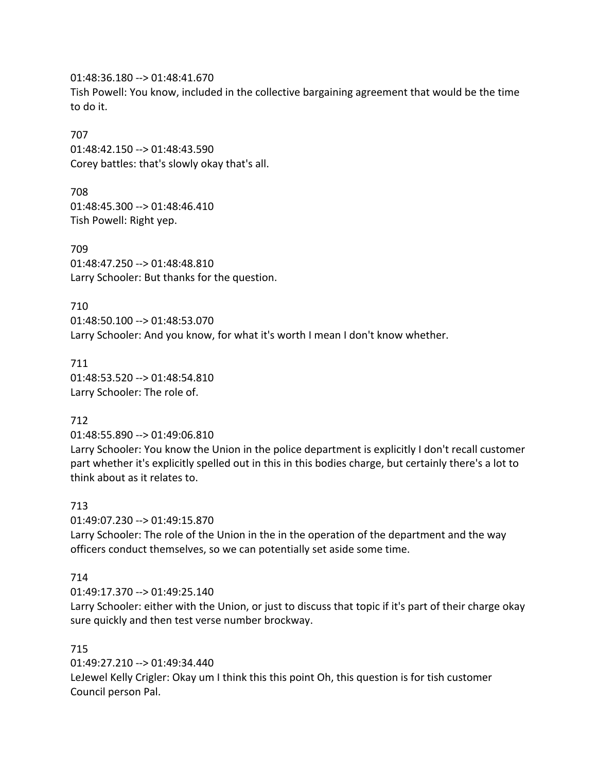01:48:36.180 --> 01:48:41.670
Tish Powell: You know, included in the collective bargaining agreement that would be the time to do it.

707
01:48:42.150 --> 01:48:43.590
Corey battles: that's slowly okay that's all.

708
01:48:45.300 --> 01:48:46.410
Tish Powell: Right yep.

709
01:48:47.250 --> 01:48:48.810
Larry Schooler: But thanks for the question.

710
01:48:50.100 --> 01:48:53.070
Larry Schooler: And you know, for what it's worth I mean I don't know whether.

711
01:48:53.520 --> 01:48:54.810
Larry Schooler: The role of.

712
01:48:55.890 --> 01:49:06.810
Larry Schooler: You know the Union in the police department is explicitly I don't recall customer part whether it's explicitly spelled out in this in this bodies charge, but certainly there's a lot to think about as it relates to.

713
01:49:07.230 --> 01:49:15.870
Larry Schooler: The role of the Union in the in the operation of the department and the way officers conduct themselves, so we can potentially set aside some time.

714
01:49:17.370 --> 01:49:25.140
Larry Schooler: either with the Union, or just to discuss that topic if it's part of their charge okay sure quickly and then test verse number brockway.

715
01:49:27.210 --> 01:49:34.440
LeJewel Kelly Crigler: Okay um I think this this point Oh, this question is for tish customer Council person Pal.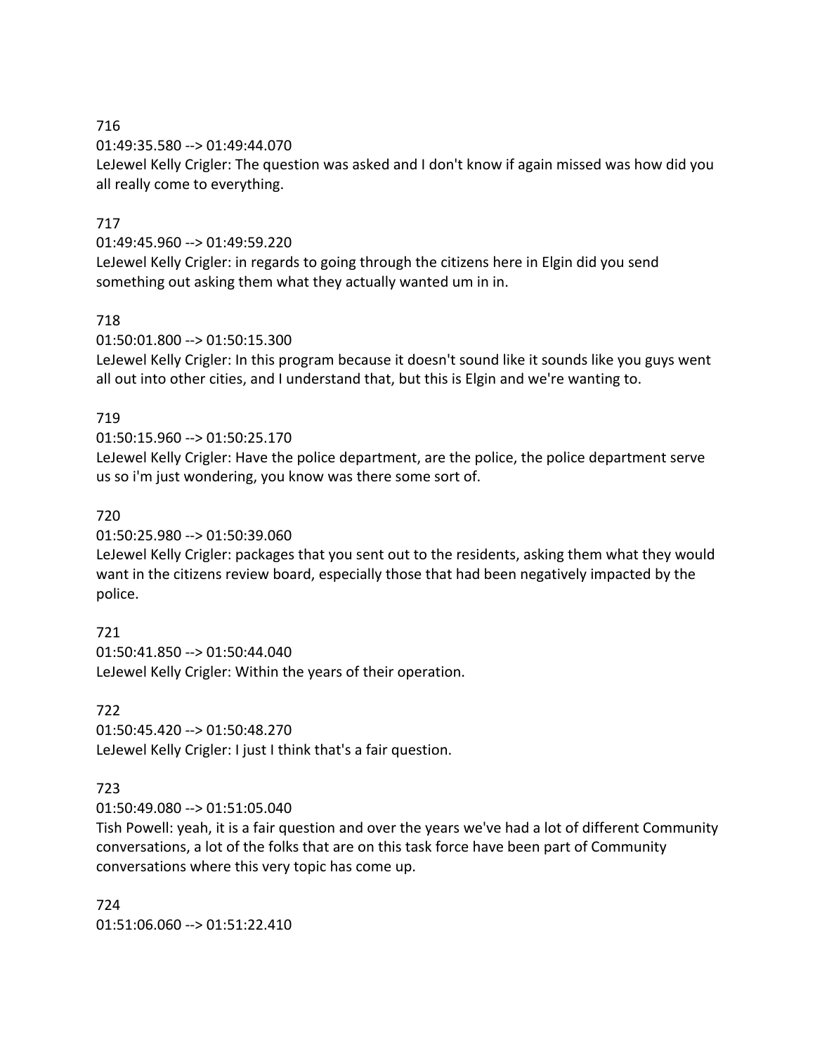716
01:49:35.580 --> 01:49:44.070
LeJewel Kelly Crigler: The question was asked and I don't know if again missed was how did you all really come to everything.

717
01:49:45.960 --> 01:49:59.220
LeJewel Kelly Crigler: in regards to going through the citizens here in Elgin did you send something out asking them what they actually wanted um in in.

718
01:50:01.800 --> 01:50:15.300
LeJewel Kelly Crigler: In this program because it doesn't sound like it sounds like you guys went all out into other cities, and I understand that, but this is Elgin and we're wanting to.

719
01:50:15.960 --> 01:50:25.170
LeJewel Kelly Crigler: Have the police department, are the police, the police department serve us so i'm just wondering, you know was there some sort of.

720
01:50:25.980 --> 01:50:39.060
LeJewel Kelly Crigler: packages that you sent out to the residents, asking them what they would want in the citizens review board, especially those that had been negatively impacted by the police.

721
01:50:41.850 --> 01:50:44.040
LeJewel Kelly Crigler: Within the years of their operation.

722
01:50:45.420 --> 01:50:48.270
LeJewel Kelly Crigler: I just I think that's a fair question.

723
01:50:49.080 --> 01:51:05.040
Tish Powell: yeah, it is a fair question and over the years we've had a lot of different Community conversations, a lot of the folks that are on this task force have been part of Community conversations where this very topic has come up.

724
01:51:06.060 --> 01:51:22.410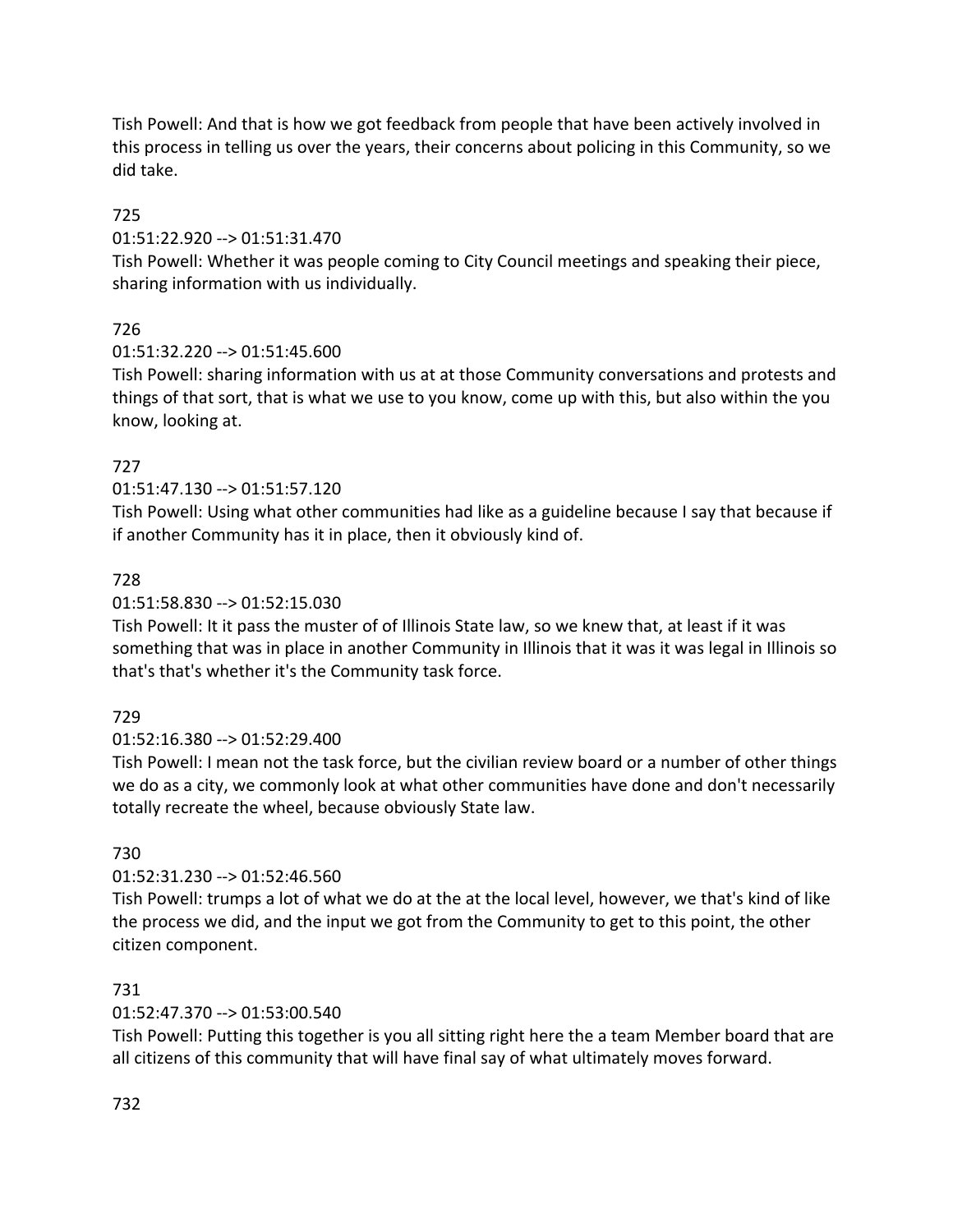Tish Powell: And that is how we got feedback from people that have been actively involved in this process in telling us over the years, their concerns about policing in this Community, so we did take.

725

01:51:22.920 --> 01:51:31.470

Tish Powell: Whether it was people coming to City Council meetings and speaking their piece, sharing information with us individually.

726

01:51:32.220 --> 01:51:45.600

Tish Powell: sharing information with us at at those Community conversations and protests and things of that sort, that is what we use to you know, come up with this, but also within the you know, looking at.

727

01:51:47.130 --> 01:51:57.120

Tish Powell: Using what other communities had like as a guideline because I say that because if if another Community has it in place, then it obviously kind of.

728

01:51:58.830 --> 01:52:15.030

Tish Powell: It it pass the muster of of Illinois State law, so we knew that, at least if it was something that was in place in another Community in Illinois that it was it was legal in Illinois so that's that's whether it's the Community task force.

729

01:52:16.380 --> 01:52:29.400

Tish Powell: I mean not the task force, but the civilian review board or a number of other things we do as a city, we commonly look at what other communities have done and don't necessarily totally recreate the wheel, because obviously State law.

730

01:52:31.230 --> 01:52:46.560

Tish Powell: trumps a lot of what we do at the at the local level, however, we that's kind of like the process we did, and the input we got from the Community to get to this point, the other citizen component.

731

01:52:47.370 --> 01:53:00.540

Tish Powell: Putting this together is you all sitting right here the a team Member board that are all citizens of this community that will have final say of what ultimately moves forward.

732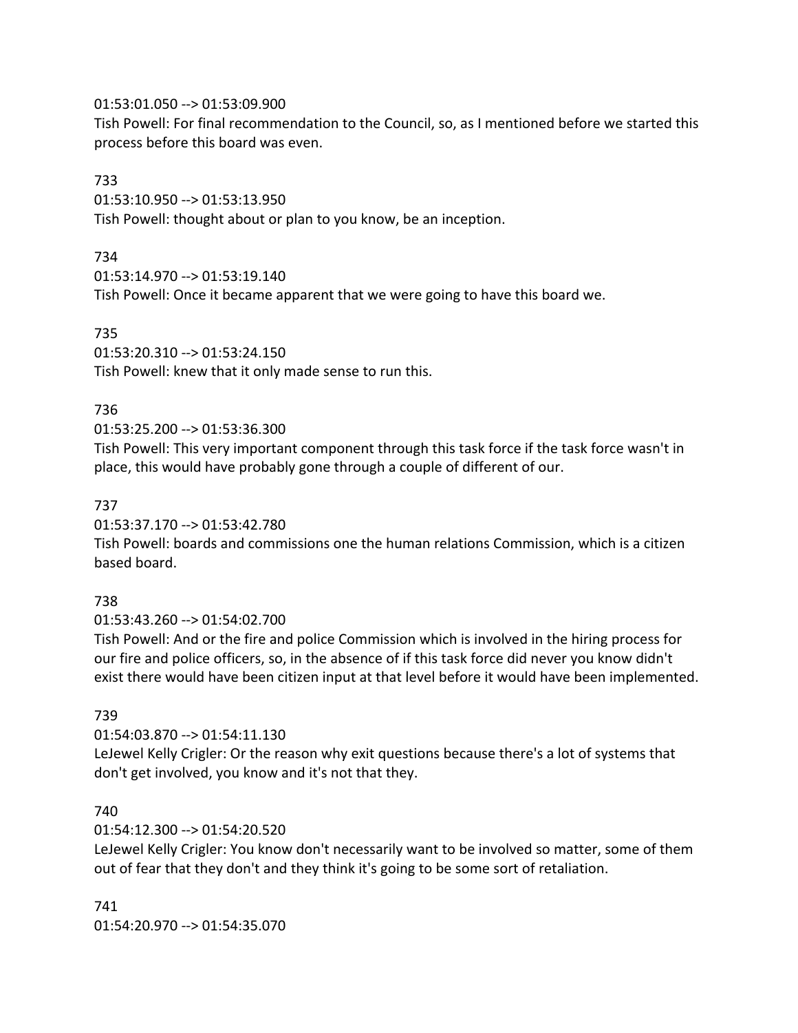01:53:01.050 --> 01:53:09.900
Tish Powell: For final recommendation to the Council, so, as I mentioned before we started this process before this board was even.

733
01:53:10.950 --> 01:53:13.950
Tish Powell: thought about or plan to you know, be an inception.

734
01:53:14.970 --> 01:53:19.140
Tish Powell: Once it became apparent that we were going to have this board we.

735
01:53:20.310 --> 01:53:24.150
Tish Powell: knew that it only made sense to run this.

736
01:53:25.200 --> 01:53:36.300
Tish Powell: This very important component through this task force if the task force wasn't in place, this would have probably gone through a couple of different of our.

737
01:53:37.170 --> 01:53:42.780
Tish Powell: boards and commissions one the human relations Commission, which is a citizen based board.

738
01:53:43.260 --> 01:54:02.700
Tish Powell: And or the fire and police Commission which is involved in the hiring process for our fire and police officers, so, in the absence of if this task force did never you know didn't exist there would have been citizen input at that level before it would have been implemented.

739
01:54:03.870 --> 01:54:11.130
LeJewel Kelly Crigler: Or the reason why exit questions because there's a lot of systems that don't get involved, you know and it's not that they.

740
01:54:12.300 --> 01:54:20.520
LeJewel Kelly Crigler: You know don't necessarily want to be involved so matter, some of them out of fear that they don't and they think it's going to be some sort of retaliation.

741
01:54:20.970 --> 01:54:35.070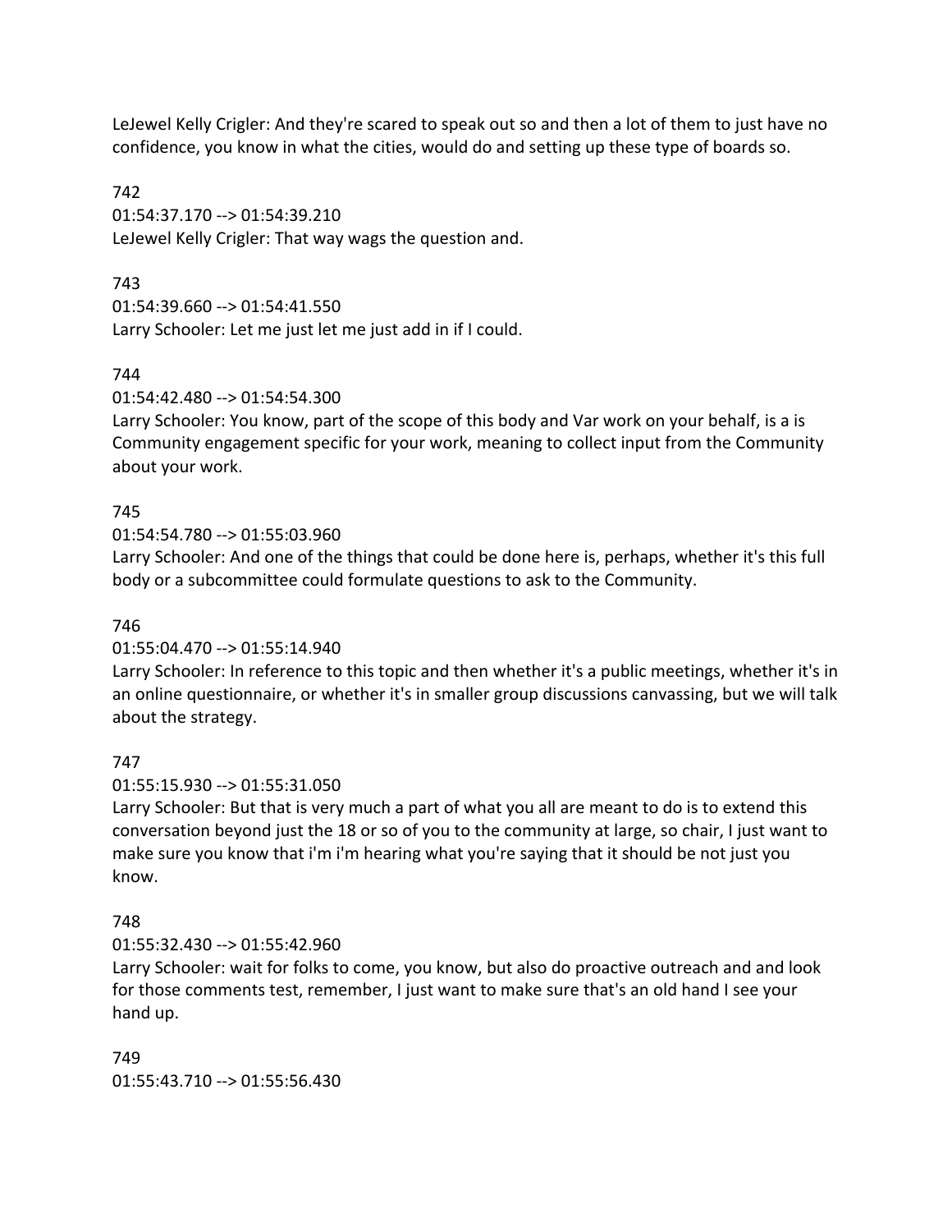LeJewel Kelly Crigler: And they're scared to speak out so and then a lot of them to just have no confidence, you know in what the cities, would do and setting up these type of boards so.

742
01:54:37.170 --> 01:54:39.210
LeJewel Kelly Crigler: That way wags the question and.

743
01:54:39.660 --> 01:54:41.550
Larry Schooler: Let me just let me just add in if I could.

744
01:54:42.480 --> 01:54:54.300
Larry Schooler: You know, part of the scope of this body and Var work on your behalf, is a is Community engagement specific for your work, meaning to collect input from the Community about your work.

745
01:54:54.780 --> 01:55:03.960
Larry Schooler: And one of the things that could be done here is, perhaps, whether it's this full body or a subcommittee could formulate questions to ask to the Community.

746
01:55:04.470 --> 01:55:14.940
Larry Schooler: In reference to this topic and then whether it's a public meetings, whether it's in an online questionnaire, or whether it's in smaller group discussions canvassing, but we will talk about the strategy.

747
01:55:15.930 --> 01:55:31.050
Larry Schooler: But that is very much a part of what you all are meant to do is to extend this conversation beyond just the 18 or so of you to the community at large, so chair, I just want to make sure you know that i'm i'm hearing what you're saying that it should be not just you know.

748
01:55:32.430 --> 01:55:42.960
Larry Schooler: wait for folks to come, you know, but also do proactive outreach and and look for those comments test, remember, I just want to make sure that's an old hand I see your hand up.

749
01:55:43.710 --> 01:55:56.430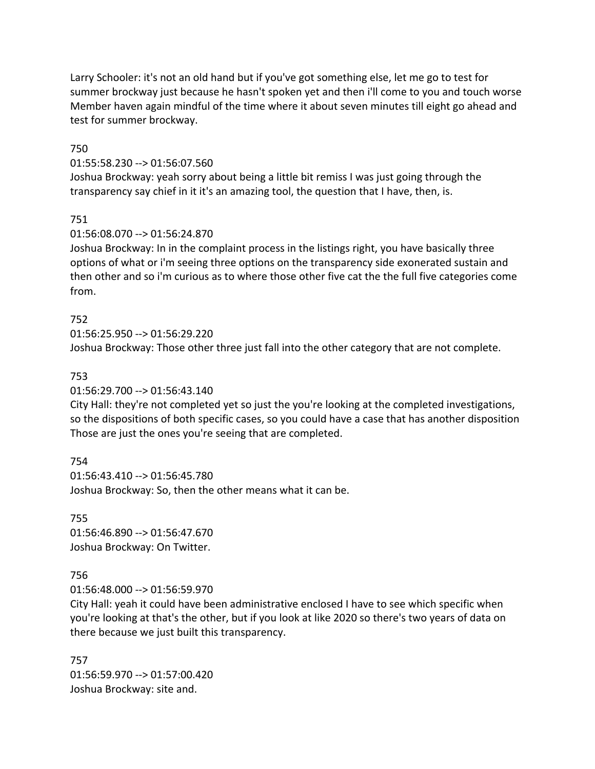Larry Schooler: it's not an old hand but if you've got something else, let me go to test for summer brockway just because he hasn't spoken yet and then i'll come to you and touch worse Member haven again mindful of the time where it about seven minutes till eight go ahead and test for summer brockway.

750
01:55:58.230 --> 01:56:07.560
Joshua Brockway: yeah sorry about being a little bit remiss I was just going through the transparency say chief in it it's an amazing tool, the question that I have, then, is.

751
01:56:08.070 --> 01:56:24.870
Joshua Brockway: In in the complaint process in the listings right, you have basically three options of what or i'm seeing three options on the transparency side exonerated sustain and then other and so i'm curious as to where those other five cat the the full five categories come from.

752
01:56:25.950 --> 01:56:29.220
Joshua Brockway: Those other three just fall into the other category that are not complete.

753
01:56:29.700 --> 01:56:43.140
City Hall: they're not completed yet so just the you're looking at the completed investigations, so the dispositions of both specific cases, so you could have a case that has another disposition Those are just the ones you're seeing that are completed.

754
01:56:43.410 --> 01:56:45.780
Joshua Brockway: So, then the other means what it can be.

755
01:56:46.890 --> 01:56:47.670
Joshua Brockway: On Twitter.

756
01:56:48.000 --> 01:56:59.970
City Hall: yeah it could have been administrative enclosed I have to see which specific when you're looking at that's the other, but if you look at like 2020 so there's two years of data on there because we just built this transparency.

757
01:56:59.970 --> 01:57:00.420
Joshua Brockway: site and.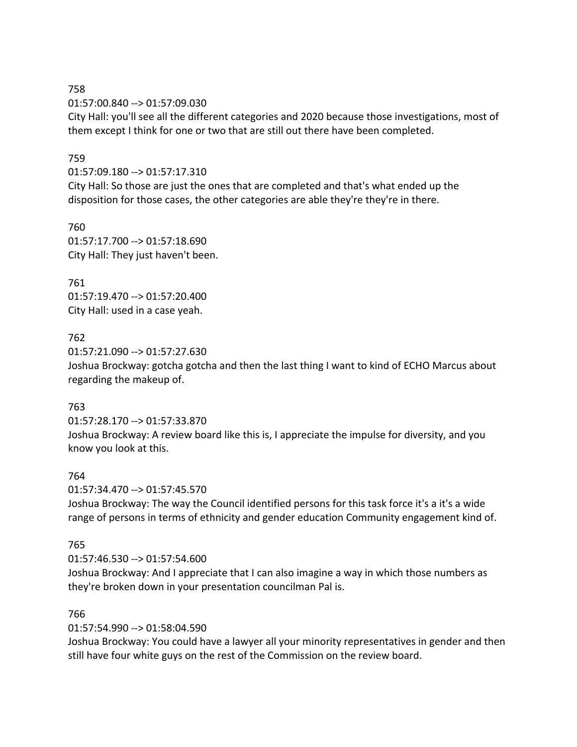758
01:57:00.840 --> 01:57:09.030
City Hall: you'll see all the different categories and 2020 because those investigations, most of them except I think for one or two that are still out there have been completed.

759
01:57:09.180 --> 01:57:17.310
City Hall: So those are just the ones that are completed and that's what ended up the disposition for those cases, the other categories are able they're they're in there.

760
01:57:17.700 --> 01:57:18.690
City Hall: They just haven't been.

761
01:57:19.470 --> 01:57:20.400
City Hall: used in a case yeah.

762
01:57:21.090 --> 01:57:27.630
Joshua Brockway: gotcha gotcha and then the last thing I want to kind of ECHO Marcus about regarding the makeup of.

763
01:57:28.170 --> 01:57:33.870
Joshua Brockway: A review board like this is, I appreciate the impulse for diversity, and you know you look at this.

764
01:57:34.470 --> 01:57:45.570
Joshua Brockway: The way the Council identified persons for this task force it's a it's a wide range of persons in terms of ethnicity and gender education Community engagement kind of.

765
01:57:46.530 --> 01:57:54.600
Joshua Brockway: And I appreciate that I can also imagine a way in which those numbers as they're broken down in your presentation councilman Pal is.

766
01:57:54.990 --> 01:58:04.590
Joshua Brockway: You could have a lawyer all your minority representatives in gender and then still have four white guys on the rest of the Commission on the review board.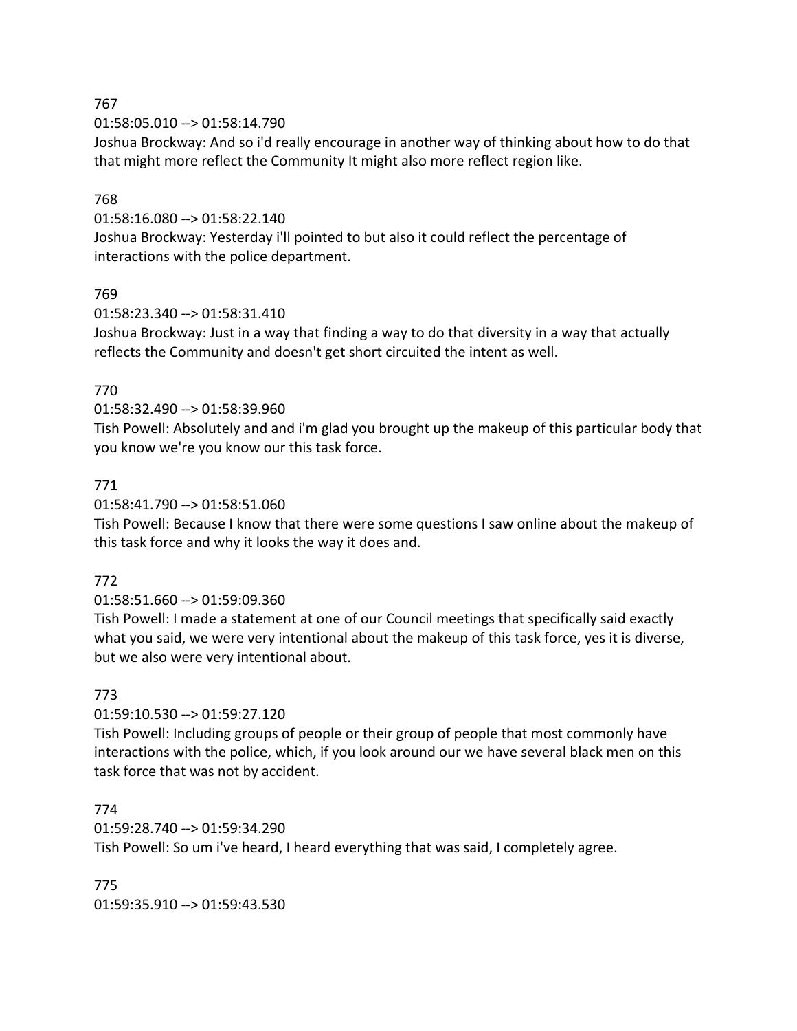767

01:58:05.010 --> 01:58:14.790

Joshua Brockway: And so i'd really encourage in another way of thinking about how to do that that might more reflect the Community It might also more reflect region like.

768

01:58:16.080 --> 01:58:22.140

Joshua Brockway: Yesterday i'll pointed to but also it could reflect the percentage of interactions with the police department.

769

01:58:23.340 --> 01:58:31.410

Joshua Brockway: Just in a way that finding a way to do that diversity in a way that actually reflects the Community and doesn't get short circuited the intent as well.

770

01:58:32.490 --> 01:58:39.960

Tish Powell: Absolutely and and i'm glad you brought up the makeup of this particular body that you know we're you know our this task force.

771

01:58:41.790 --> 01:58:51.060

Tish Powell: Because I know that there were some questions I saw online about the makeup of this task force and why it looks the way it does and.

772

01:58:51.660 --> 01:59:09.360

Tish Powell: I made a statement at one of our Council meetings that specifically said exactly what you said, we were very intentional about the makeup of this task force, yes it is diverse, but we also were very intentional about.

773

01:59:10.530 --> 01:59:27.120

Tish Powell: Including groups of people or their group of people that most commonly have interactions with the police, which, if you look around our we have several black men on this task force that was not by accident.

774

01:59:28.740 --> 01:59:34.290

Tish Powell: So um i've heard, I heard everything that was said, I completely agree.

775

01:59:35.910 --> 01:59:43.530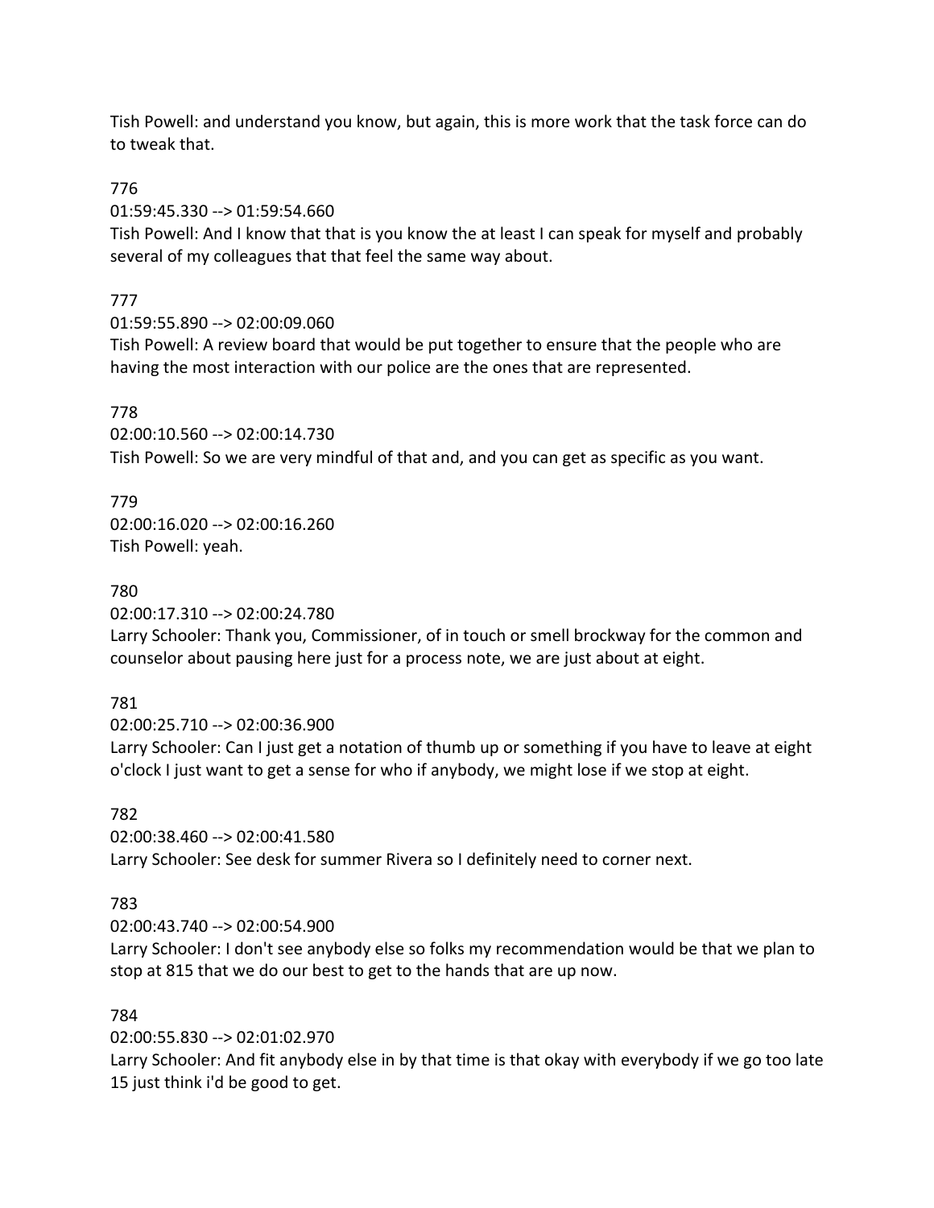Tish Powell: and understand you know, but again, this is more work that the task force can do to tweak that.

776

01:59:45.330 --> 01:59:54.660

Tish Powell: And I know that that is you know the at least I can speak for myself and probably several of my colleagues that that feel the same way about.

777

01:59:55.890 --> 02:00:09.060

Tish Powell: A review board that would be put together to ensure that the people who are having the most interaction with our police are the ones that are represented.

778

02:00:10.560 --> 02:00:14.730

Tish Powell: So we are very mindful of that and, and you can get as specific as you want.

779

02:00:16.020 --> 02:00:16.260

Tish Powell: yeah.

780

02:00:17.310 --> 02:00:24.780

Larry Schooler: Thank you, Commissioner, of in touch or smell brockway for the common and counselor about pausing here just for a process note, we are just about at eight.

781

02:00:25.710 --> 02:00:36.900

Larry Schooler: Can I just get a notation of thumb up or something if you have to leave at eight o'clock I just want to get a sense for who if anybody, we might lose if we stop at eight.

782

02:00:38.460 --> 02:00:41.580

Larry Schooler: See desk for summer Rivera so I definitely need to corner next.

783

02:00:43.740 --> 02:00:54.900

Larry Schooler: I don't see anybody else so folks my recommendation would be that we plan to stop at 815 that we do our best to get to the hands that are up now.

784

02:00:55.830 --> 02:01:02.970

Larry Schooler: And fit anybody else in by that time is that okay with everybody if we go too late 15 just think i'd be good to get.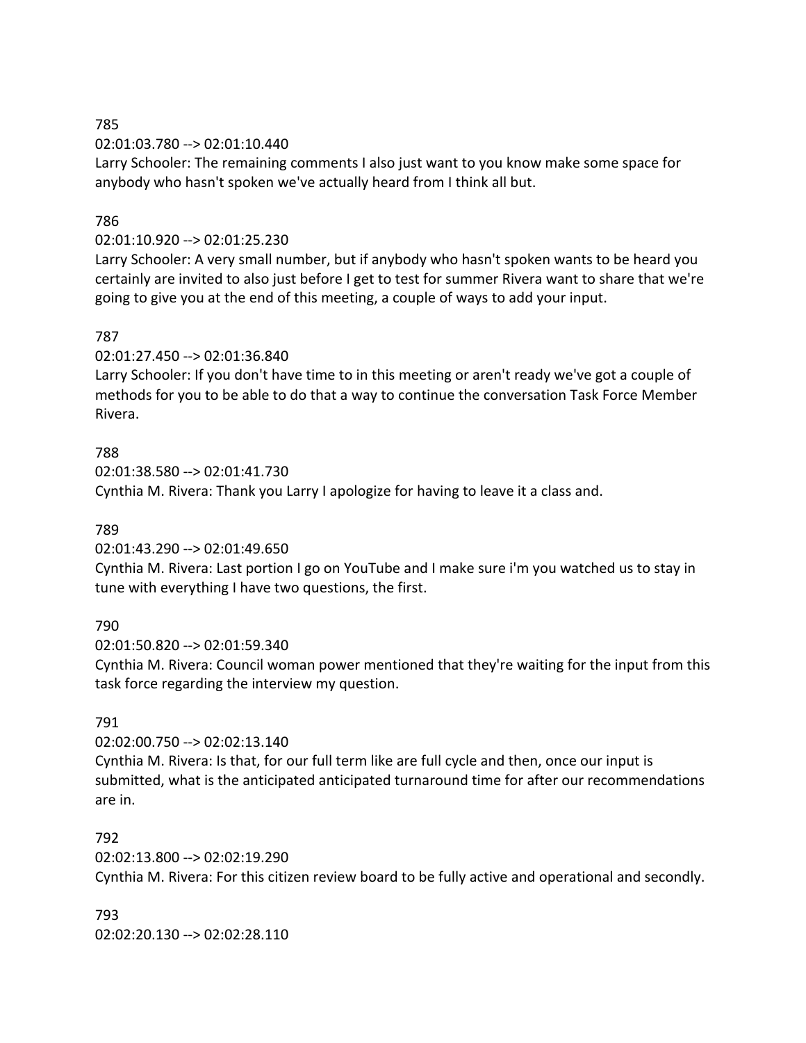785

02:01:03.780 --> 02:01:10.440

Larry Schooler: The remaining comments I also just want to you know make some space for anybody who hasn't spoken we've actually heard from I think all but.

786

02:01:10.920 --> 02:01:25.230

Larry Schooler: A very small number, but if anybody who hasn't spoken wants to be heard you certainly are invited to also just before I get to test for summer Rivera want to share that we're going to give you at the end of this meeting, a couple of ways to add your input.

787

02:01:27.450 --> 02:01:36.840

Larry Schooler: If you don't have time to in this meeting or aren't ready we've got a couple of methods for you to be able to do that a way to continue the conversation Task Force Member Rivera.

788

02:01:38.580 --> 02:01:41.730

Cynthia M. Rivera: Thank you Larry I apologize for having to leave it a class and.

789

02:01:43.290 --> 02:01:49.650

Cynthia M. Rivera: Last portion I go on YouTube and I make sure i'm you watched us to stay in tune with everything I have two questions, the first.

790

02:01:50.820 --> 02:01:59.340

Cynthia M. Rivera: Council woman power mentioned that they're waiting for the input from this task force regarding the interview my question.

791

02:02:00.750 --> 02:02:13.140

Cynthia M. Rivera: Is that, for our full term like are full cycle and then, once our input is submitted, what is the anticipated anticipated turnaround time for after our recommendations are in.

792

02:02:13.800 --> 02:02:19.290

Cynthia M. Rivera: For this citizen review board to be fully active and operational and secondly.

793

02:02:20.130 --> 02:02:28.110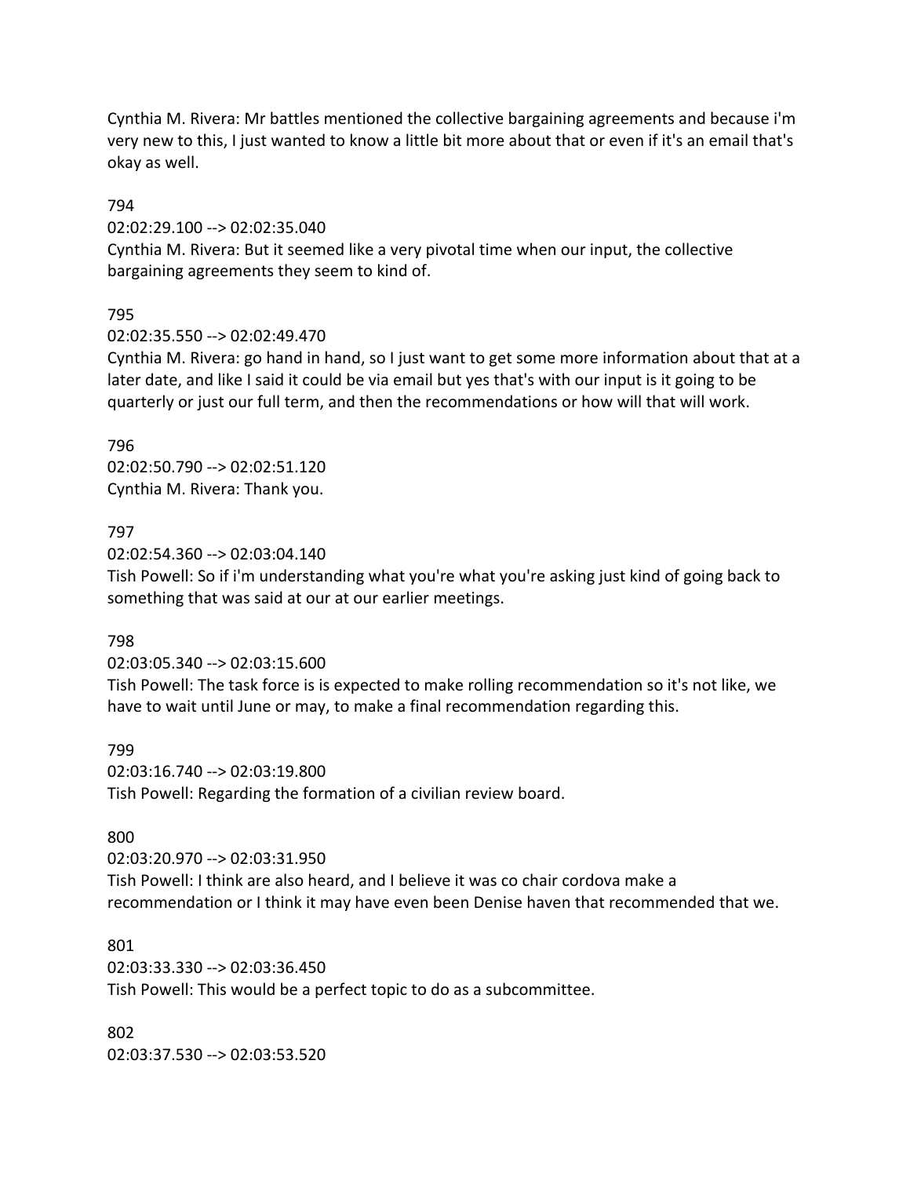Cynthia M. Rivera: Mr battles mentioned the collective bargaining agreements and because i'm very new to this, I just wanted to know a little bit more about that or even if it's an email that's okay as well.

794
02:02:29.100 --> 02:02:35.040
Cynthia M. Rivera: But it seemed like a very pivotal time when our input, the collective bargaining agreements they seem to kind of.

795
02:02:35.550 --> 02:02:49.470
Cynthia M. Rivera: go hand in hand, so I just want to get some more information about that at a later date, and like I said it could be via email but yes that's with our input is it going to be quarterly or just our full term, and then the recommendations or how will that will work.

796
02:02:50.790 --> 02:02:51.120
Cynthia M. Rivera: Thank you.

797
02:02:54.360 --> 02:03:04.140
Tish Powell: So if i'm understanding what you're what you're asking just kind of going back to something that was said at our at our earlier meetings.

798
02:03:05.340 --> 02:03:15.600
Tish Powell: The task force is is expected to make rolling recommendation so it's not like, we have to wait until June or may, to make a final recommendation regarding this.

799
02:03:16.740 --> 02:03:19.800
Tish Powell: Regarding the formation of a civilian review board.

800
02:03:20.970 --> 02:03:31.950
Tish Powell: I think are also heard, and I believe it was co chair cordova make a recommendation or I think it may have even been Denise haven that recommended that we.

801
02:03:33.330 --> 02:03:36.450
Tish Powell: This would be a perfect topic to do as a subcommittee.

802
02:03:37.530 --> 02:03:53.520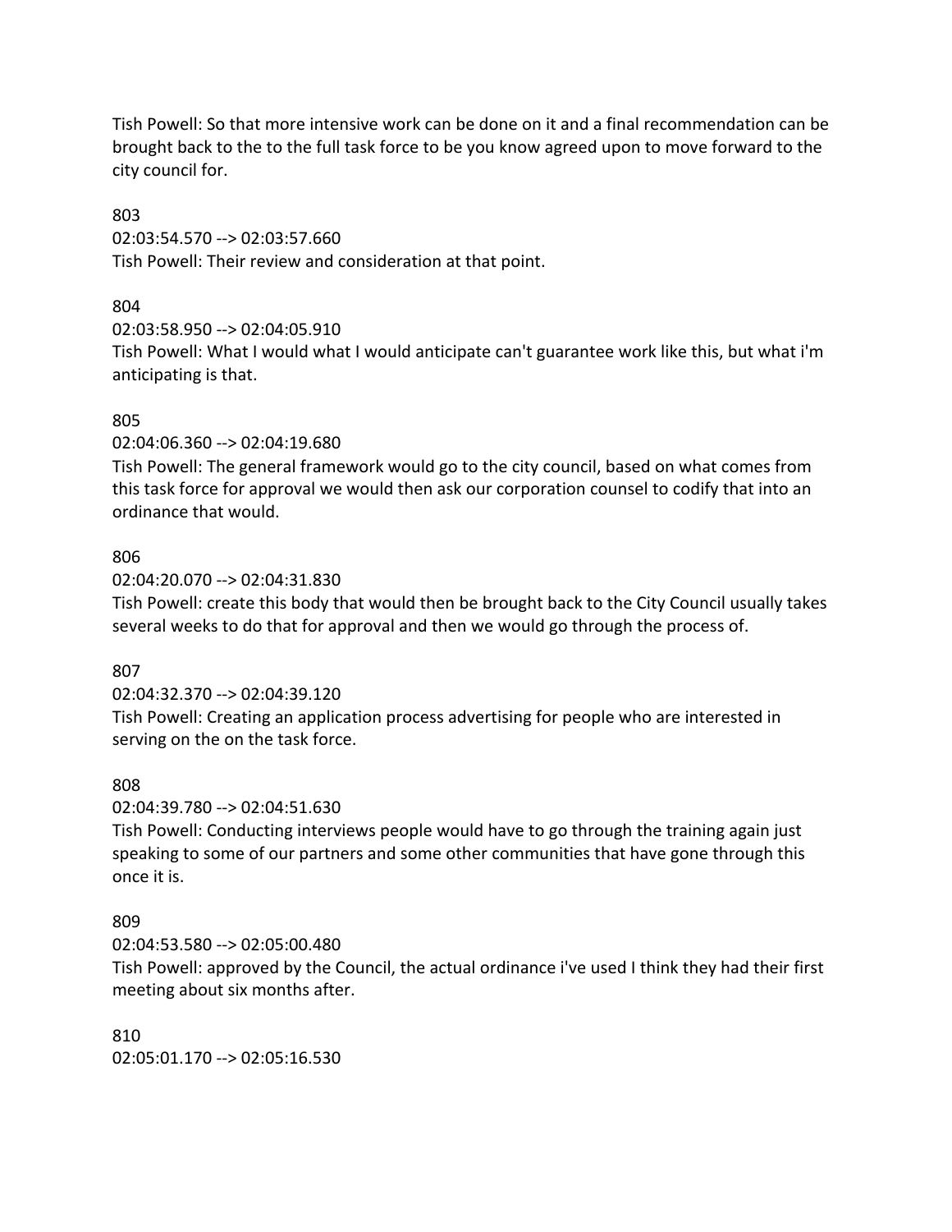Tish Powell: So that more intensive work can be done on it and a final recommendation can be brought back to the to the full task force to be you know agreed upon to move forward to the city council for.

803
02:03:54.570 --> 02:03:57.660
Tish Powell: Their review and consideration at that point.

804
02:03:58.950 --> 02:04:05.910
Tish Powell: What I would what I would anticipate can't guarantee work like this, but what i'm anticipating is that.

805
02:04:06.360 --> 02:04:19.680
Tish Powell: The general framework would go to the city council, based on what comes from this task force for approval we would then ask our corporation counsel to codify that into an ordinance that would.

806
02:04:20.070 --> 02:04:31.830
Tish Powell: create this body that would then be brought back to the City Council usually takes several weeks to do that for approval and then we would go through the process of.

807
02:04:32.370 --> 02:04:39.120
Tish Powell: Creating an application process advertising for people who are interested in serving on the on the task force.

808
02:04:39.780 --> 02:04:51.630
Tish Powell: Conducting interviews people would have to go through the training again just speaking to some of our partners and some other communities that have gone through this once it is.

809
02:04:53.580 --> 02:05:00.480
Tish Powell: approved by the Council, the actual ordinance i've used I think they had their first meeting about six months after.

810
02:05:01.170 --> 02:05:16.530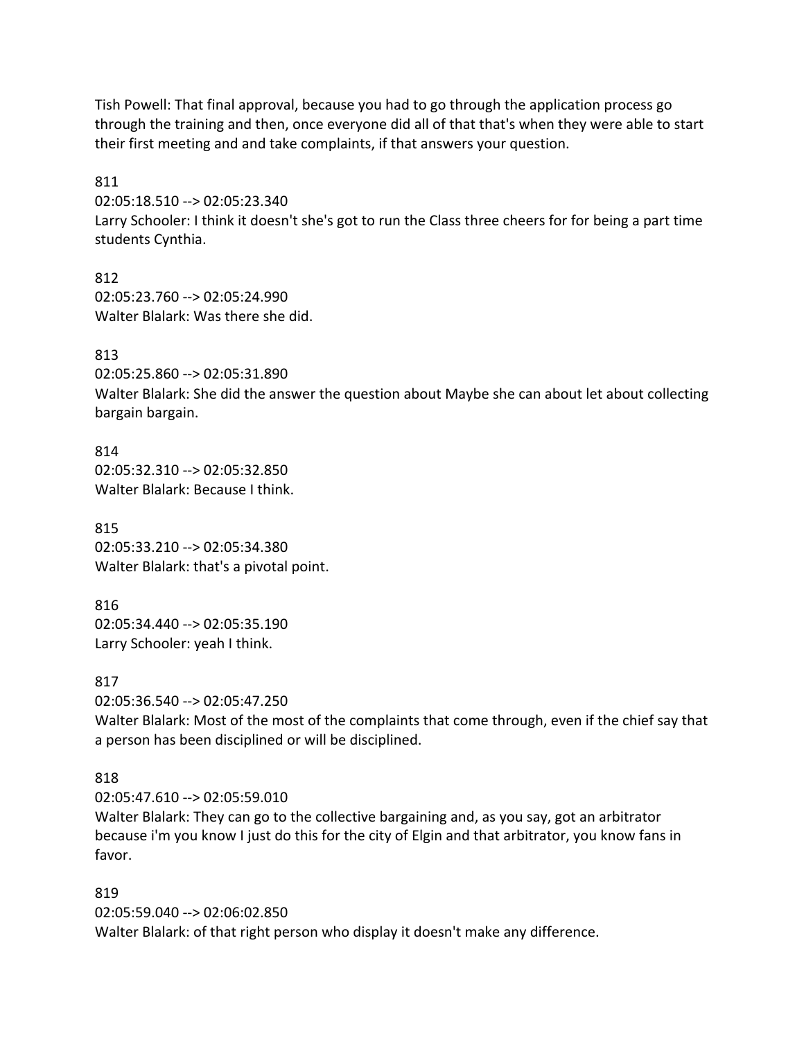Tish Powell: That final approval, because you had to go through the application process go through the training and then, once everyone did all of that that's when they were able to start their first meeting and and take complaints, if that answers your question.

811
02:05:18.510 --> 02:05:23.340
Larry Schooler: I think it doesn't she's got to run the Class three cheers for for being a part time students Cynthia.

812
02:05:23.760 --> 02:05:24.990
Walter Blalark: Was there she did.

813
02:05:25.860 --> 02:05:31.890
Walter Blalark: She did the answer the question about Maybe she can about let about collecting bargain bargain.

814
02:05:32.310 --> 02:05:32.850
Walter Blalark: Because I think.

815
02:05:33.210 --> 02:05:34.380
Walter Blalark: that's a pivotal point.

816
02:05:34.440 --> 02:05:35.190
Larry Schooler: yeah I think.

817
02:05:36.540 --> 02:05:47.250
Walter Blalark: Most of the most of the complaints that come through, even if the chief say that a person has been disciplined or will be disciplined.

818
02:05:47.610 --> 02:05:59.010
Walter Blalark: They can go to the collective bargaining and, as you say, got an arbitrator because i'm you know I just do this for the city of Elgin and that arbitrator, you know fans in favor.

819
02:05:59.040 --> 02:06:02.850
Walter Blalark: of that right person who display it doesn't make any difference.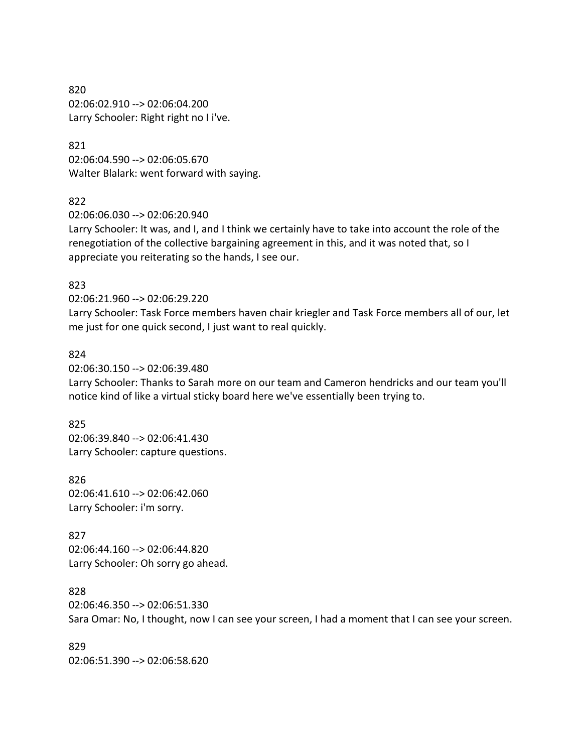820
02:06:02.910 --> 02:06:04.200
Larry Schooler: Right right no I i've.

821
02:06:04.590 --> 02:06:05.670
Walter Blalark: went forward with saying.

822
02:06:06.030 --> 02:06:20.940
Larry Schooler: It was, and I, and I think we certainly have to take into account the role of the renegotiation of the collective bargaining agreement in this, and it was noted that, so I appreciate you reiterating so the hands, I see our.

823
02:06:21.960 --> 02:06:29.220
Larry Schooler: Task Force members haven chair kriegler and Task Force members all of our, let me just for one quick second, I just want to real quickly.

824
02:06:30.150 --> 02:06:39.480
Larry Schooler: Thanks to Sarah more on our team and Cameron hendricks and our team you'll notice kind of like a virtual sticky board here we've essentially been trying to.

825
02:06:39.840 --> 02:06:41.430
Larry Schooler: capture questions.

826
02:06:41.610 --> 02:06:42.060
Larry Schooler: i'm sorry.

827
02:06:44.160 --> 02:06:44.820
Larry Schooler: Oh sorry go ahead.

828
02:06:46.350 --> 02:06:51.330
Sara Omar: No, I thought, now I can see your screen, I had a moment that I can see your screen.

829
02:06:51.390 --> 02:06:58.620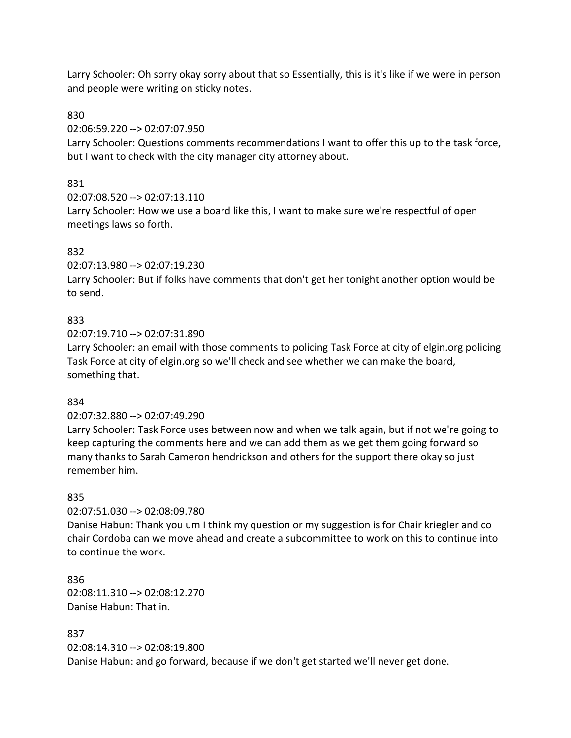Larry Schooler: Oh sorry okay sorry about that so Essentially, this is it's like if we were in person and people were writing on sticky notes.

830
02:06:59.220 --> 02:07:07.950
Larry Schooler: Questions comments recommendations I want to offer this up to the task force, but I want to check with the city manager city attorney about.

831
02:07:08.520 --> 02:07:13.110
Larry Schooler: How we use a board like this, I want to make sure we're respectful of open meetings laws so forth.

832
02:07:13.980 --> 02:07:19.230
Larry Schooler: But if folks have comments that don't get her tonight another option would be to send.

833
02:07:19.710 --> 02:07:31.890
Larry Schooler: an email with those comments to policing Task Force at city of elgin.org policing Task Force at city of elgin.org so we'll check and see whether we can make the board, something that.

834
02:07:32.880 --> 02:07:49.290
Larry Schooler: Task Force uses between now and when we talk again, but if not we're going to keep capturing the comments here and we can add them as we get them going forward so many thanks to Sarah Cameron hendrickson and others for the support there okay so just remember him.

835
02:07:51.030 --> 02:08:09.780
Danise Habun: Thank you um I think my question or my suggestion is for Chair kriegler and co chair Cordoba can we move ahead and create a subcommittee to work on this to continue into to continue the work.

836
02:08:11.310 --> 02:08:12.270
Danise Habun: That in.

837
02:08:14.310 --> 02:08:19.800
Danise Habun: and go forward, because if we don't get started we'll never get done.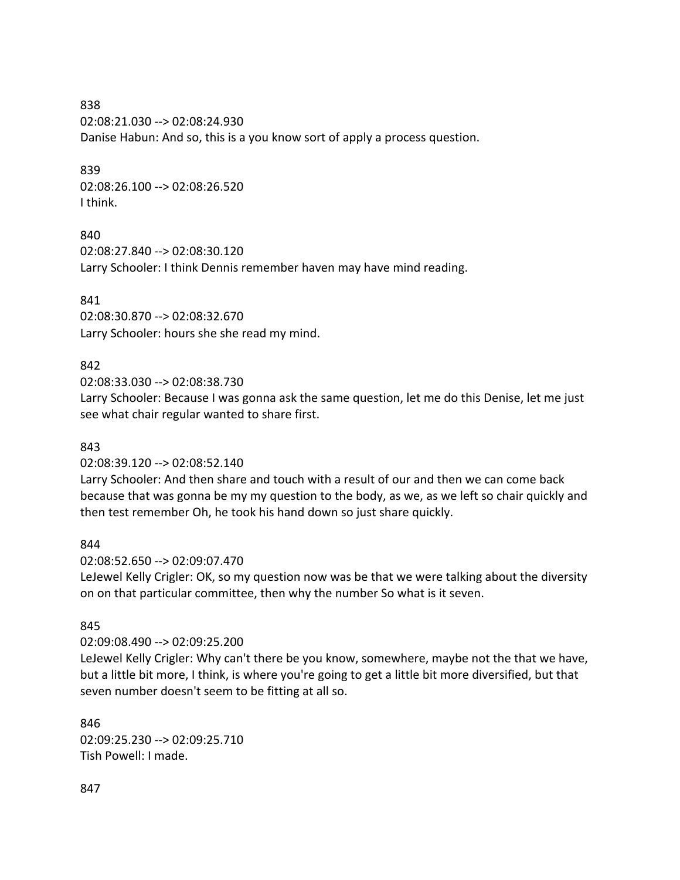838
02:08:21.030 --> 02:08:24.930
Danise Habun: And so, this is a you know sort of apply a process question.

839
02:08:26.100 --> 02:08:26.520
I think.

840
02:08:27.840 --> 02:08:30.120
Larry Schooler: I think Dennis remember haven may have mind reading.

841
02:08:30.870 --> 02:08:32.670
Larry Schooler: hours she she read my mind.

842
02:08:33.030 --> 02:08:38.730
Larry Schooler: Because I was gonna ask the same question, let me do this Denise, let me just see what chair regular wanted to share first.

843
02:08:39.120 --> 02:08:52.140
Larry Schooler: And then share and touch with a result of our and then we can come back because that was gonna be my my question to the body, as we, as we left so chair quickly and then test remember Oh, he took his hand down so just share quickly.

844
02:08:52.650 --> 02:09:07.470
LeJewel Kelly Crigler: OK, so my question now was be that we were talking about the diversity on on that particular committee, then why the number So what is it seven.

845
02:09:08.490 --> 02:09:25.200
LeJewel Kelly Crigler: Why can't there be you know, somewhere, maybe not the that we have, but a little bit more, I think, is where you're going to get a little bit more diversified, but that seven number doesn't seem to be fitting at all so.

846
02:09:25.230 --> 02:09:25.710
Tish Powell: I made.

847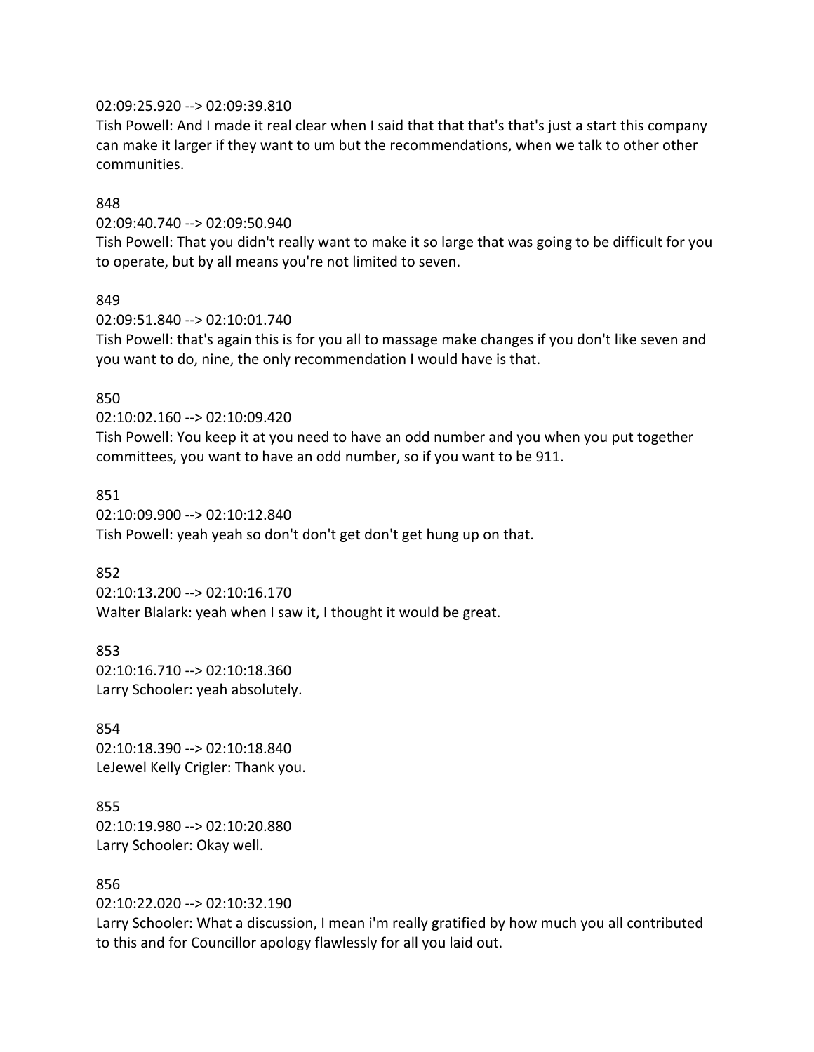02:09:25.920 --> 02:09:39.810
Tish Powell: And I made it real clear when I said that that that's that's just a start this company can make it larger if they want to um but the recommendations, when we talk to other other communities.

848
02:09:40.740 --> 02:09:50.940
Tish Powell: That you didn't really want to make it so large that was going to be difficult for you to operate, but by all means you're not limited to seven.

849
02:09:51.840 --> 02:10:01.740
Tish Powell: that's again this is for you all to massage make changes if you don't like seven and you want to do, nine, the only recommendation I would have is that.

850
02:10:02.160 --> 02:10:09.420
Tish Powell: You keep it at you need to have an odd number and you when you put together committees, you want to have an odd number, so if you want to be 911.

851
02:10:09.900 --> 02:10:12.840
Tish Powell: yeah yeah so don't don't get don't get hung up on that.

852
02:10:13.200 --> 02:10:16.170
Walter Blalark: yeah when I saw it, I thought it would be great.

853
02:10:16.710 --> 02:10:18.360
Larry Schooler: yeah absolutely.

854
02:10:18.390 --> 02:10:18.840
LeJewel Kelly Crigler: Thank you.

855
02:10:19.980 --> 02:10:20.880
Larry Schooler: Okay well.

856
02:10:22.020 --> 02:10:32.190
Larry Schooler: What a discussion, I mean i'm really gratified by how much you all contributed to this and for Councillor apology flawlessly for all you laid out.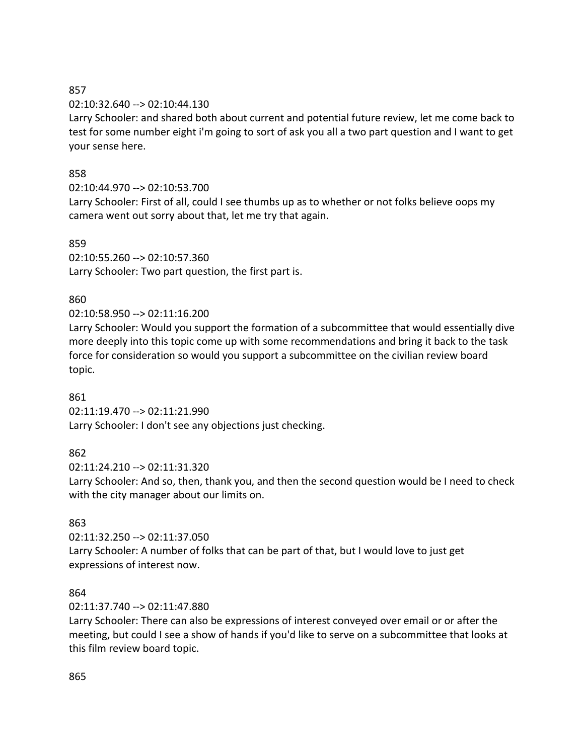857

02:10:32.640 --> 02:10:44.130

Larry Schooler: and shared both about current and potential future review, let me come back to test for some number eight i'm going to sort of ask you all a two part question and I want to get your sense here.

858

02:10:44.970 --> 02:10:53.700

Larry Schooler: First of all, could I see thumbs up as to whether or not folks believe oops my camera went out sorry about that, let me try that again.

859

02:10:55.260 --> 02:10:57.360

Larry Schooler: Two part question, the first part is.

860

02:10:58.950 --> 02:11:16.200

Larry Schooler: Would you support the formation of a subcommittee that would essentially dive more deeply into this topic come up with some recommendations and bring it back to the task force for consideration so would you support a subcommittee on the civilian review board topic.

861

02:11:19.470 --> 02:11:21.990

Larry Schooler: I don't see any objections just checking.

862

02:11:24.210 --> 02:11:31.320

Larry Schooler: And so, then, thank you, and then the second question would be I need to check with the city manager about our limits on.

863

02:11:32.250 --> 02:11:37.050

Larry Schooler: A number of folks that can be part of that, but I would love to just get expressions of interest now.

864

02:11:37.740 --> 02:11:47.880

Larry Schooler: There can also be expressions of interest conveyed over email or or after the meeting, but could I see a show of hands if you'd like to serve on a subcommittee that looks at this film review board topic.

865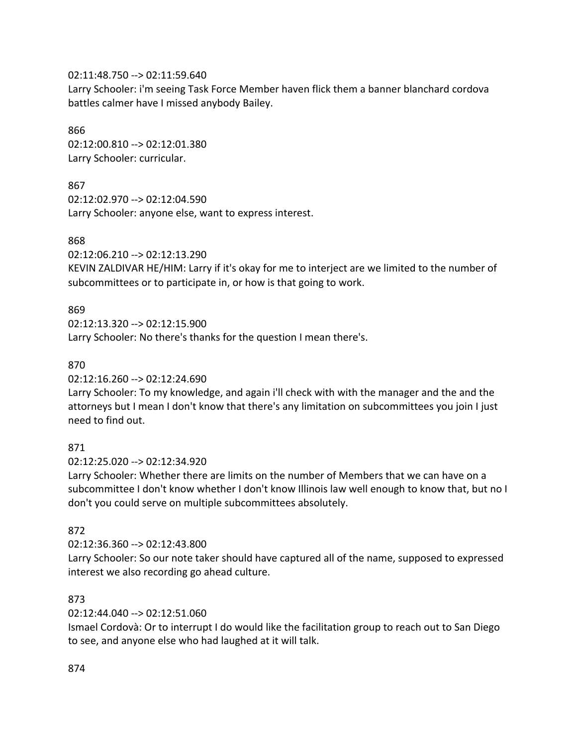02:11:48.750 --> 02:11:59.640
Larry Schooler: i'm seeing Task Force Member haven flick them a banner blanchard cordova battles calmer have I missed anybody Bailey.

866
02:12:00.810 --> 02:12:01.380
Larry Schooler: curricular.

867
02:12:02.970 --> 02:12:04.590
Larry Schooler: anyone else, want to express interest.

868
02:12:06.210 --> 02:12:13.290
KEVIN ZALDIVAR HE/HIM: Larry if it's okay for me to interject are we limited to the number of subcommittees or to participate in, or how is that going to work.

869
02:12:13.320 --> 02:12:15.900
Larry Schooler: No there's thanks for the question I mean there's.

870
02:12:16.260 --> 02:12:24.690
Larry Schooler: To my knowledge, and again i'll check with with the manager and the and the attorneys but I mean I don't know that there's any limitation on subcommittees you join I just need to find out.

871
02:12:25.020 --> 02:12:34.920
Larry Schooler: Whether there are limits on the number of Members that we can have on a subcommittee I don't know whether I don't know Illinois law well enough to know that, but no I don't you could serve on multiple subcommittees absolutely.

872
02:12:36.360 --> 02:12:43.800
Larry Schooler: So our note taker should have captured all of the name, supposed to expressed interest we also recording go ahead culture.

873
02:12:44.040 --> 02:12:51.060
Ismael Cordovà: Or to interrupt I do would like the facilitation group to reach out to San Diego to see, and anyone else who had laughed at it will talk.

874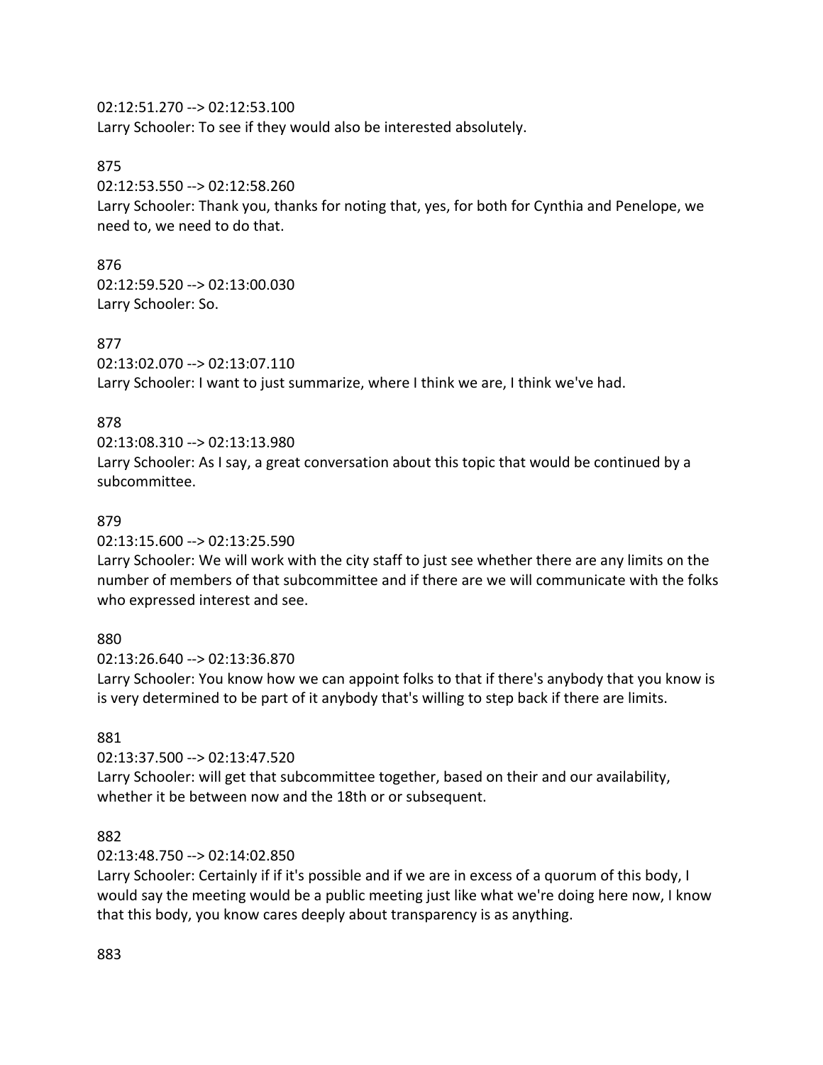02:12:51.270 --> 02:12:53.100
Larry Schooler: To see if they would also be interested absolutely.

875

02:12:53.550 --> 02:12:58.260
Larry Schooler: Thank you, thanks for noting that, yes, for both for Cynthia and Penelope, we need to, we need to do that.

876

02:12:59.520 --> 02:13:00.030
Larry Schooler: So.

877

02:13:02.070 --> 02:13:07.110
Larry Schooler: I want to just summarize, where I think we are, I think we've had.

878

02:13:08.310 --> 02:13:13.980
Larry Schooler: As I say, a great conversation about this topic that would be continued by a subcommittee.

879

02:13:15.600 --> 02:13:25.590
Larry Schooler: We will work with the city staff to just see whether there are any limits on the number of members of that subcommittee and if there are we will communicate with the folks who expressed interest and see.

880

02:13:26.640 --> 02:13:36.870
Larry Schooler: You know how we can appoint folks to that if there's anybody that you know is is very determined to be part of it anybody that's willing to step back if there are limits.

881

02:13:37.500 --> 02:13:47.520
Larry Schooler: will get that subcommittee together, based on their and our availability, whether it be between now and the 18th or or subsequent.

882

02:13:48.750 --> 02:14:02.850
Larry Schooler: Certainly if if it's possible and if we are in excess of a quorum of this body, I would say the meeting would be a public meeting just like what we're doing here now, I know that this body, you know cares deeply about transparency is as anything.

883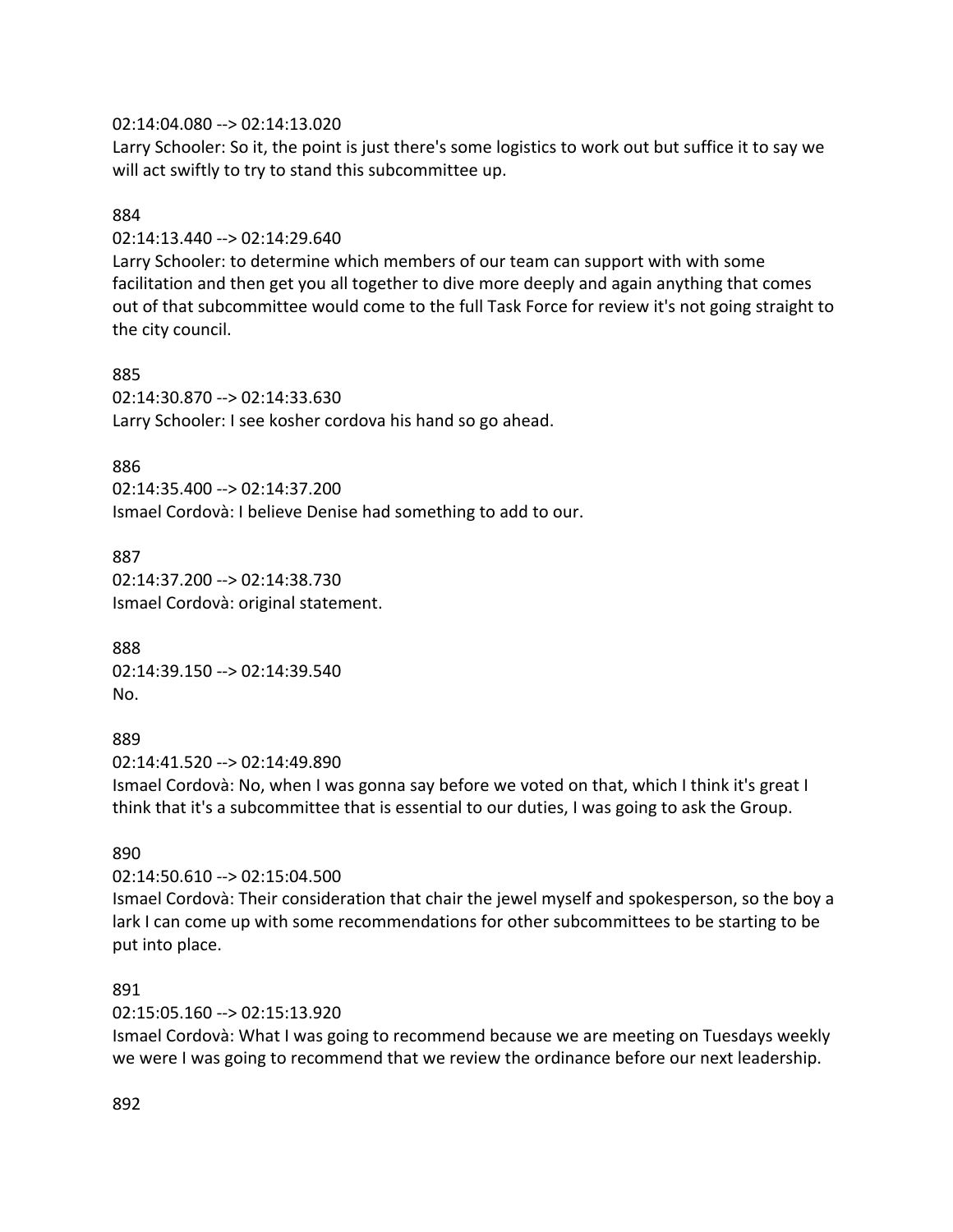02:14:04.080 --> 02:14:13.020
Larry Schooler: So it, the point is just there's some logistics to work out but suffice it to say we will act swiftly to try to stand this subcommittee up.

884
02:14:13.440 --> 02:14:29.640
Larry Schooler: to determine which members of our team can support with with some facilitation and then get you all together to dive more deeply and again anything that comes out of that subcommittee would come to the full Task Force for review it's not going straight to the city council.

885
02:14:30.870 --> 02:14:33.630
Larry Schooler: I see kosher cordova his hand so go ahead.

886
02:14:35.400 --> 02:14:37.200
Ismael Cordovà: I believe Denise had something to add to our.

887
02:14:37.200 --> 02:14:38.730
Ismael Cordovà: original statement.

888
02:14:39.150 --> 02:14:39.540
No.

889
02:14:41.520 --> 02:14:49.890
Ismael Cordovà: No, when I was gonna say before we voted on that, which I think it's great I think that it's a subcommittee that is essential to our duties, I was going to ask the Group.

890
02:14:50.610 --> 02:15:04.500
Ismael Cordovà: Their consideration that chair the jewel myself and spokesperson, so the boy a lark I can come up with some recommendations for other subcommittees to be starting to be put into place.

891
02:15:05.160 --> 02:15:13.920
Ismael Cordovà: What I was going to recommend because we are meeting on Tuesdays weekly we were I was going to recommend that we review the ordinance before our next leadership.

892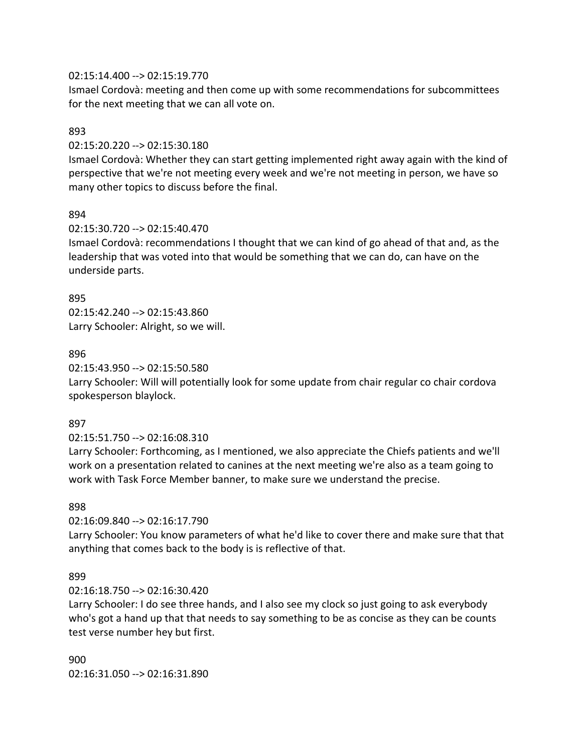02:15:14.400 --> 02:15:19.770
Ismael Cordovà: meeting and then come up with some recommendations for subcommittees for the next meeting that we can all vote on.

893
02:15:20.220 --> 02:15:30.180
Ismael Cordovà: Whether they can start getting implemented right away again with the kind of perspective that we're not meeting every week and we're not meeting in person, we have so many other topics to discuss before the final.

894
02:15:30.720 --> 02:15:40.470
Ismael Cordovà: recommendations I thought that we can kind of go ahead of that and, as the leadership that was voted into that would be something that we can do, can have on the underside parts.

895
02:15:42.240 --> 02:15:43.860
Larry Schooler: Alright, so we will.

896
02:15:43.950 --> 02:15:50.580
Larry Schooler: Will will potentially look for some update from chair regular co chair cordova spokesperson blaylock.

897
02:15:51.750 --> 02:16:08.310
Larry Schooler: Forthcoming, as I mentioned, we also appreciate the Chiefs patients and we'll work on a presentation related to canines at the next meeting we're also as a team going to work with Task Force Member banner, to make sure we understand the precise.

898
02:16:09.840 --> 02:16:17.790
Larry Schooler: You know parameters of what he'd like to cover there and make sure that that anything that comes back to the body is is reflective of that.

899
02:16:18.750 --> 02:16:30.420
Larry Schooler: I do see three hands, and I also see my clock so just going to ask everybody who's got a hand up that that needs to say something to be as concise as they can be counts test verse number hey but first.

900
02:16:31.050 --> 02:16:31.890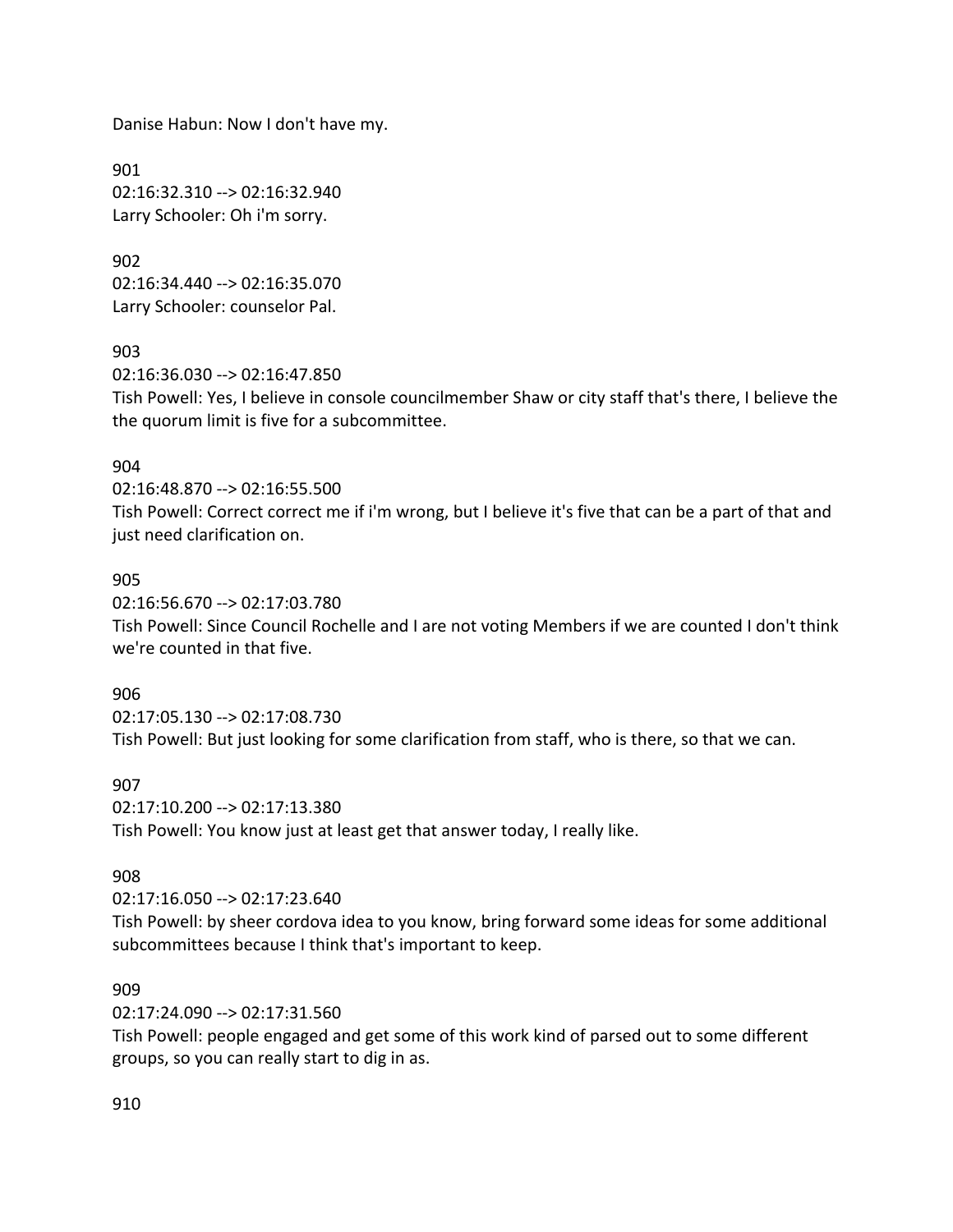Danise Habun: Now I don't have my.

901
02:16:32.310 --> 02:16:32.940
Larry Schooler: Oh i'm sorry.

902
02:16:34.440 --> 02:16:35.070
Larry Schooler: counselor Pal.

903
02:16:36.030 --> 02:16:47.850
Tish Powell: Yes, I believe in console councilmember Shaw or city staff that's there, I believe the the quorum limit is five for a subcommittee.

904
02:16:48.870 --> 02:16:55.500
Tish Powell: Correct correct me if i'm wrong, but I believe it's five that can be a part of that and just need clarification on.

905
02:16:56.670 --> 02:17:03.780
Tish Powell: Since Council Rochelle and I are not voting Members if we are counted I don't think we're counted in that five.

906
02:17:05.130 --> 02:17:08.730
Tish Powell: But just looking for some clarification from staff, who is there, so that we can.

907
02:17:10.200 --> 02:17:13.380
Tish Powell: You know just at least get that answer today, I really like.

908
02:17:16.050 --> 02:17:23.640
Tish Powell: by sheer cordova idea to you know, bring forward some ideas for some additional subcommittees because I think that's important to keep.

909
02:17:24.090 --> 02:17:31.560
Tish Powell: people engaged and get some of this work kind of parsed out to some different groups, so you can really start to dig in as.

910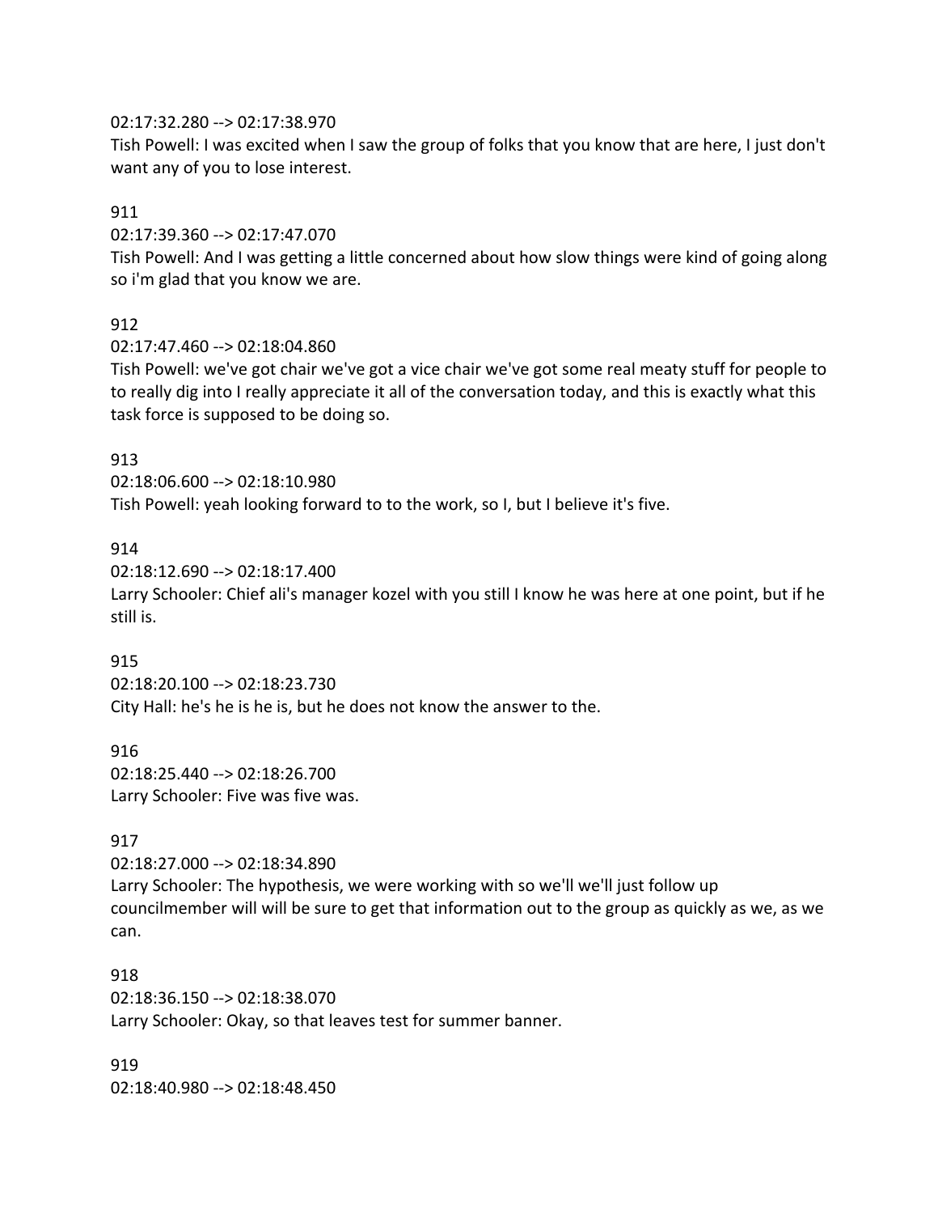02:17:32.280 --> 02:17:38.970
Tish Powell: I was excited when I saw the group of folks that you know that are here, I just don't want any of you to lose interest.

911
02:17:39.360 --> 02:17:47.070
Tish Powell: And I was getting a little concerned about how slow things were kind of going along so i'm glad that you know we are.

912
02:17:47.460 --> 02:18:04.860
Tish Powell: we've got chair we've got a vice chair we've got some real meaty stuff for people to to really dig into I really appreciate it all of the conversation today, and this is exactly what this task force is supposed to be doing so.

913
02:18:06.600 --> 02:18:10.980
Tish Powell: yeah looking forward to to the work, so I, but I believe it's five.

914
02:18:12.690 --> 02:18:17.400
Larry Schooler: Chief ali's manager kozel with you still I know he was here at one point, but if he still is.

915
02:18:20.100 --> 02:18:23.730
City Hall: he's he is he is, but he does not know the answer to the.

916
02:18:25.440 --> 02:18:26.700
Larry Schooler: Five was five was.

917
02:18:27.000 --> 02:18:34.890
Larry Schooler: The hypothesis, we were working with so we'll we'll just follow up councilmember will will be sure to get that information out to the group as quickly as we, as we can.

918
02:18:36.150 --> 02:18:38.070
Larry Schooler: Okay, so that leaves test for summer banner.

919
02:18:40.980 --> 02:18:48.450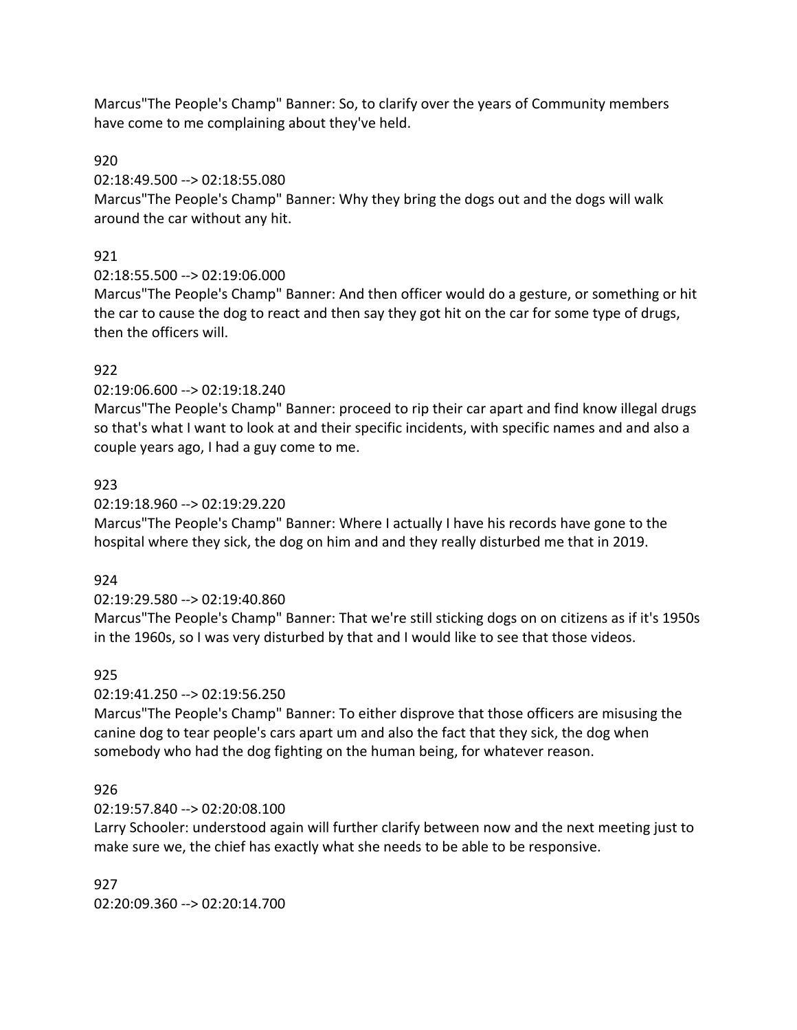Marcus"The People's Champ" Banner: So, to clarify over the years of Community members have come to me complaining about they've held.

920

02:18:49.500 --> 02:18:55.080

Marcus"The People's Champ" Banner: Why they bring the dogs out and the dogs will walk around the car without any hit.

921

02:18:55.500 --> 02:19:06.000

Marcus"The People's Champ" Banner: And then officer would do a gesture, or something or hit the car to cause the dog to react and then say they got hit on the car for some type of drugs, then the officers will.

922

02:19:06.600 --> 02:19:18.240

Marcus"The People's Champ" Banner: proceed to rip their car apart and find know illegal drugs so that's what I want to look at and their specific incidents, with specific names and and also a couple years ago, I had a guy come to me.

923

02:19:18.960 --> 02:19:29.220

Marcus"The People's Champ" Banner: Where I actually I have his records have gone to the hospital where they sick, the dog on him and and they really disturbed me that in 2019.

924

02:19:29.580 --> 02:19:40.860

Marcus"The People's Champ" Banner: That we're still sticking dogs on on citizens as if it's 1950s in the 1960s, so I was very disturbed by that and I would like to see that those videos.

925

02:19:41.250 --> 02:19:56.250

Marcus"The People's Champ" Banner: To either disprove that those officers are misusing the canine dog to tear people's cars apart um and also the fact that they sick, the dog when somebody who had the dog fighting on the human being, for whatever reason.

926

02:19:57.840 --> 02:20:08.100

Larry Schooler: understood again will further clarify between now and the next meeting just to make sure we, the chief has exactly what she needs to be able to be responsive.

927

02:20:09.360 --> 02:20:14.700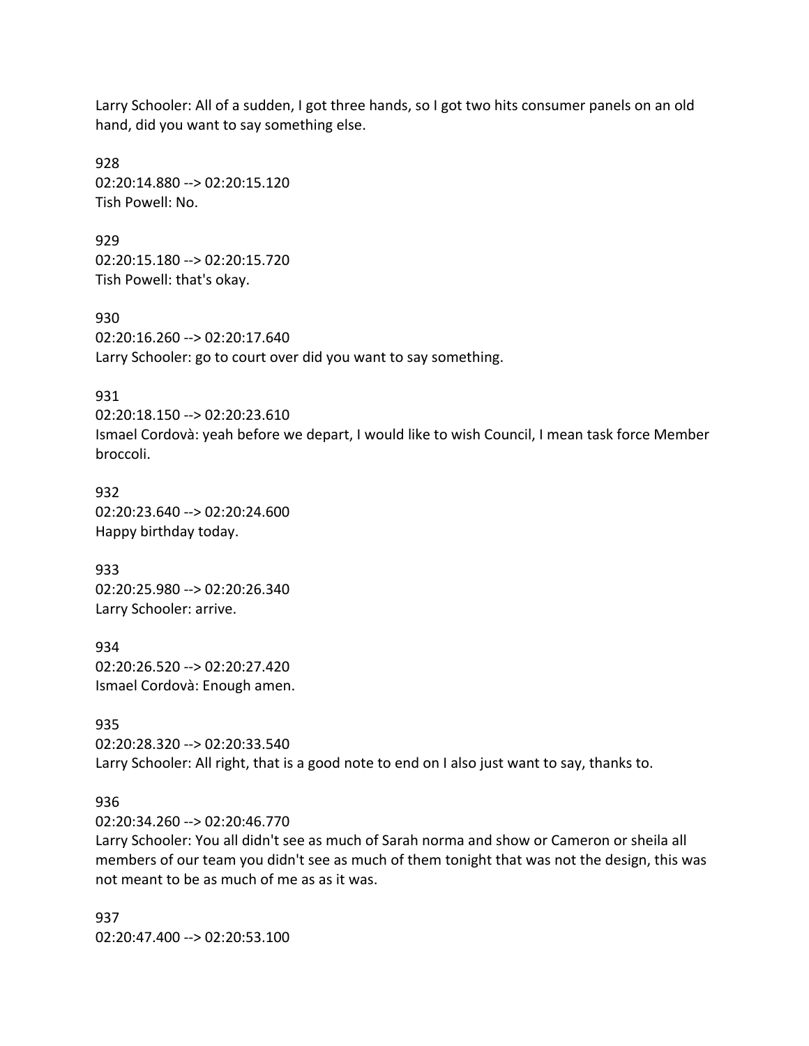Larry Schooler: All of a sudden, I got three hands, so I got two hits consumer panels on an old hand, did you want to say something else.

928
02:20:14.880 --> 02:20:15.120
Tish Powell: No.

929
02:20:15.180 --> 02:20:15.720
Tish Powell: that's okay.

930
02:20:16.260 --> 02:20:17.640
Larry Schooler: go to court over did you want to say something.

931
02:20:18.150 --> 02:20:23.610
Ismael Cordovà: yeah before we depart, I would like to wish Council, I mean task force Member broccoli.

932
02:20:23.640 --> 02:20:24.600
Happy birthday today.

933
02:20:25.980 --> 02:20:26.340
Larry Schooler: arrive.

934
02:20:26.520 --> 02:20:27.420
Ismael Cordovà: Enough amen.

935
02:20:28.320 --> 02:20:33.540
Larry Schooler: All right, that is a good note to end on I also just want to say, thanks to.

936
02:20:34.260 --> 02:20:46.770
Larry Schooler: You all didn't see as much of Sarah norma and show or Cameron or sheila all members of our team you didn't see as much of them tonight that was not the design, this was not meant to be as much of me as as it was.

937
02:20:47.400 --> 02:20:53.100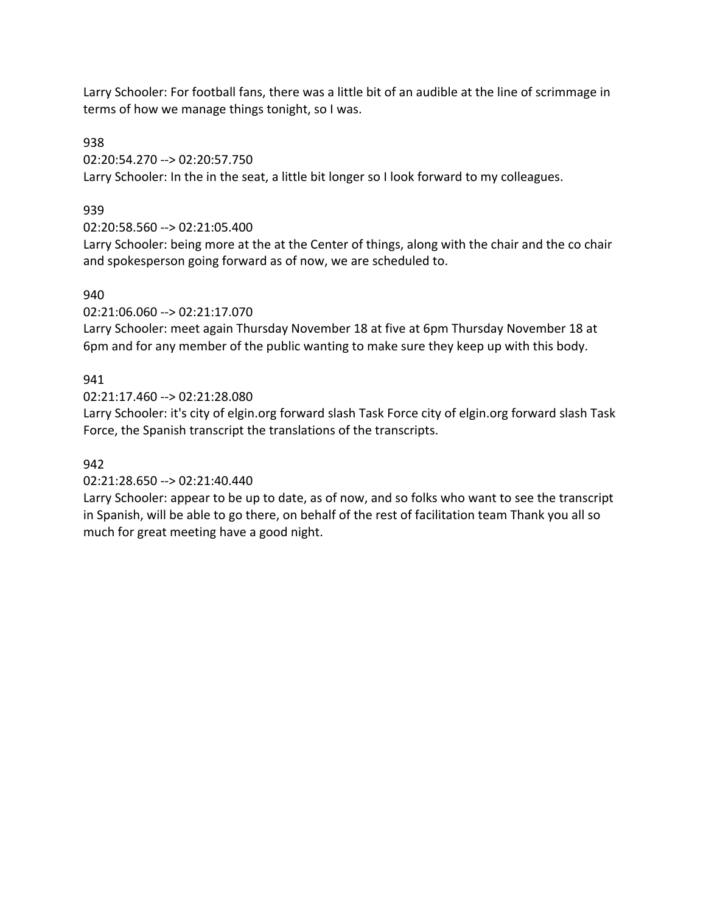Larry Schooler: For football fans, there was a little bit of an audible at the line of scrimmage in terms of how we manage things tonight, so I was.

938
02:20:54.270 --> 02:20:57.750
Larry Schooler: In the in the seat, a little bit longer so I look forward to my colleagues.

939
02:20:58.560 --> 02:21:05.400
Larry Schooler: being more at the at the Center of things, along with the chair and the co chair and spokesperson going forward as of now, we are scheduled to.

940
02:21:06.060 --> 02:21:17.070
Larry Schooler: meet again Thursday November 18 at five at 6pm Thursday November 18 at 6pm and for any member of the public wanting to make sure they keep up with this body.

941
02:21:17.460 --> 02:21:28.080
Larry Schooler: it's city of elgin.org forward slash Task Force city of elgin.org forward slash Task Force, the Spanish transcript the translations of the transcripts.

942
02:21:28.650 --> 02:21:40.440
Larry Schooler: appear to be up to date, as of now, and so folks who want to see the transcript in Spanish, will be able to go there, on behalf of the rest of facilitation team Thank you all so much for great meeting have a good night.